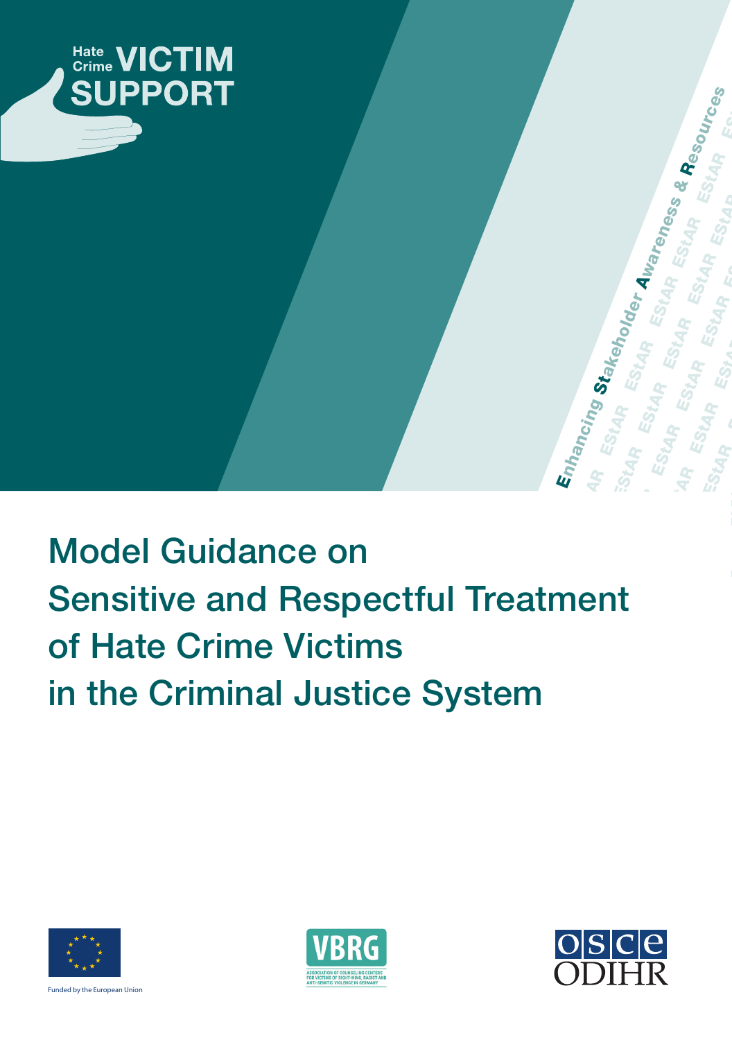Hate Crime VICTIM SUPPORT

Enhancing Stakeholder Awareness & Resources

# Model Guidance on Sensitive and Respectful Treatment of Hate Crime Victims in the Criminal Justice System

Funded by the European Union

VBRG

ASSOCIATION OF COUNSELING CENTERS FOR VICTIMS OF RIGHT-WING, RACIST AND ANTI-SEMITIC VIOLENCE IN GERMANY

OSCE ODIHR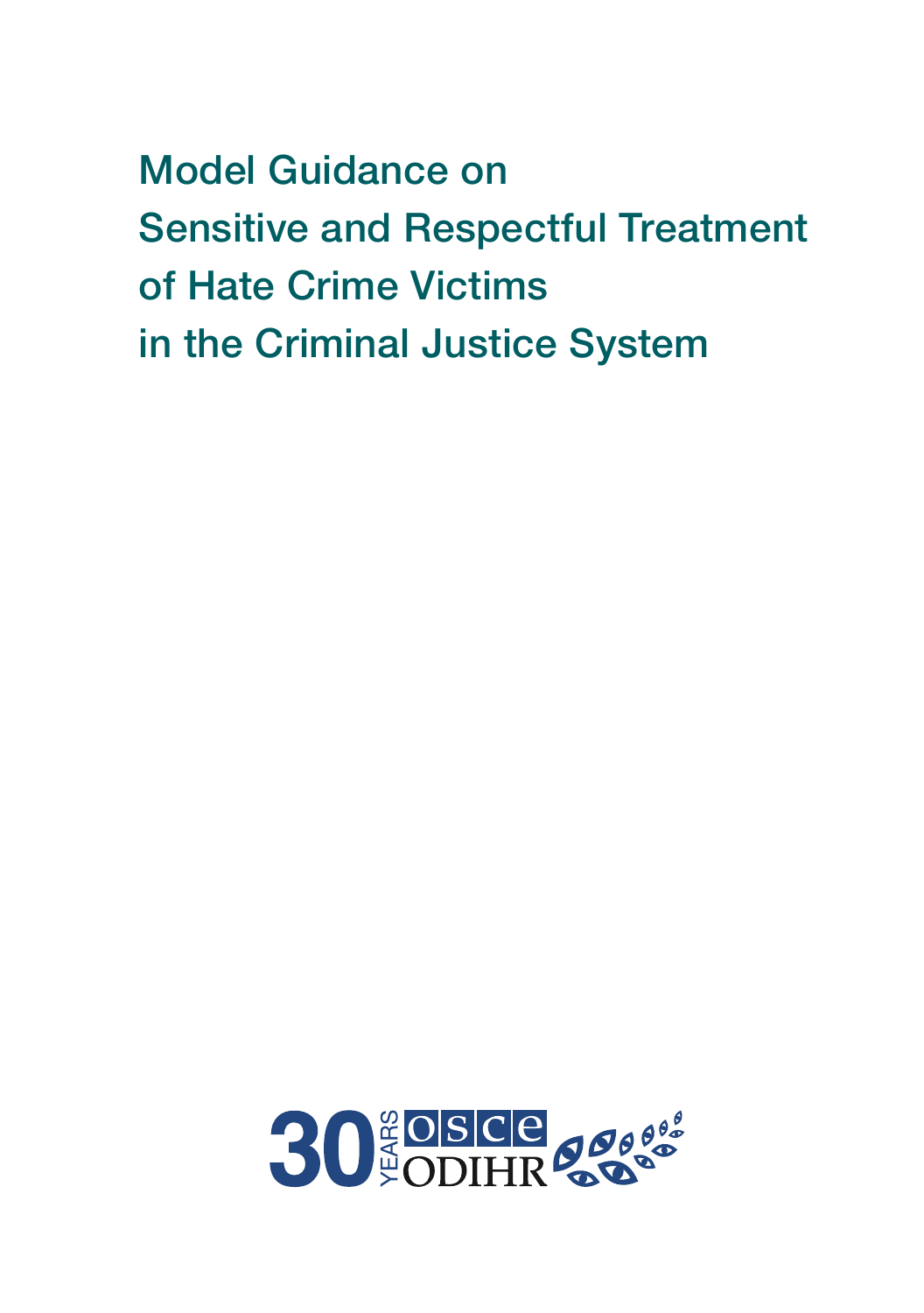# Model Guidance on Sensitive and Respectful Treatment of Hate Crime Victims in the Criminal Justice System

30 YEARS OSCE ODIHR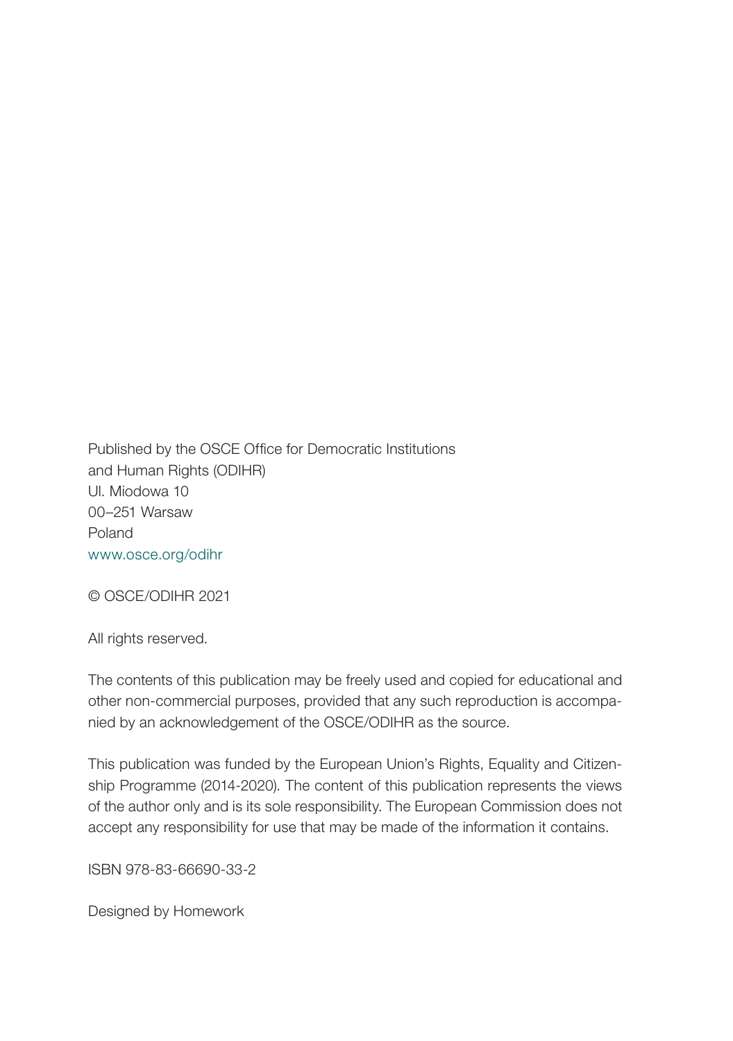Published by the OSCE Office for Democratic Institutions and Human Rights (ODIHR)
Ul. Miodowa 10
00–251 Warsaw
Poland
www.osce.org/odihr

© OSCE/ODIHR 2021

All rights reserved.

The contents of this publication may be freely used and copied for educational and other non-commercial purposes, provided that any such reproduction is accompanied by an acknowledgement of the OSCE/ODIHR as the source.

This publication was funded by the European Union's Rights, Equality and Citizenship Programme (2014-2020). The content of this publication represents the views of the author only and is its sole responsibility. The European Commission does not accept any responsibility for use that may be made of the information it contains.

ISBN 978-83-66690-33-2

Designed by Homework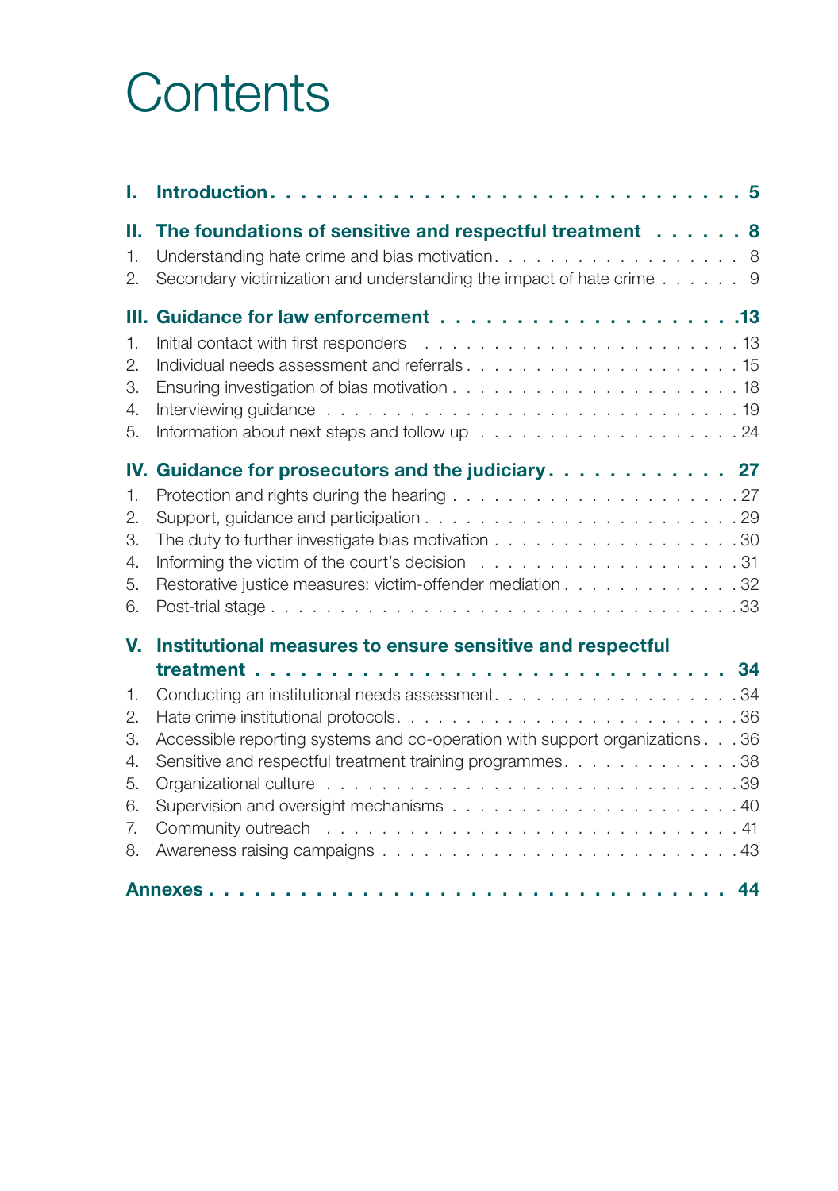# Contents

**I. Introduction . . . . . . . . . . 5**

**II. The foundations of sensitive and respectful treatment . . . . . . 8**

1. Understanding hate crime and bias motivation . . . . . . . . . . 8
2. Secondary victimization and understanding the impact of hate crime . . . . . . 9

**III. Guidance for law enforcement . . . . . . . . . . 13**

1. Initial contact with first responders . . . . . . . . . . 13
2. Individual needs assessment and referrals . . . . . . . . . . 15
3. Ensuring investigation of bias motivation . . . . . . . . . . 18
4. Interviewing guidance . . . . . . . . . . 19
5. Information about next steps and follow up . . . . . . . . . . 24

**IV. Guidance for prosecutors and the judiciary . . . . . . . . . . 27**

1. Protection and rights during the hearing . . . . . . . . . . 27
2. Support, guidance and participation . . . . . . . . . . 29
3. The duty to further investigate bias motivation . . . . . . . . . . 30
4. Informing the victim of the court's decision . . . . . . . . . . 31
5. Restorative justice measures: victim-offender mediation . . . . . . . . . . 32
6. Post-trial stage . . . . . . . . . . 33

**V. Institutional measures to ensure sensitive and respectful treatment . . . . . . . . . . 34**

1. Conducting an institutional needs assessment . . . . . . . . . . 34
2. Hate crime institutional protocols . . . . . . . . . . 36
3. Accessible reporting systems and co-operation with support organizations . . . 36
4. Sensitive and respectful treatment training programmes . . . . . . . . . . 38
5. Organizational culture . . . . . . . . . . 39
6. Supervision and oversight mechanisms . . . . . . . . . . 40
7. Community outreach . . . . . . . . . . 41
8. Awareness raising campaigns . . . . . . . . . . 43

**Annexes . . . . . . . . . . 44**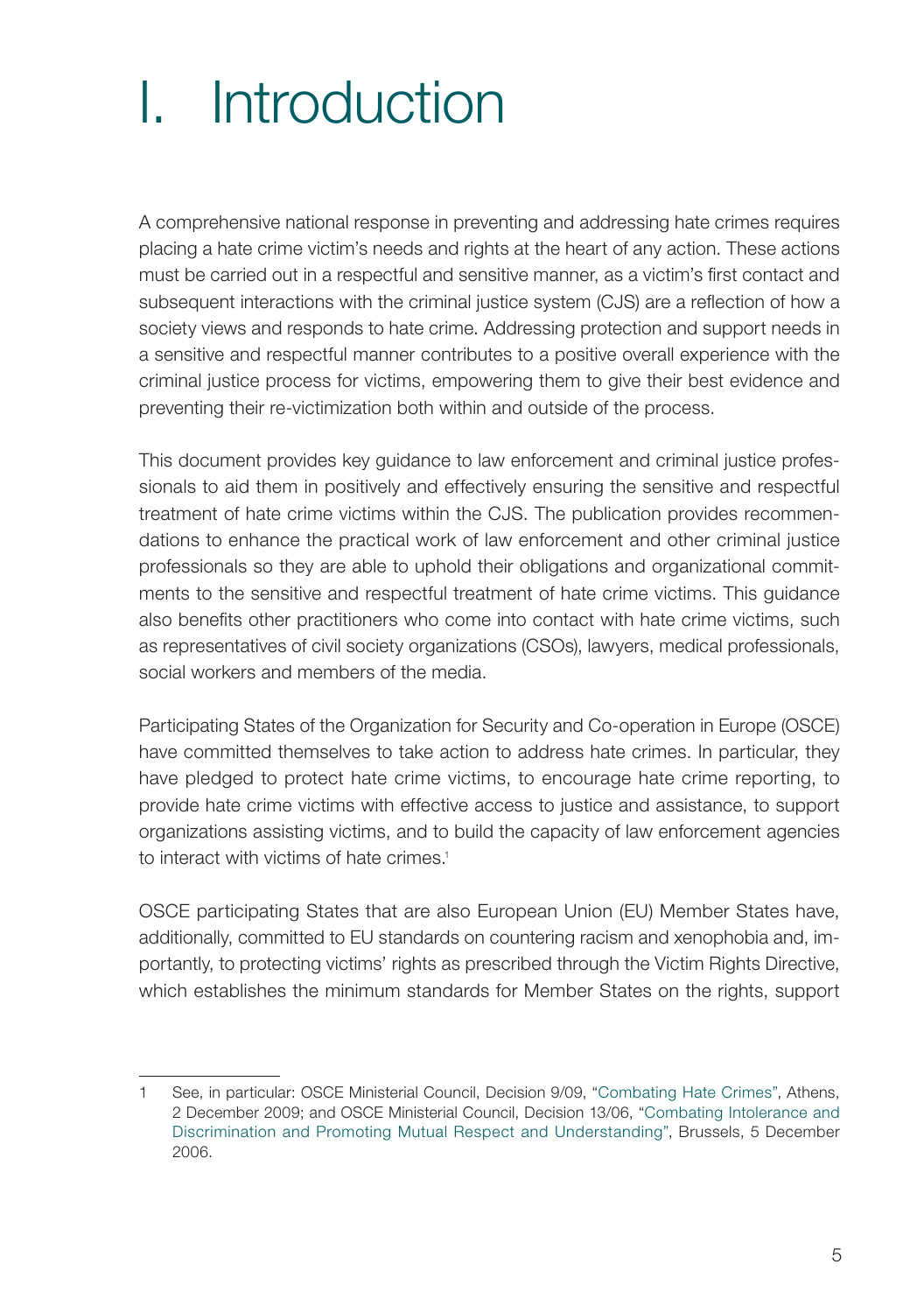# I. Introduction

A comprehensive national response in preventing and addressing hate crimes requires placing a hate crime victim's needs and rights at the heart of any action. These actions must be carried out in a respectful and sensitive manner, as a victim's first contact and subsequent interactions with the criminal justice system (CJS) are a reflection of how a society views and responds to hate crime. Addressing protection and support needs in a sensitive and respectful manner contributes to a positive overall experience with the criminal justice process for victims, empowering them to give their best evidence and preventing their re-victimization both within and outside of the process.

This document provides key guidance to law enforcement and criminal justice professionals to aid them in positively and effectively ensuring the sensitive and respectful treatment of hate crime victims within the CJS. The publication provides recommendations to enhance the practical work of law enforcement and other criminal justice professionals so they are able to uphold their obligations and organizational commitments to the sensitive and respectful treatment of hate crime victims. This guidance also benefits other practitioners who come into contact with hate crime victims, such as representatives of civil society organizations (CSOs), lawyers, medical professionals, social workers and members of the media.

Participating States of the Organization for Security and Co-operation in Europe (OSCE) have committed themselves to take action to address hate crimes. In particular, they have pledged to protect hate crime victims, to encourage hate crime reporting, to provide hate crime victims with effective access to justice and assistance, to support organizations assisting victims, and to build the capacity of law enforcement agencies to interact with victims of hate crimes.[1]

OSCE participating States that are also European Union (EU) Member States have, additionally, committed to EU standards on countering racism and xenophobia and, importantly, to protecting victims' rights as prescribed through the Victim Rights Directive, which establishes the minimum standards for Member States on the rights, support

---

1 See, in particular: OSCE Ministerial Council, Decision 9/09, "Combating Hate Crimes", Athens, 2 December 2009; and OSCE Ministerial Council, Decision 13/06, "Combating Intolerance and Discrimination and Promoting Mutual Respect and Understanding", Brussels, 5 December 2006.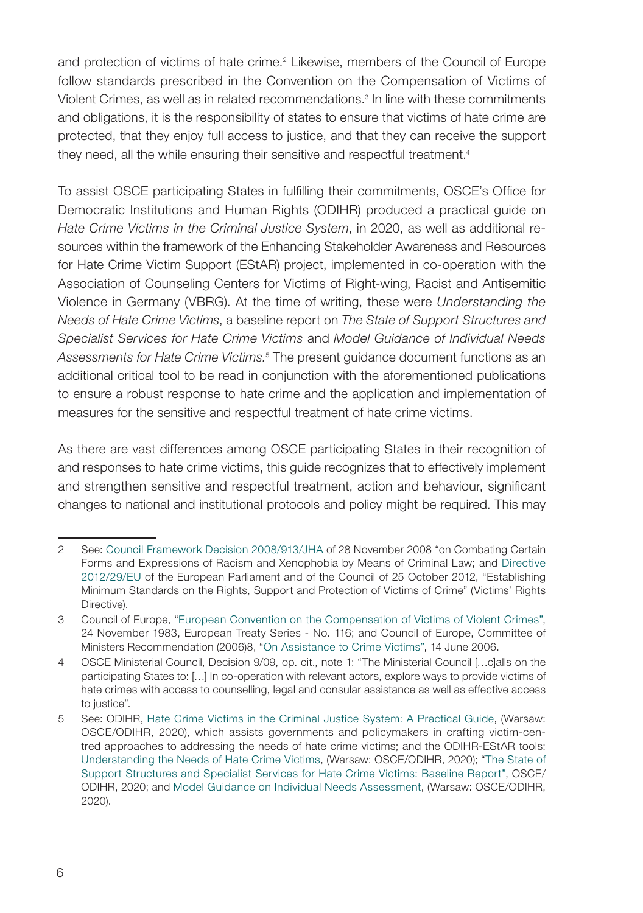and protection of victims of hate crime.[2] Likewise, members of the Council of Europe follow standards prescribed in the Convention on the Compensation of Victims of Violent Crimes, as well as in related recommendations.[3] In line with these commitments and obligations, it is the responsibility of states to ensure that victims of hate crime are protected, that they enjoy full access to justice, and that they can receive the support they need, all the while ensuring their sensitive and respectful treatment.[4]

To assist OSCE participating States in fulfilling their commitments, OSCE's Office for Democratic Institutions and Human Rights (ODIHR) produced a practical guide on *Hate Crime Victims in the Criminal Justice System*, in 2020, as well as additional resources within the framework of the Enhancing Stakeholder Awareness and Resources for Hate Crime Victim Support (EStAR) project, implemented in co-operation with the Association of Counseling Centers for Victims of Right-wing, Racist and Antisemitic Violence in Germany (VBRG). At the time of writing, these were *Understanding the Needs of Hate Crime Victims*, a baseline report on *The State of Support Structures and Specialist Services for Hate Crime Victims* and *Model Guidance of Individual Needs Assessments for Hate Crime Victims.*[5] The present guidance document functions as an additional critical tool to be read in conjunction with the aforementioned publications to ensure a robust response to hate crime and the application and implementation of measures for the sensitive and respectful treatment of hate crime victims.

As there are vast differences among OSCE participating States in their recognition of and responses to hate crime victims, this guide recognizes that to effectively implement and strengthen sensitive and respectful treatment, action and behaviour, significant changes to national and institutional protocols and policy might be required. This may

---

2 See: Council Framework Decision 2008/913/JHA of 28 November 2008 "on Combating Certain Forms and Expressions of Racism and Xenophobia by Means of Criminal Law; and Directive 2012/29/EU of the European Parliament and of the Council of 25 October 2012, "Establishing Minimum Standards on the Rights, Support and Protection of Victims of Crime" (Victims' Rights Directive).

3 Council of Europe, "European Convention on the Compensation of Victims of Violent Crimes", 24 November 1983, European Treaty Series - No. 116; and Council of Europe, Committee of Ministers Recommendation (2006)8, "On Assistance to Crime Victims", 14 June 2006.

4 OSCE Ministerial Council, Decision 9/09, op. cit., note 1: "The Ministerial Council […c]alls on the participating States to: […] In co-operation with relevant actors, explore ways to provide victims of hate crimes with access to counselling, legal and consular assistance as well as effective access to justice".

5 See: ODIHR, Hate Crime Victims in the Criminal Justice System: A Practical Guide, (Warsaw: OSCE/ODIHR, 2020), which assists governments and policymakers in crafting victim-centred approaches to addressing the needs of hate crime victims; and the ODIHR-EStAR tools: Understanding the Needs of Hate Crime Victims, (Warsaw: OSCE/ODIHR, 2020); "The State of Support Structures and Specialist Services for Hate Crime Victims: Baseline Report", OSCE/ODIHR, 2020; and Model Guidance on Individual Needs Assessment, (Warsaw: OSCE/ODIHR, 2020).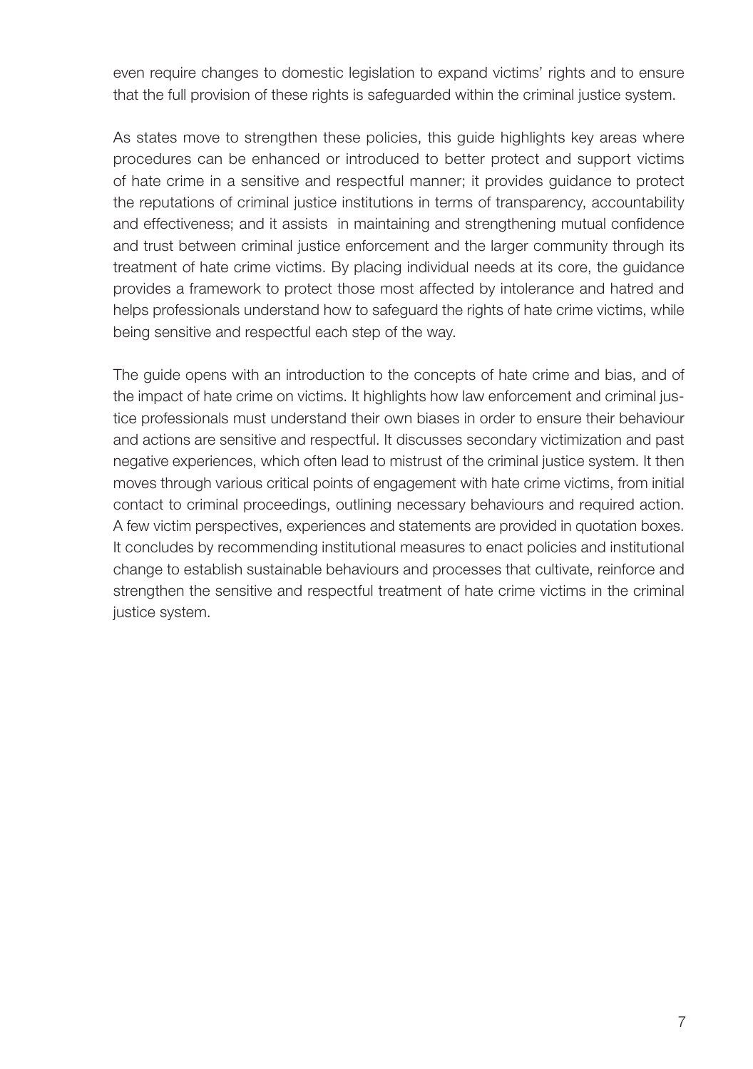even require changes to domestic legislation to expand victims' rights and to ensure that the full provision of these rights is safeguarded within the criminal justice system.

As states move to strengthen these policies, this guide highlights key areas where procedures can be enhanced or introduced to better protect and support victims of hate crime in a sensitive and respectful manner; it provides guidance to protect the reputations of criminal justice institutions in terms of transparency, accountability and effectiveness; and it assists in maintaining and strengthening mutual confidence and trust between criminal justice enforcement and the larger community through its treatment of hate crime victims. By placing individual needs at its core, the guidance provides a framework to protect those most affected by intolerance and hatred and helps professionals understand how to safeguard the rights of hate crime victims, while being sensitive and respectful each step of the way.

The guide opens with an introduction to the concepts of hate crime and bias, and of the impact of hate crime on victims. It highlights how law enforcement and criminal justice professionals must understand their own biases in order to ensure their behaviour and actions are sensitive and respectful. It discusses secondary victimization and past negative experiences, which often lead to mistrust of the criminal justice system. It then moves through various critical points of engagement with hate crime victims, from initial contact to criminal proceedings, outlining necessary behaviours and required action. A few victim perspectives, experiences and statements are provided in quotation boxes. It concludes by recommending institutional measures to enact policies and institutional change to establish sustainable behaviours and processes that cultivate, reinforce and strengthen the sensitive and respectful treatment of hate crime victims in the criminal justice system.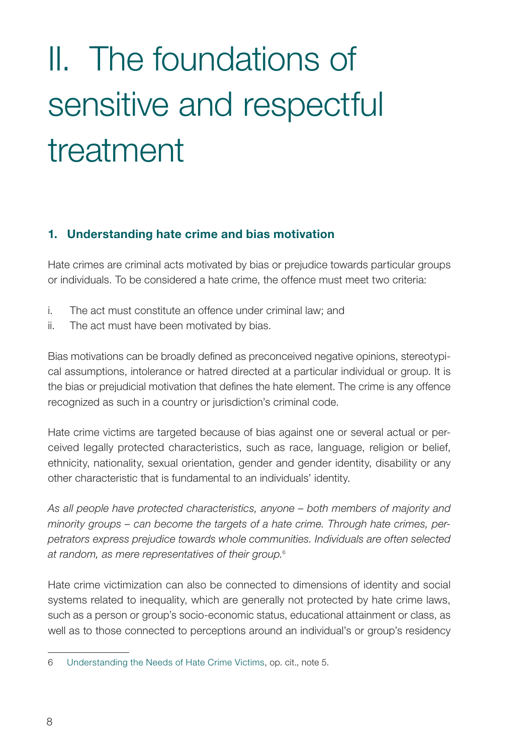# II. The foundations of sensitive and respectful treatment

## 1. Understanding hate crime and bias motivation

Hate crimes are criminal acts motivated by bias or prejudice towards particular groups or individuals. To be considered a hate crime, the offence must meet two criteria:

i. The act must constitute an offence under criminal law; and
ii. The act must have been motivated by bias.

Bias motivations can be broadly defined as preconceived negative opinions, stereotypical assumptions, intolerance or hatred directed at a particular individual or group. It is the bias or prejudicial motivation that defines the hate element. The crime is any offence recognized as such in a country or jurisdiction's criminal code.

Hate crime victims are targeted because of bias against one or several actual or perceived legally protected characteristics, such as race, language, religion or belief, ethnicity, nationality, sexual orientation, gender and gender identity, disability or any other characteristic that is fundamental to an individuals' identity.

*As all people have protected characteristics, anyone – both members of majority and minority groups – can become the targets of a hate crime. Through hate crimes, perpetrators express prejudice towards whole communities. Individuals are often selected at random, as mere representatives of their group.*[6]

Hate crime victimization can also be connected to dimensions of identity and social systems related to inequality, which are generally not protected by hate crime laws, such as a person or group's socio-economic status, educational attainment or class, as well as to those connected to perceptions around an individual's or group's residency

---

6 Understanding the Needs of Hate Crime Victims, op. cit., note 5.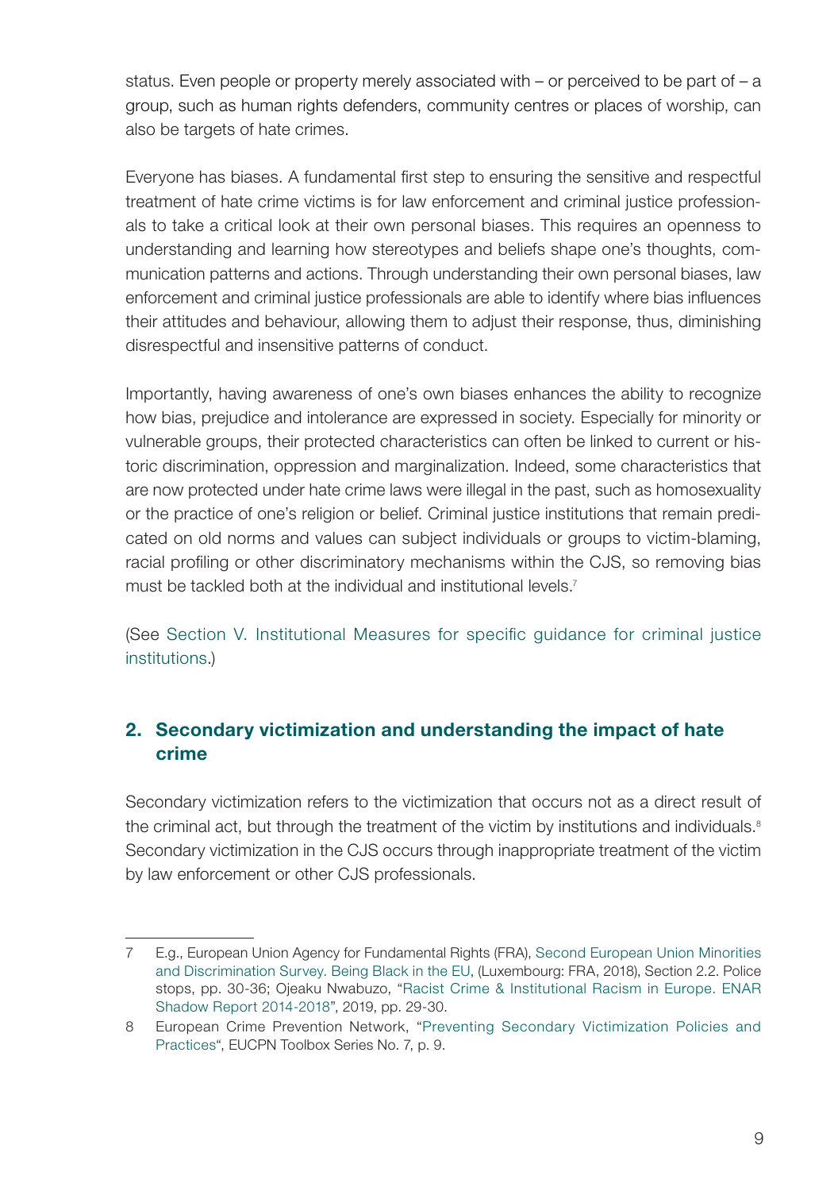status. Even people or property merely associated with – or perceived to be part of – a group, such as human rights defenders, community centres or places of worship, can also be targets of hate crimes.

Everyone has biases. A fundamental first step to ensuring the sensitive and respectful treatment of hate crime victims is for law enforcement and criminal justice professionals to take a critical look at their own personal biases. This requires an openness to understanding and learning how stereotypes and beliefs shape one's thoughts, communication patterns and actions. Through understanding their own personal biases, law enforcement and criminal justice professionals are able to identify where bias influences their attitudes and behaviour, allowing them to adjust their response, thus, diminishing disrespectful and insensitive patterns of conduct.

Importantly, having awareness of one's own biases enhances the ability to recognize how bias, prejudice and intolerance are expressed in society. Especially for minority or vulnerable groups, their protected characteristics can often be linked to current or historic discrimination, oppression and marginalization. Indeed, some characteristics that are now protected under hate crime laws were illegal in the past, such as homosexuality or the practice of one's religion or belief. Criminal justice institutions that remain predicated on old norms and values can subject individuals or groups to victim-blaming, racial profiling or other discriminatory mechanisms within the CJS, so removing bias must be tackled both at the individual and institutional levels.[7]

(See Section V. Institutional Measures for specific guidance for criminal justice institutions.)

## 2. Secondary victimization and understanding the impact of hate crime

Secondary victimization refers to the victimization that occurs not as a direct result of the criminal act, but through the treatment of the victim by institutions and individuals.[8] Secondary victimization in the CJS occurs through inappropriate treatment of the victim by law enforcement or other CJS professionals.

---

7 E.g., European Union Agency for Fundamental Rights (FRA), Second European Union Minorities and Discrimination Survey. Being Black in the EU, (Luxembourg: FRA, 2018), Section 2.2. Police stops, pp. 30-36; Ojeaku Nwabuzo, "Racist Crime & Institutional Racism in Europe. ENAR Shadow Report 2014-2018", 2019, pp. 29-30.

8 European Crime Prevention Network, "Preventing Secondary Victimization Policies and Practices", EUCPN Toolbox Series No. 7, p. 9.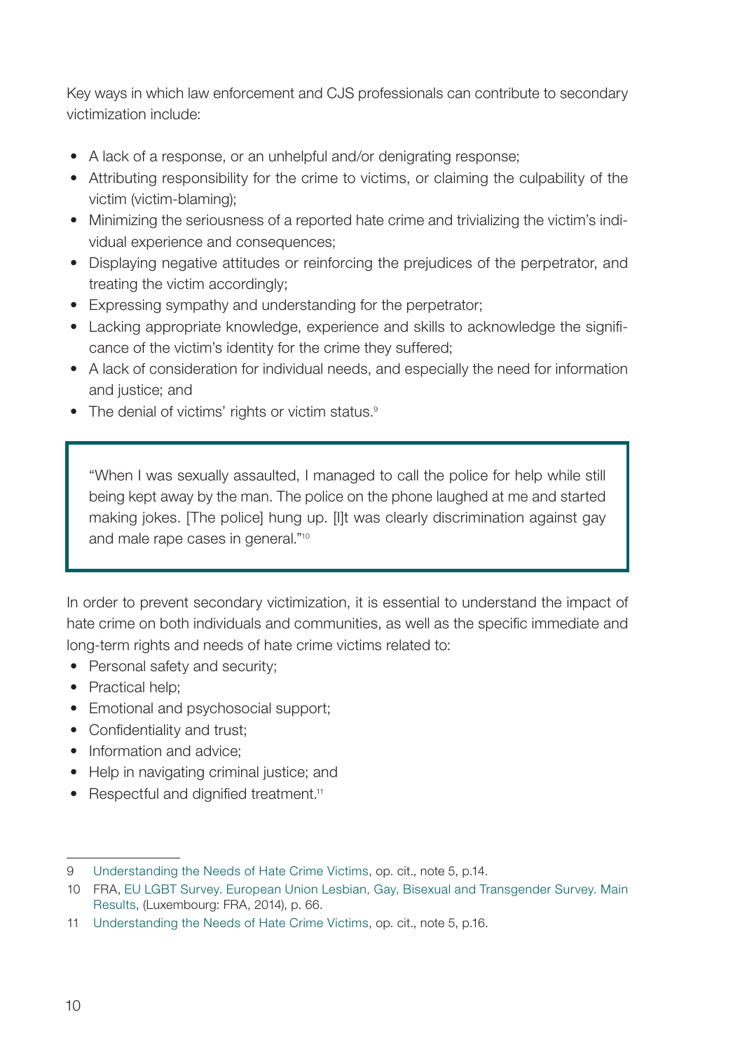Key ways in which law enforcement and CJS professionals can contribute to secondary victimization include:

- A lack of a response, or an unhelpful and/or denigrating response;
- Attributing responsibility for the crime to victims, or claiming the culpability of the victim (victim-blaming);
- Minimizing the seriousness of a reported hate crime and trivializing the victim's individual experience and consequences;
- Displaying negative attitudes or reinforcing the prejudices of the perpetrator, and treating the victim accordingly;
- Expressing sympathy and understanding for the perpetrator;
- Lacking appropriate knowledge, experience and skills to acknowledge the significance of the victim's identity for the crime they suffered;
- A lack of consideration for individual needs, and especially the need for information and justice; and
- The denial of victims' rights or victim status.[9]

> "When I was sexually assaulted, I managed to call the police for help while still being kept away by the man. The police on the phone laughed at me and started making jokes. [The police] hung up. [I]t was clearly discrimination against gay and male rape cases in general."[10]

In order to prevent secondary victimization, it is essential to understand the impact of hate crime on both individuals and communities, as well as the specific immediate and long-term rights and needs of hate crime victims related to:

- Personal safety and security;
- Practical help;
- Emotional and psychosocial support;
- Confidentiality and trust;
- Information and advice;
- Help in navigating criminal justice; and
- Respectful and dignified treatment.[11]

---

9 Understanding the Needs of Hate Crime Victims, op. cit., note 5, p.14.

10 FRA, EU LGBT Survey. European Union Lesbian, Gay, Bisexual and Transgender Survey. Main Results, (Luxembourg: FRA, 2014), p. 66.

11 Understanding the Needs of Hate Crime Victims, op. cit., note 5, p.16.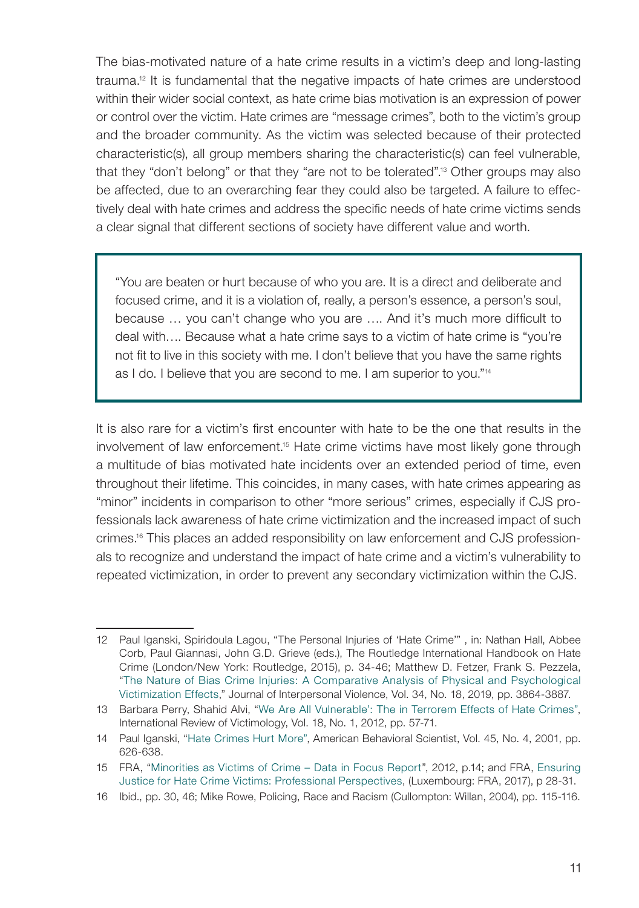The bias-motivated nature of a hate crime results in a victim's deep and long-lasting trauma.[12] It is fundamental that the negative impacts of hate crimes are understood within their wider social context, as hate crime bias motivation is an expression of power or control over the victim. Hate crimes are "message crimes", both to the victim's group and the broader community. As the victim was selected because of their protected characteristic(s), all group members sharing the characteristic(s) can feel vulnerable, that they "don't belong" or that they "are not to be tolerated".[13] Other groups may also be affected, due to an overarching fear they could also be targeted. A failure to effectively deal with hate crimes and address the specific needs of hate crime victims sends a clear signal that different sections of society have different value and worth.

> "You are beaten or hurt because of who you are. It is a direct and deliberate and focused crime, and it is a violation of, really, a person's essence, a person's soul, because … you can't change who you are …. And it's much more difficult to deal with…. Because what a hate crime says to a victim of hate crime is "you're not fit to live in this society with me. I don't believe that you have the same rights as I do. I believe that you are second to me. I am superior to you."[14]

It is also rare for a victim's first encounter with hate to be the one that results in the involvement of law enforcement.[15] Hate crime victims have most likely gone through a multitude of bias motivated hate incidents over an extended period of time, even throughout their lifetime. This coincides, in many cases, with hate crimes appearing as "minor" incidents in comparison to other "more serious" crimes, especially if CJS professionals lack awareness of hate crime victimization and the increased impact of such crimes.[16] This places an added responsibility on law enforcement and CJS professionals to recognize and understand the impact of hate crime and a victim's vulnerability to repeated victimization, in order to prevent any secondary victimization within the CJS.

---

12 Paul Iganski, Spiridoula Lagou, "The Personal Injuries of 'Hate Crime'" , in: Nathan Hall, Abbee Corb, Paul Giannasi, John G.D. Grieve (eds.), The Routledge International Handbook on Hate Crime (London/New York: Routledge, 2015), p. 34-46; Matthew D. Fetzer, Frank S. Pezzela, "The Nature of Bias Crime Injuries: A Comparative Analysis of Physical and Psychological Victimization Effects," Journal of Interpersonal Violence, Vol. 34, No. 18, 2019, pp. 3864-3887.

13 Barbara Perry, Shahid Alvi, "We Are All Vulnerable': The in Terrorem Effects of Hate Crimes", International Review of Victimology, Vol. 18, No. 1, 2012, pp. 57-71.

14 Paul Iganski, "Hate Crimes Hurt More", American Behavioral Scientist, Vol. 45, No. 4, 2001, pp. 626-638.

15 FRA, "Minorities as Victims of Crime – Data in Focus Report", 2012, p.14; and FRA, Ensuring Justice for Hate Crime Victims: Professional Perspectives, (Luxembourg: FRA, 2017), p 28-31.

16 Ibid., pp. 30, 46; Mike Rowe, Policing, Race and Racism (Cullompton: Willan, 2004), pp. 115-116.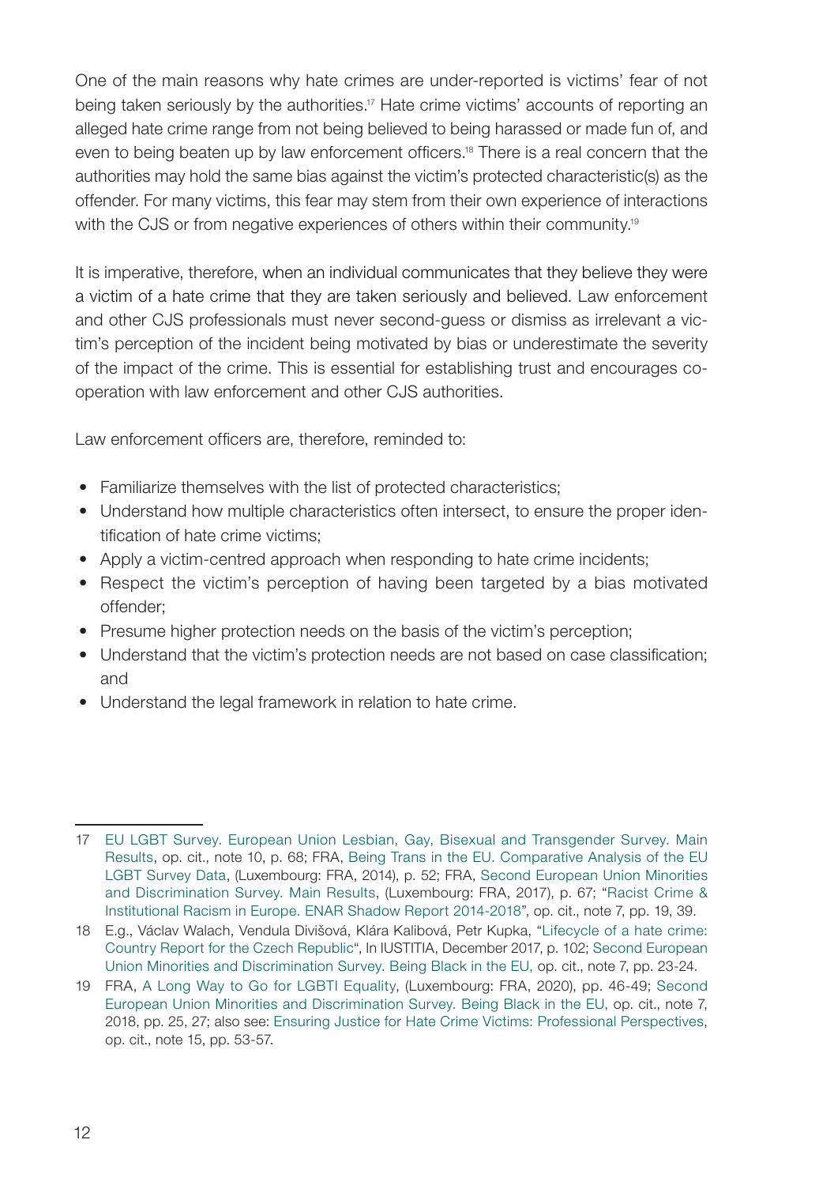One of the main reasons why hate crimes are under-reported is victims' fear of not being taken seriously by the authorities.[17] Hate crime victims' accounts of reporting an alleged hate crime range from not being believed to being harassed or made fun of, and even to being beaten up by law enforcement officers.[18] There is a real concern that the authorities may hold the same bias against the victim's protected characteristic(s) as the offender. For many victims, this fear may stem from their own experience of interactions with the CJS or from negative experiences of others within their community.[19]

It is imperative, therefore, when an individual communicates that they believe they were a victim of a hate crime that they are taken seriously and believed. Law enforcement and other CJS professionals must never second-guess or dismiss as irrelevant a victim's perception of the incident being motivated by bias or underestimate the severity of the impact of the crime. This is essential for establishing trust and encourages co-operation with law enforcement and other CJS authorities.

Law enforcement officers are, therefore, reminded to:

- Familiarize themselves with the list of protected characteristics;
- Understand how multiple characteristics often intersect, to ensure the proper identification of hate crime victims;
- Apply a victim-centred approach when responding to hate crime incidents;
- Respect the victim's perception of having been targeted by a bias motivated offender;
- Presume higher protection needs on the basis of the victim's perception;
- Understand that the victim's protection needs are not based on case classification; and
- Understand the legal framework in relation to hate crime.

---

17 EU LGBT Survey. European Union Lesbian, Gay, Bisexual and Transgender Survey. Main Results, op. cit., note 10, p. 68; FRA, Being Trans in the EU. Comparative Analysis of the EU LGBT Survey Data, (Luxembourg: FRA, 2014), p. 52; FRA, Second European Union Minorities and Discrimination Survey. Main Results, (Luxembourg: FRA, 2017), p. 67; "Racist Crime & Institutional Racism in Europe. ENAR Shadow Report 2014-2018", op. cit., note 7, pp. 19, 39.

18 E.g., Václav Walach, Vendula Divišová, Klára Kalibová, Petr Kupka, "Lifecycle of a hate crime: Country Report for the Czech Republic", In IUSTITIA, December 2017, p. 102; Second European Union Minorities and Discrimination Survey. Being Black in the EU, op. cit., note 7, pp. 23-24.

19 FRA, A Long Way to Go for LGBTI Equality, (Luxembourg: FRA, 2020), pp. 46-49; Second European Union Minorities and Discrimination Survey. Being Black in the EU, op. cit., note 7, 2018, pp. 25, 27; also see: Ensuring Justice for Hate Crime Victims: Professional Perspectives, op. cit., note 15, pp. 53-57.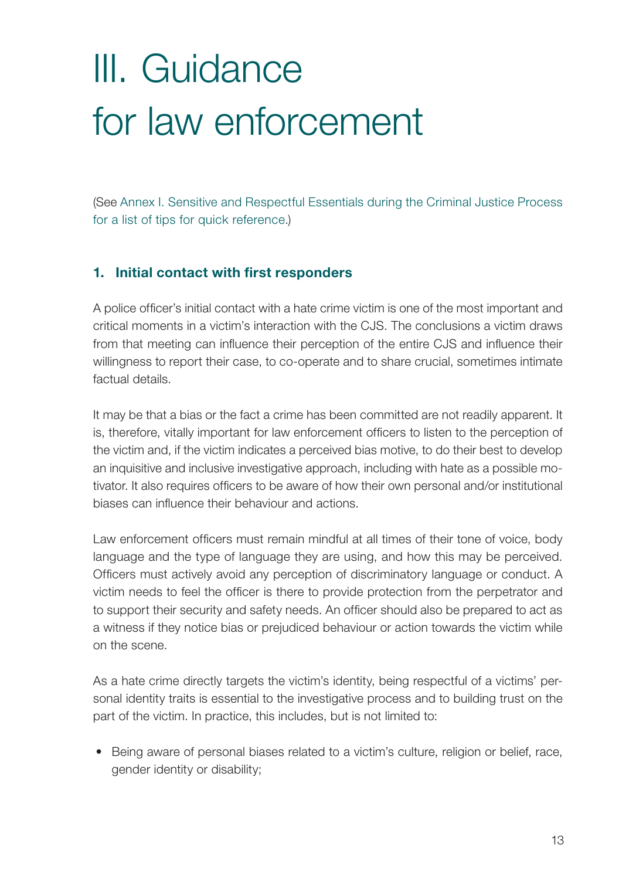# III. Guidance for law enforcement

(See Annex I. Sensitive and Respectful Essentials during the Criminal Justice Process for a list of tips for quick reference.)

## 1. Initial contact with first responders

A police officer's initial contact with a hate crime victim is one of the most important and critical moments in a victim's interaction with the CJS. The conclusions a victim draws from that meeting can influence their perception of the entire CJS and influence their willingness to report their case, to co-operate and to share crucial, sometimes intimate factual details.

It may be that a bias or the fact a crime has been committed are not readily apparent. It is, therefore, vitally important for law enforcement officers to listen to the perception of the victim and, if the victim indicates a perceived bias motive, to do their best to develop an inquisitive and inclusive investigative approach, including with hate as a possible motivator. It also requires officers to be aware of how their own personal and/or institutional biases can influence their behaviour and actions.

Law enforcement officers must remain mindful at all times of their tone of voice, body language and the type of language they are using, and how this may be perceived. Officers must actively avoid any perception of discriminatory language or conduct. A victim needs to feel the officer is there to provide protection from the perpetrator and to support their security and safety needs. An officer should also be prepared to act as a witness if they notice bias or prejudiced behaviour or action towards the victim while on the scene.

As a hate crime directly targets the victim's identity, being respectful of a victims' personal identity traits is essential to the investigative process and to building trust on the part of the victim. In practice, this includes, but is not limited to:

- Being aware of personal biases related to a victim's culture, religion or belief, race, gender identity or disability;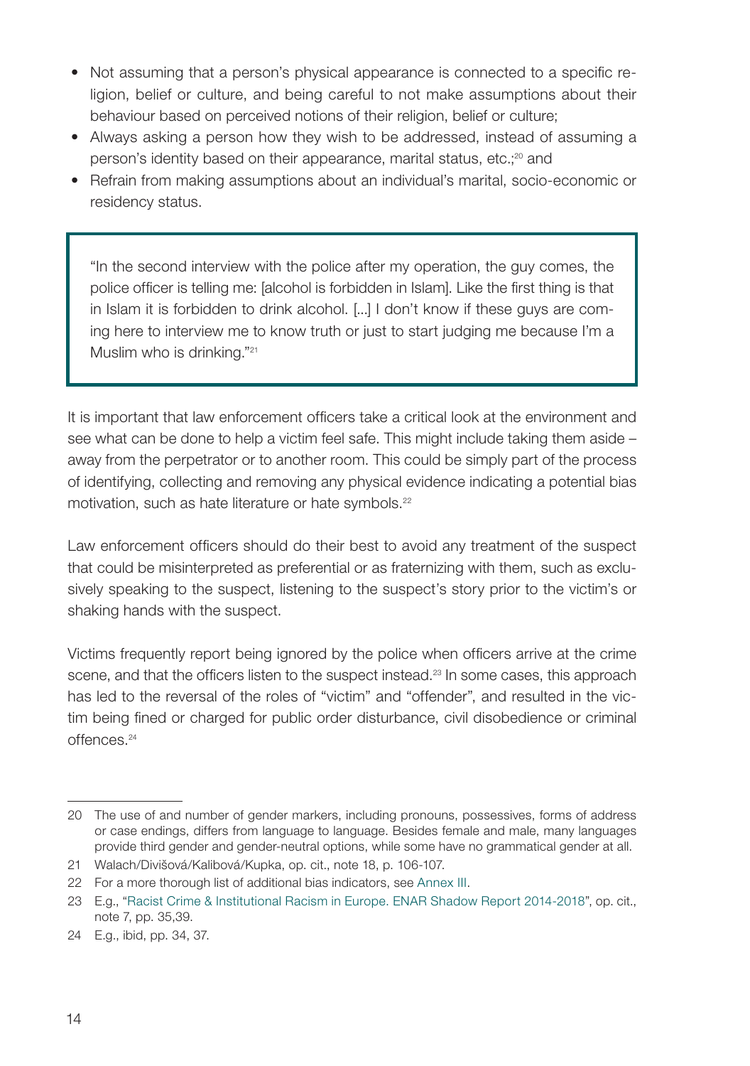- Not assuming that a person's physical appearance is connected to a specific religion, belief or culture, and being careful to not make assumptions about their behaviour based on perceived notions of their religion, belief or culture;
- Always asking a person how they wish to be addressed, instead of assuming a person's identity based on their appearance, marital status, etc.;[20] and
- Refrain from making assumptions about an individual's marital, socio-economic or residency status.

> "In the second interview with the police after my operation, the guy comes, the police officer is telling me: [alcohol is forbidden in Islam]. Like the first thing is that in Islam it is forbidden to drink alcohol. [...] I don't know if these guys are coming here to interview me to know truth or just to start judging me because I'm a Muslim who is drinking."[21]

It is important that law enforcement officers take a critical look at the environment and see what can be done to help a victim feel safe. This might include taking them aside – away from the perpetrator or to another room. This could be simply part of the process of identifying, collecting and removing any physical evidence indicating a potential bias motivation, such as hate literature or hate symbols.[22]

Law enforcement officers should do their best to avoid any treatment of the suspect that could be misinterpreted as preferential or as fraternizing with them, such as exclusively speaking to the suspect, listening to the suspect's story prior to the victim's or shaking hands with the suspect.

Victims frequently report being ignored by the police when officers arrive at the crime scene, and that the officers listen to the suspect instead.[23] In some cases, this approach has led to the reversal of the roles of "victim" and "offender", and resulted in the victim being fined or charged for public order disturbance, civil disobedience or criminal offences.[24]

---

20 The use of and number of gender markers, including pronouns, possessives, forms of address or case endings, differs from language to language. Besides female and male, many languages provide third gender and gender-neutral options, while some have no grammatical gender at all.

21 Walach/Divišová/Kalibová/Kupka, op. cit., note 18, p. 106-107.

22 For a more thorough list of additional bias indicators, see Annex III.

23 E.g., "Racist Crime & Institutional Racism in Europe. ENAR Shadow Report 2014-2018", op. cit., note 7, pp. 35,39.

24 E.g., ibid, pp. 34, 37.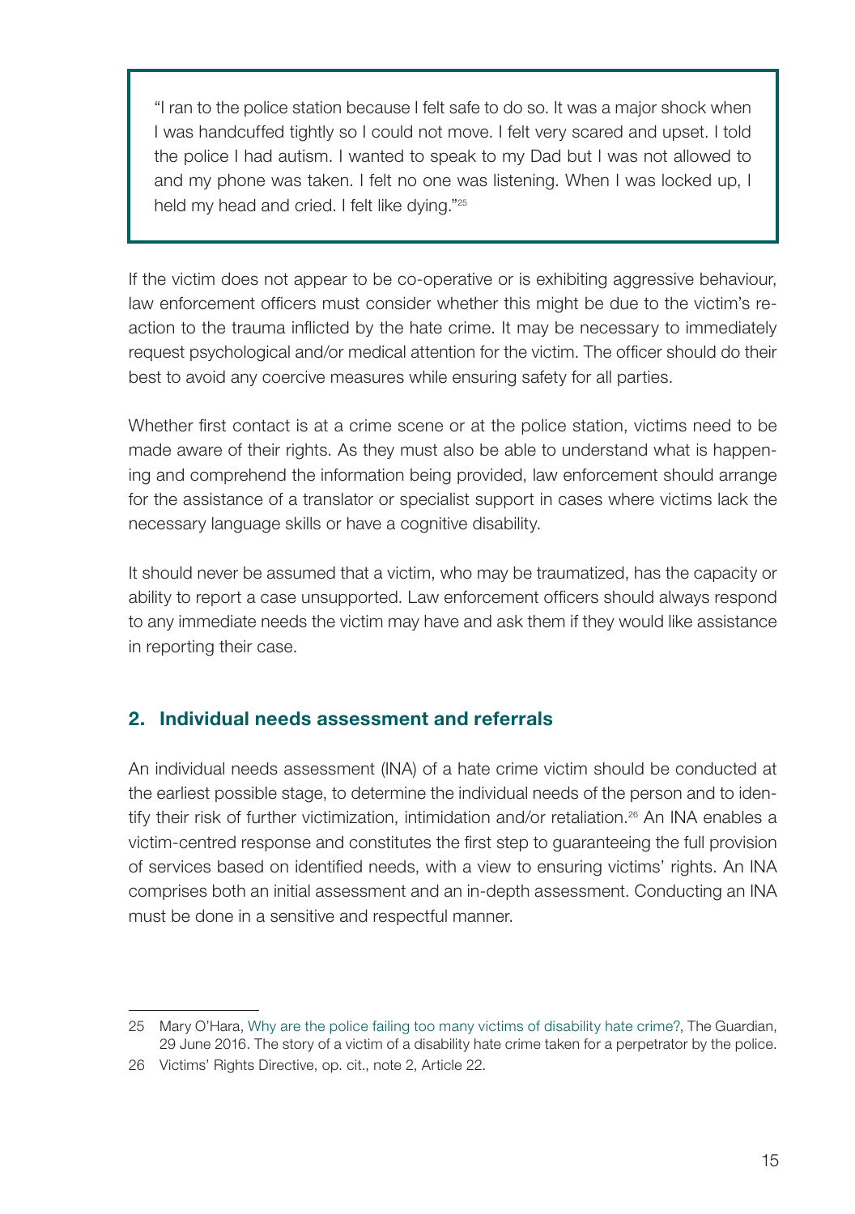> "I ran to the police station because I felt safe to do so. It was a major shock when I was handcuffed tightly so I could not move. I felt very scared and upset. I told the police I had autism. I wanted to speak to my Dad but I was not allowed to and my phone was taken. I felt no one was listening. When I was locked up, I held my head and cried. I felt like dying."[25]

If the victim does not appear to be co-operative or is exhibiting aggressive behaviour, law enforcement officers must consider whether this might be due to the victim's reaction to the trauma inflicted by the hate crime. It may be necessary to immediately request psychological and/or medical attention for the victim. The officer should do their best to avoid any coercive measures while ensuring safety for all parties.

Whether first contact is at a crime scene or at the police station, victims need to be made aware of their rights. As they must also be able to understand what is happening and comprehend the information being provided, law enforcement should arrange for the assistance of a translator or specialist support in cases where victims lack the necessary language skills or have a cognitive disability.

It should never be assumed that a victim, who may be traumatized, has the capacity or ability to report a case unsupported. Law enforcement officers should always respond to any immediate needs the victim may have and ask them if they would like assistance in reporting their case.

## 2. Individual needs assessment and referrals

An individual needs assessment (INA) of a hate crime victim should be conducted at the earliest possible stage, to determine the individual needs of the person and to identify their risk of further victimization, intimidation and/or retaliation.[26] An INA enables a victim-centred response and constitutes the first step to guaranteeing the full provision of services based on identified needs, with a view to ensuring victims' rights. An INA comprises both an initial assessment and an in-depth assessment. Conducting an INA must be done in a sensitive and respectful manner.

---

25 Mary O'Hara, Why are the police failing too many victims of disability hate crime?, The Guardian, 29 June 2016. The story of a victim of a disability hate crime taken for a perpetrator by the police.

26 Victims' Rights Directive, op. cit., note 2, Article 22.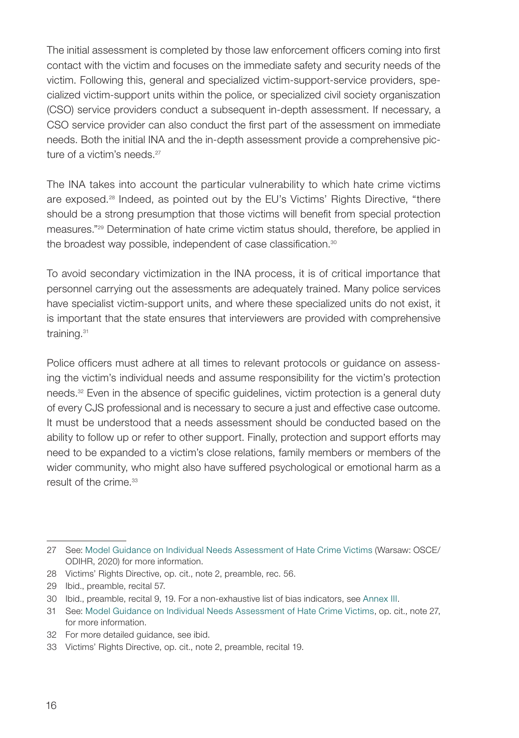The initial assessment is completed by those law enforcement officers coming into first contact with the victim and focuses on the immediate safety and security needs of the victim. Following this, general and specialized victim-support-service providers, specialized victim-support units within the police, or specialized civil society organiszation (CSO) service providers conduct a subsequent in-depth assessment. If necessary, a CSO service provider can also conduct the first part of the assessment on immediate needs. Both the initial INA and the in-depth assessment provide a comprehensive picture of a victim's needs.[27]

The INA takes into account the particular vulnerability to which hate crime victims are exposed.[28] Indeed, as pointed out by the EU's Victims' Rights Directive, "there should be a strong presumption that those victims will benefit from special protection measures."[29] Determination of hate crime victim status should, therefore, be applied in the broadest way possible, independent of case classification.[30]

To avoid secondary victimization in the INA process, it is of critical importance that personnel carrying out the assessments are adequately trained. Many police services have specialist victim-support units, and where these specialized units do not exist, it is important that the state ensures that interviewers are provided with comprehensive training.[31]

Police officers must adhere at all times to relevant protocols or guidance on assessing the victim's individual needs and assume responsibility for the victim's protection needs.[32] Even in the absence of specific guidelines, victim protection is a general duty of every CJS professional and is necessary to secure a just and effective case outcome. It must be understood that a needs assessment should be conducted based on the ability to follow up or refer to other support. Finally, protection and support efforts may need to be expanded to a victim's close relations, family members or members of the wider community, who might also have suffered psychological or emotional harm as a result of the crime.[33]

---

27 See: Model Guidance on Individual Needs Assessment of Hate Crime Victims (Warsaw: OSCE/ODIHR, 2020) for more information.

28 Victims' Rights Directive, op. cit., note 2, preamble, rec. 56.

29 Ibid., preamble, recital 57.

30 Ibid., preamble, recital 9, 19. For a non-exhaustive list of bias indicators, see Annex III.

31 See: Model Guidance on Individual Needs Assessment of Hate Crime Victims, op. cit., note 27, for more information.

32 For more detailed guidance, see ibid.

33 Victims' Rights Directive, op. cit., note 2, preamble, recital 19.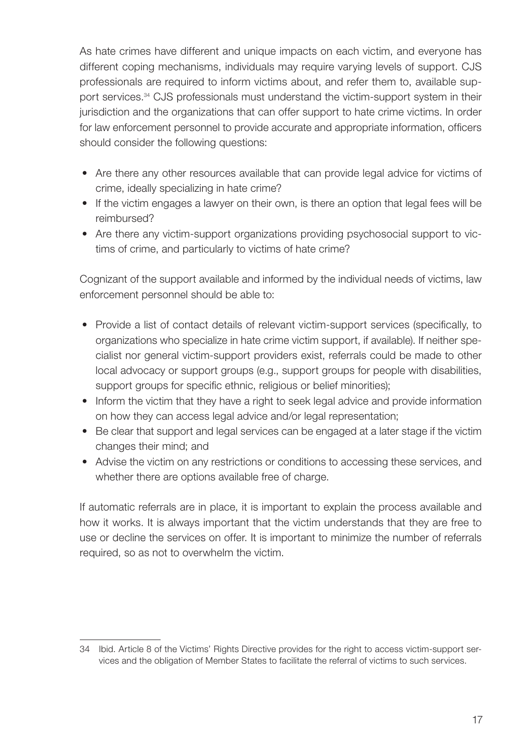As hate crimes have different and unique impacts on each victim, and everyone has different coping mechanisms, individuals may require varying levels of support. CJS professionals are required to inform victims about, and refer them to, available support services.[34] CJS professionals must understand the victim-support system in their jurisdiction and the organizations that can offer support to hate crime victims. In order for law enforcement personnel to provide accurate and appropriate information, officers should consider the following questions:

- Are there any other resources available that can provide legal advice for victims of crime, ideally specializing in hate crime?
- If the victim engages a lawyer on their own, is there an option that legal fees will be reimbursed?
- Are there any victim-support organizations providing psychosocial support to victims of crime, and particularly to victims of hate crime?

Cognizant of the support available and informed by the individual needs of victims, law enforcement personnel should be able to:

- Provide a list of contact details of relevant victim-support services (specifically, to organizations who specialize in hate crime victim support, if available). If neither specialist nor general victim-support providers exist, referrals could be made to other local advocacy or support groups (e.g., support groups for people with disabilities, support groups for specific ethnic, religious or belief minorities);
- Inform the victim that they have a right to seek legal advice and provide information on how they can access legal advice and/or legal representation;
- Be clear that support and legal services can be engaged at a later stage if the victim changes their mind; and
- Advise the victim on any restrictions or conditions to accessing these services, and whether there are options available free of charge.

If automatic referrals are in place, it is important to explain the process available and how it works. It is always important that the victim understands that they are free to use or decline the services on offer. It is important to minimize the number of referrals required, so as not to overwhelm the victim.

---

34 Ibid. Article 8 of the Victims' Rights Directive provides for the right to access victim-support services and the obligation of Member States to facilitate the referral of victims to such services.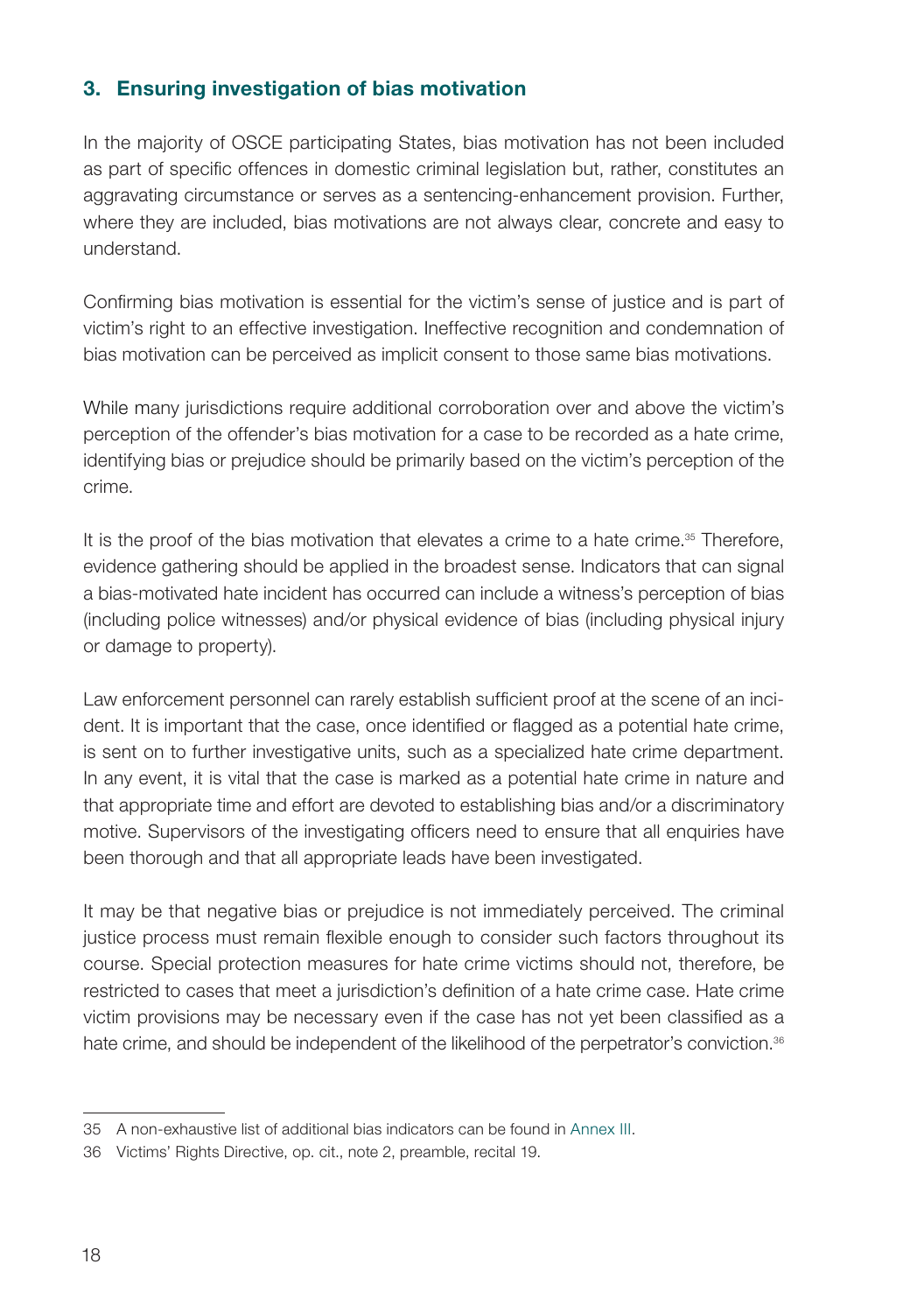## 3. Ensuring investigation of bias motivation

In the majority of OSCE participating States, bias motivation has not been included as part of specific offences in domestic criminal legislation but, rather, constitutes an aggravating circumstance or serves as a sentencing-enhancement provision. Further, where they are included, bias motivations are not always clear, concrete and easy to understand.

Confirming bias motivation is essential for the victim's sense of justice and is part of victim's right to an effective investigation. Ineffective recognition and condemnation of bias motivation can be perceived as implicit consent to those same bias motivations.

While many jurisdictions require additional corroboration over and above the victim's perception of the offender's bias motivation for a case to be recorded as a hate crime, identifying bias or prejudice should be primarily based on the victim's perception of the crime.

It is the proof of the bias motivation that elevates a crime to a hate crime.[35] Therefore, evidence gathering should be applied in the broadest sense. Indicators that can signal a bias-motivated hate incident has occurred can include a witness's perception of bias (including police witnesses) and/or physical evidence of bias (including physical injury or damage to property).

Law enforcement personnel can rarely establish sufficient proof at the scene of an incident. It is important that the case, once identified or flagged as a potential hate crime, is sent on to further investigative units, such as a specialized hate crime department. In any event, it is vital that the case is marked as a potential hate crime in nature and that appropriate time and effort are devoted to establishing bias and/or a discriminatory motive. Supervisors of the investigating officers need to ensure that all enquiries have been thorough and that all appropriate leads have been investigated.

It may be that negative bias or prejudice is not immediately perceived. The criminal justice process must remain flexible enough to consider such factors throughout its course. Special protection measures for hate crime victims should not, therefore, be restricted to cases that meet a jurisdiction's definition of a hate crime case. Hate crime victim provisions may be necessary even if the case has not yet been classified as a hate crime, and should be independent of the likelihood of the perpetrator's conviction.[36]

---

35 A non-exhaustive list of additional bias indicators can be found in Annex III.

36 Victims' Rights Directive, op. cit., note 2, preamble, recital 19.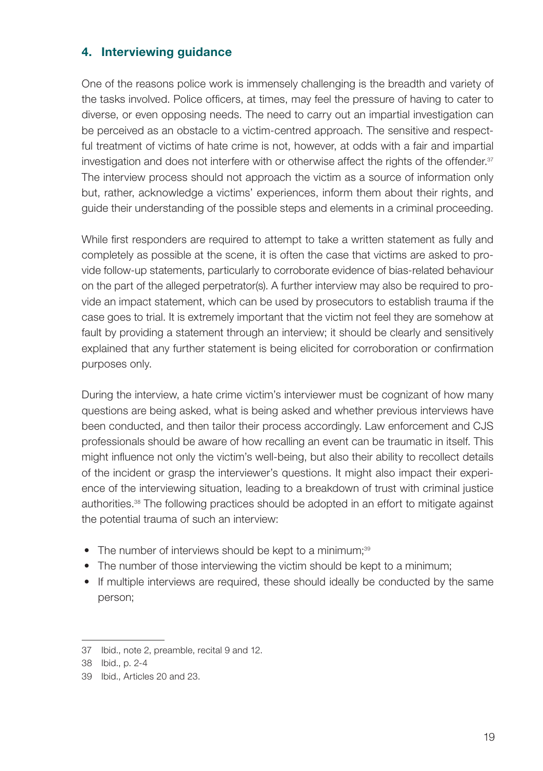## 4. Interviewing guidance

One of the reasons police work is immensely challenging is the breadth and variety of the tasks involved. Police officers, at times, may feel the pressure of having to cater to diverse, or even opposing needs. The need to carry out an impartial investigation can be perceived as an obstacle to a victim-centred approach. The sensitive and respectful treatment of victims of hate crime is not, however, at odds with a fair and impartial investigation and does not interfere with or otherwise affect the rights of the offender.[37] The interview process should not approach the victim as a source of information only but, rather, acknowledge a victims' experiences, inform them about their rights, and guide their understanding of the possible steps and elements in a criminal proceeding.

While first responders are required to attempt to take a written statement as fully and completely as possible at the scene, it is often the case that victims are asked to provide follow-up statements, particularly to corroborate evidence of bias-related behaviour on the part of the alleged perpetrator(s). A further interview may also be required to provide an impact statement, which can be used by prosecutors to establish trauma if the case goes to trial. It is extremely important that the victim not feel they are somehow at fault by providing a statement through an interview; it should be clearly and sensitively explained that any further statement is being elicited for corroboration or confirmation purposes only.

During the interview, a hate crime victim's interviewer must be cognizant of how many questions are being asked, what is being asked and whether previous interviews have been conducted, and then tailor their process accordingly. Law enforcement and CJS professionals should be aware of how recalling an event can be traumatic in itself. This might influence not only the victim's well-being, but also their ability to recollect details of the incident or grasp the interviewer's questions. It might also impact their experience of the interviewing situation, leading to a breakdown of trust with criminal justice authorities.[38] The following practices should be adopted in an effort to mitigate against the potential trauma of such an interview:

- The number of interviews should be kept to a minimum;[39]
- The number of those interviewing the victim should be kept to a minimum;
- If multiple interviews are required, these should ideally be conducted by the same person;

---

37 Ibid., note 2, preamble, recital 9 and 12.

38 Ibid., p. 2-4

39 Ibid., Articles 20 and 23.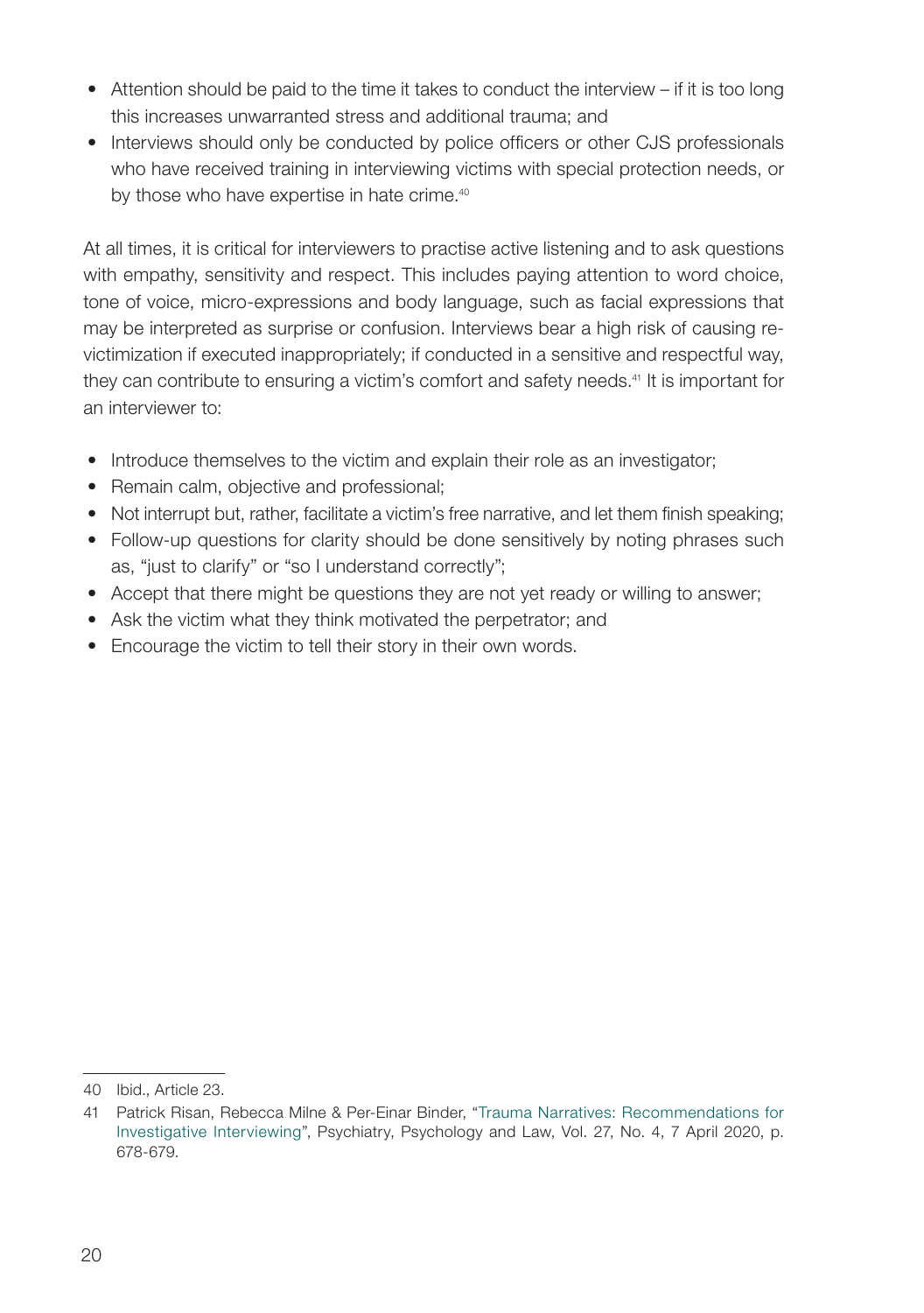- Attention should be paid to the time it takes to conduct the interview – if it is too long this increases unwarranted stress and additional trauma; and
- Interviews should only be conducted by police officers or other CJS professionals who have received training in interviewing victims with special protection needs, or by those who have expertise in hate crime.[40]

At all times, it is critical for interviewers to practise active listening and to ask questions with empathy, sensitivity and respect. This includes paying attention to word choice, tone of voice, micro-expressions and body language, such as facial expressions that may be interpreted as surprise or confusion. Interviews bear a high risk of causing re-victimization if executed inappropriately; if conducted in a sensitive and respectful way, they can contribute to ensuring a victim's comfort and safety needs.[41] It is important for an interviewer to:

- Introduce themselves to the victim and explain their role as an investigator;
- Remain calm, objective and professional;
- Not interrupt but, rather, facilitate a victim's free narrative, and let them finish speaking;
- Follow-up questions for clarity should be done sensitively by noting phrases such as, "just to clarify" or "so I understand correctly";
- Accept that there might be questions they are not yet ready or willing to answer;
- Ask the victim what they think motivated the perpetrator; and
- Encourage the victim to tell their story in their own words.

---

40 Ibid., Article 23.

41 Patrick Risan, Rebecca Milne & Per-Einar Binder, "Trauma Narratives: Recommendations for Investigative Interviewing", Psychiatry, Psychology and Law, Vol. 27, No. 4, 7 April 2020, p. 678-679.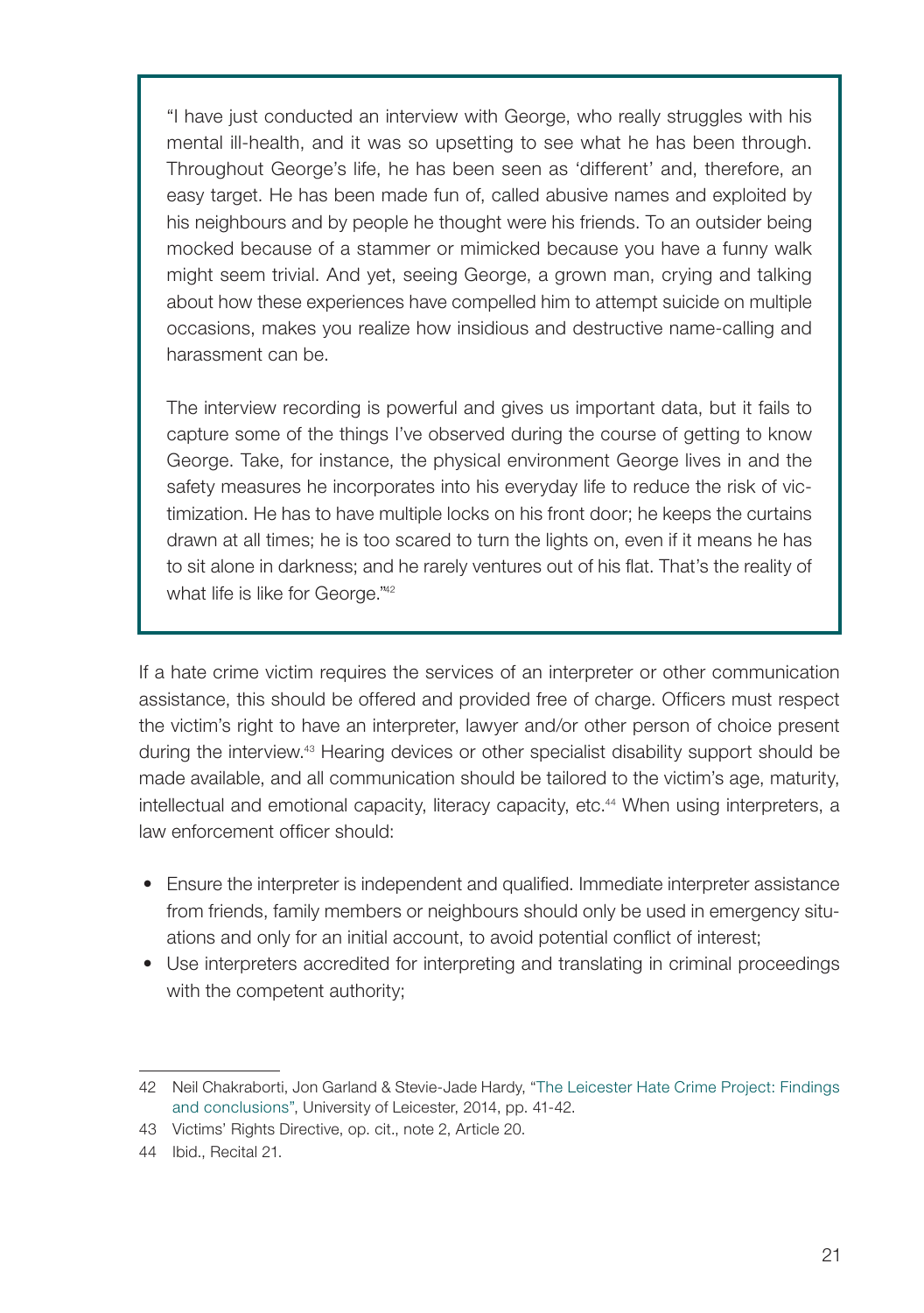> "I have just conducted an interview with George, who really struggles with his mental ill-health, and it was so upsetting to see what he has been through. Throughout George's life, he has been seen as 'different' and, therefore, an easy target. He has been made fun of, called abusive names and exploited by his neighbours and by people he thought were his friends. To an outsider being mocked because of a stammer or mimicked because you have a funny walk might seem trivial. And yet, seeing George, a grown man, crying and talking about how these experiences have compelled him to attempt suicide on multiple occasions, makes you realize how insidious and destructive name-calling and harassment can be.
>
> The interview recording is powerful and gives us important data, but it fails to capture some of the things I've observed during the course of getting to know George. Take, for instance, the physical environment George lives in and the safety measures he incorporates into his everyday life to reduce the risk of victimization. He has to have multiple locks on his front door; he keeps the curtains drawn at all times; he is too scared to turn the lights on, even if it means he has to sit alone in darkness; and he rarely ventures out of his flat. That's the reality of what life is like for George."[42]

If a hate crime victim requires the services of an interpreter or other communication assistance, this should be offered and provided free of charge. Officers must respect the victim's right to have an interpreter, lawyer and/or other person of choice present during the interview.[43] Hearing devices or other specialist disability support should be made available, and all communication should be tailored to the victim's age, maturity, intellectual and emotional capacity, literacy capacity, etc.[44] When using interpreters, a law enforcement officer should:

- Ensure the interpreter is independent and qualified. Immediate interpreter assistance from friends, family members or neighbours should only be used in emergency situations and only for an initial account, to avoid potential conflict of interest;
- Use interpreters accredited for interpreting and translating in criminal proceedings with the competent authority;

---

42 Neil Chakraborti, Jon Garland & Stevie-Jade Hardy, "The Leicester Hate Crime Project: Findings and conclusions", University of Leicester, 2014, pp. 41-42.

43 Victims' Rights Directive, op. cit., note 2, Article 20.

44 Ibid., Recital 21.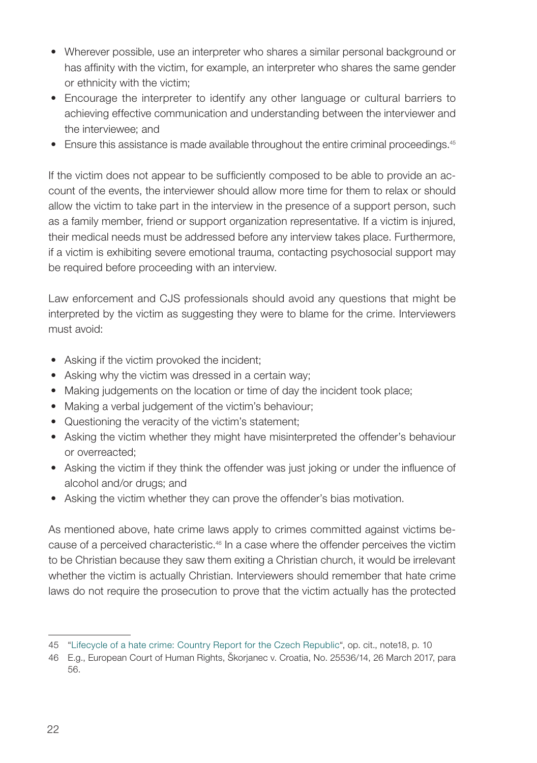- Wherever possible, use an interpreter who shares a similar personal background or has affinity with the victim, for example, an interpreter who shares the same gender or ethnicity with the victim;
- Encourage the interpreter to identify any other language or cultural barriers to achieving effective communication and understanding between the interviewer and the interviewee; and
- Ensure this assistance is made available throughout the entire criminal proceedings.[45]

If the victim does not appear to be sufficiently composed to be able to provide an account of the events, the interviewer should allow more time for them to relax or should allow the victim to take part in the interview in the presence of a support person, such as a family member, friend or support organization representative. If a victim is injured, their medical needs must be addressed before any interview takes place. Furthermore, if a victim is exhibiting severe emotional trauma, contacting psychosocial support may be required before proceeding with an interview.

Law enforcement and CJS professionals should avoid any questions that might be interpreted by the victim as suggesting they were to blame for the crime. Interviewers must avoid:

- Asking if the victim provoked the incident;
- Asking why the victim was dressed in a certain way;
- Making judgements on the location or time of day the incident took place;
- Making a verbal judgement of the victim's behaviour;
- Questioning the veracity of the victim's statement;
- Asking the victim whether they might have misinterpreted the offender's behaviour or overreacted;
- Asking the victim if they think the offender was just joking or under the influence of alcohol and/or drugs; and
- Asking the victim whether they can prove the offender's bias motivation.

As mentioned above, hate crime laws apply to crimes committed against victims because of a perceived characteristic.[46] In a case where the offender perceives the victim to be Christian because they saw them exiting a Christian church, it would be irrelevant whether the victim is actually Christian. Interviewers should remember that hate crime laws do not require the prosecution to prove that the victim actually has the protected

---

45 "Lifecycle of a hate crime: Country Report for the Czech Republic", op. cit., note18, p. 10

46 E.g., European Court of Human Rights, Škorjanec v. Croatia, No. 25536/14, 26 March 2017, para 56.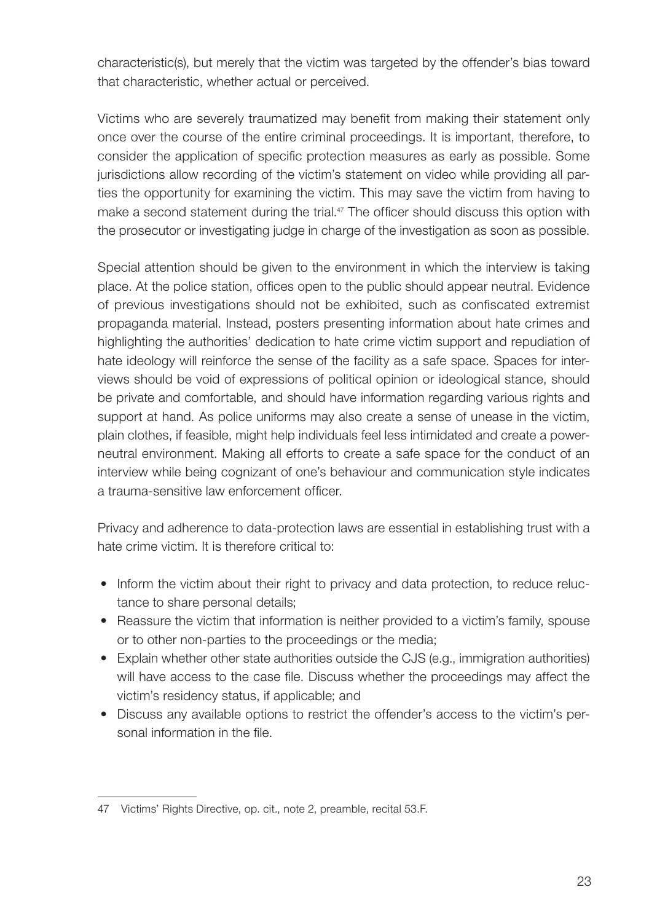characteristic(s), but merely that the victim was targeted by the offender's bias toward that characteristic, whether actual or perceived.

Victims who are severely traumatized may benefit from making their statement only once over the course of the entire criminal proceedings. It is important, therefore, to consider the application of specific protection measures as early as possible. Some jurisdictions allow recording of the victim's statement on video while providing all parties the opportunity for examining the victim. This may save the victim from having to make a second statement during the trial.[47] The officer should discuss this option with the prosecutor or investigating judge in charge of the investigation as soon as possible.

Special attention should be given to the environment in which the interview is taking place. At the police station, offices open to the public should appear neutral. Evidence of previous investigations should not be exhibited, such as confiscated extremist propaganda material. Instead, posters presenting information about hate crimes and highlighting the authorities' dedication to hate crime victim support and repudiation of hate ideology will reinforce the sense of the facility as a safe space. Spaces for interviews should be void of expressions of political opinion or ideological stance, should be private and comfortable, and should have information regarding various rights and support at hand. As police uniforms may also create a sense of unease in the victim, plain clothes, if feasible, might help individuals feel less intimidated and create a power-neutral environment. Making all efforts to create a safe space for the conduct of an interview while being cognizant of one's behaviour and communication style indicates a trauma-sensitive law enforcement officer.

Privacy and adherence to data-protection laws are essential in establishing trust with a hate crime victim. It is therefore critical to:

- Inform the victim about their right to privacy and data protection, to reduce reluctance to share personal details;
- Reassure the victim that information is neither provided to a victim's family, spouse or to other non-parties to the proceedings or the media;
- Explain whether other state authorities outside the CJS (e.g., immigration authorities) will have access to the case file. Discuss whether the proceedings may affect the victim's residency status, if applicable; and
- Discuss any available options to restrict the offender's access to the victim's personal information in the file.

---

47 Victims' Rights Directive, op. cit., note 2, preamble, recital 53.F.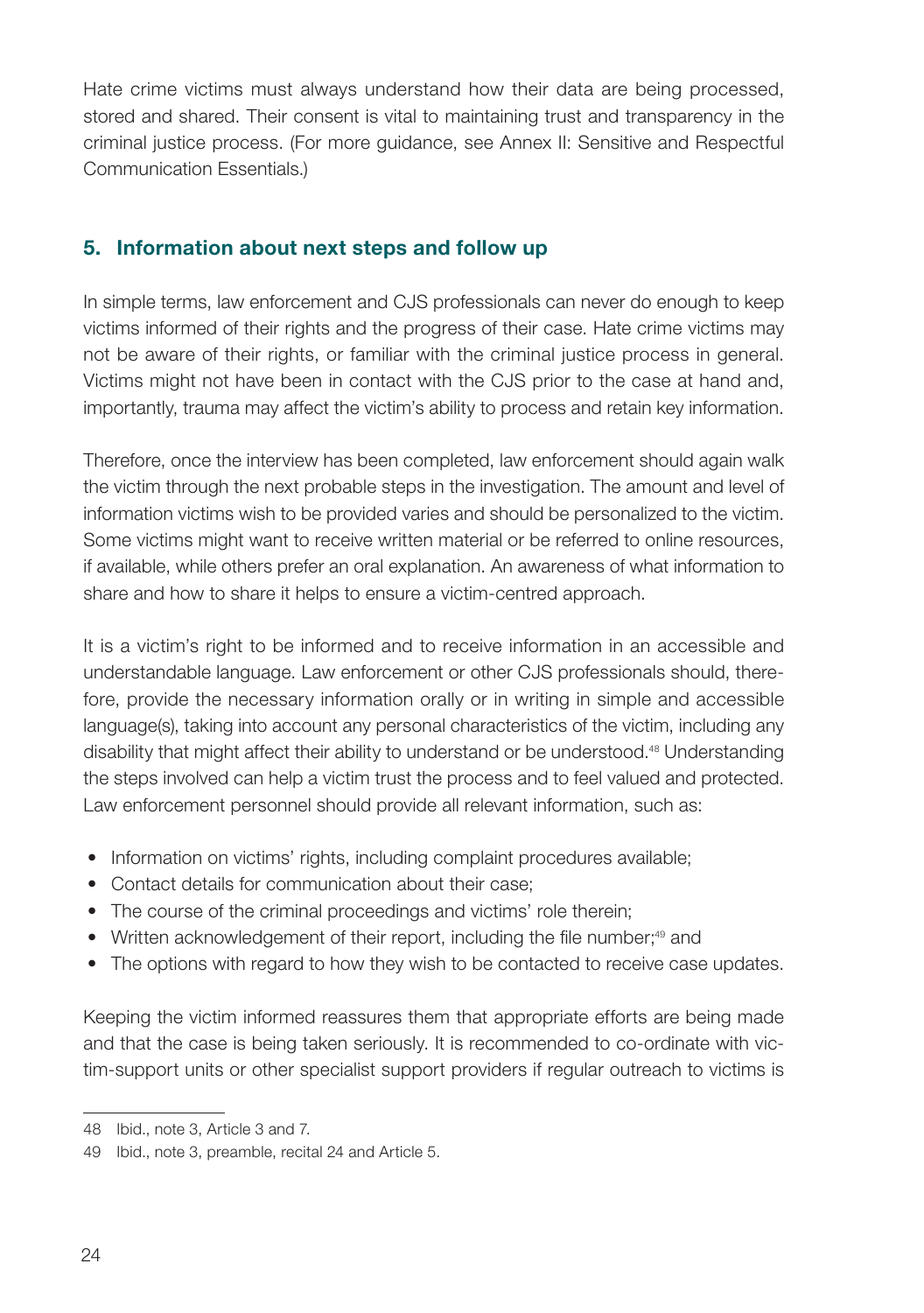Hate crime victims must always understand how their data are being processed, stored and shared. Their consent is vital to maintaining trust and transparency in the criminal justice process. (For more guidance, see Annex II: Sensitive and Respectful Communication Essentials.)

### 5. Information about next steps and follow up

In simple terms, law enforcement and CJS professionals can never do enough to keep victims informed of their rights and the progress of their case. Hate crime victims may not be aware of their rights, or familiar with the criminal justice process in general. Victims might not have been in contact with the CJS prior to the case at hand and, importantly, trauma may affect the victim's ability to process and retain key information.

Therefore, once the interview has been completed, law enforcement should again walk the victim through the next probable steps in the investigation. The amount and level of information victims wish to be provided varies and should be personalized to the victim. Some victims might want to receive written material or be referred to online resources, if available, while others prefer an oral explanation. An awareness of what information to share and how to share it helps to ensure a victim-centred approach.

It is a victim's right to be informed and to receive information in an accessible and understandable language. Law enforcement or other CJS professionals should, therefore, provide the necessary information orally or in writing in simple and accessible language(s), taking into account any personal characteristics of the victim, including any disability that might affect their ability to understand or be understood.[48] Understanding the steps involved can help a victim trust the process and to feel valued and protected. Law enforcement personnel should provide all relevant information, such as:

- Information on victims' rights, including complaint procedures available;
- Contact details for communication about their case;
- The course of the criminal proceedings and victims' role therein;
- Written acknowledgement of their report, including the file number;[49] and
- The options with regard to how they wish to be contacted to receive case updates.

Keeping the victim informed reassures them that appropriate efforts are being made and that the case is being taken seriously. It is recommended to co-ordinate with victim-support units or other specialist support providers if regular outreach to victims is

---

48 Ibid., note 3, Article 3 and 7.

49 Ibid., note 3, preamble, recital 24 and Article 5.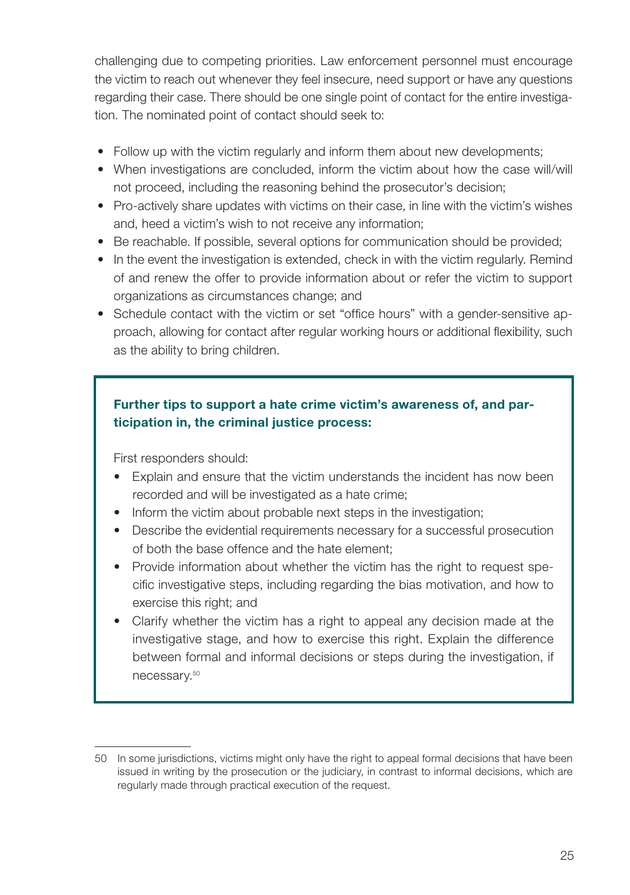challenging due to competing priorities. Law enforcement personnel must encourage the victim to reach out whenever they feel insecure, need support or have any questions regarding their case. There should be one single point of contact for the entire investigation. The nominated point of contact should seek to:

- Follow up with the victim regularly and inform them about new developments;
- When investigations are concluded, inform the victim about how the case will/will not proceed, including the reasoning behind the prosecutor's decision;
- Pro-actively share updates with victims on their case, in line with the victim's wishes and, heed a victim's wish to not receive any information;
- Be reachable. If possible, several options for communication should be provided;
- In the event the investigation is extended, check in with the victim regularly. Remind of and renew the offer to provide information about or refer the victim to support organizations as circumstances change; and
- Schedule contact with the victim or set "office hours" with a gender-sensitive approach, allowing for contact after regular working hours or additional flexibility, such as the ability to bring children.

**Further tips to support a hate crime victim's awareness of, and participation in, the criminal justice process:**

First responders should:

- Explain and ensure that the victim understands the incident has now been recorded and will be investigated as a hate crime;
- Inform the victim about probable next steps in the investigation;
- Describe the evidential requirements necessary for a successful prosecution of both the base offence and the hate element;
- Provide information about whether the victim has the right to request specific investigative steps, including regarding the bias motivation, and how to exercise this right; and
- Clarify whether the victim has a right to appeal any decision made at the investigative stage, and how to exercise this right. Explain the difference between formal and informal decisions or steps during the investigation, if necessary.[50]

---

50 In some jurisdictions, victims might only have the right to appeal formal decisions that have been issued in writing by the prosecution or the judiciary, in contrast to informal decisions, which are regularly made through practical execution of the request.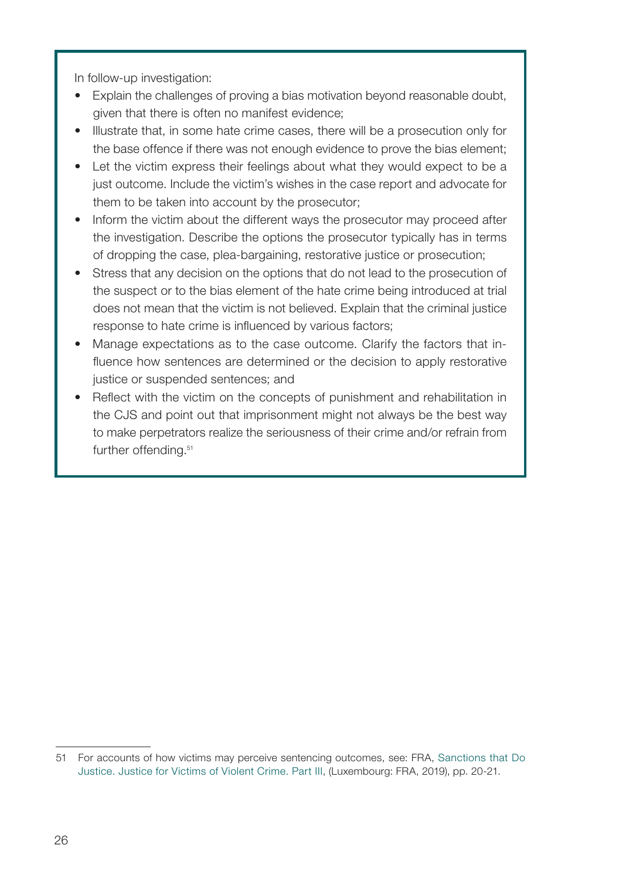In follow-up investigation:

- Explain the challenges of proving a bias motivation beyond reasonable doubt, given that there is often no manifest evidence;
- Illustrate that, in some hate crime cases, there will be a prosecution only for the base offence if there was not enough evidence to prove the bias element;
- Let the victim express their feelings about what they would expect to be a just outcome. Include the victim's wishes in the case report and advocate for them to be taken into account by the prosecutor;
- Inform the victim about the different ways the prosecutor may proceed after the investigation. Describe the options the prosecutor typically has in terms of dropping the case, plea-bargaining, restorative justice or prosecution;
- Stress that any decision on the options that do not lead to the prosecution of the suspect or to the bias element of the hate crime being introduced at trial does not mean that the victim is not believed. Explain that the criminal justice response to hate crime is influenced by various factors;
- Manage expectations as to the case outcome. Clarify the factors that influence how sentences are determined or the decision to apply restorative justice or suspended sentences; and
- Reflect with the victim on the concepts of punishment and rehabilitation in the CJS and point out that imprisonment might not always be the best way to make perpetrators realize the seriousness of their crime and/or refrain from further offending.[51]

---

51 For accounts of how victims may perceive sentencing outcomes, see: FRA, Sanctions that Do Justice. Justice for Victims of Violent Crime. Part III, (Luxembourg: FRA, 2019), pp. 20-21.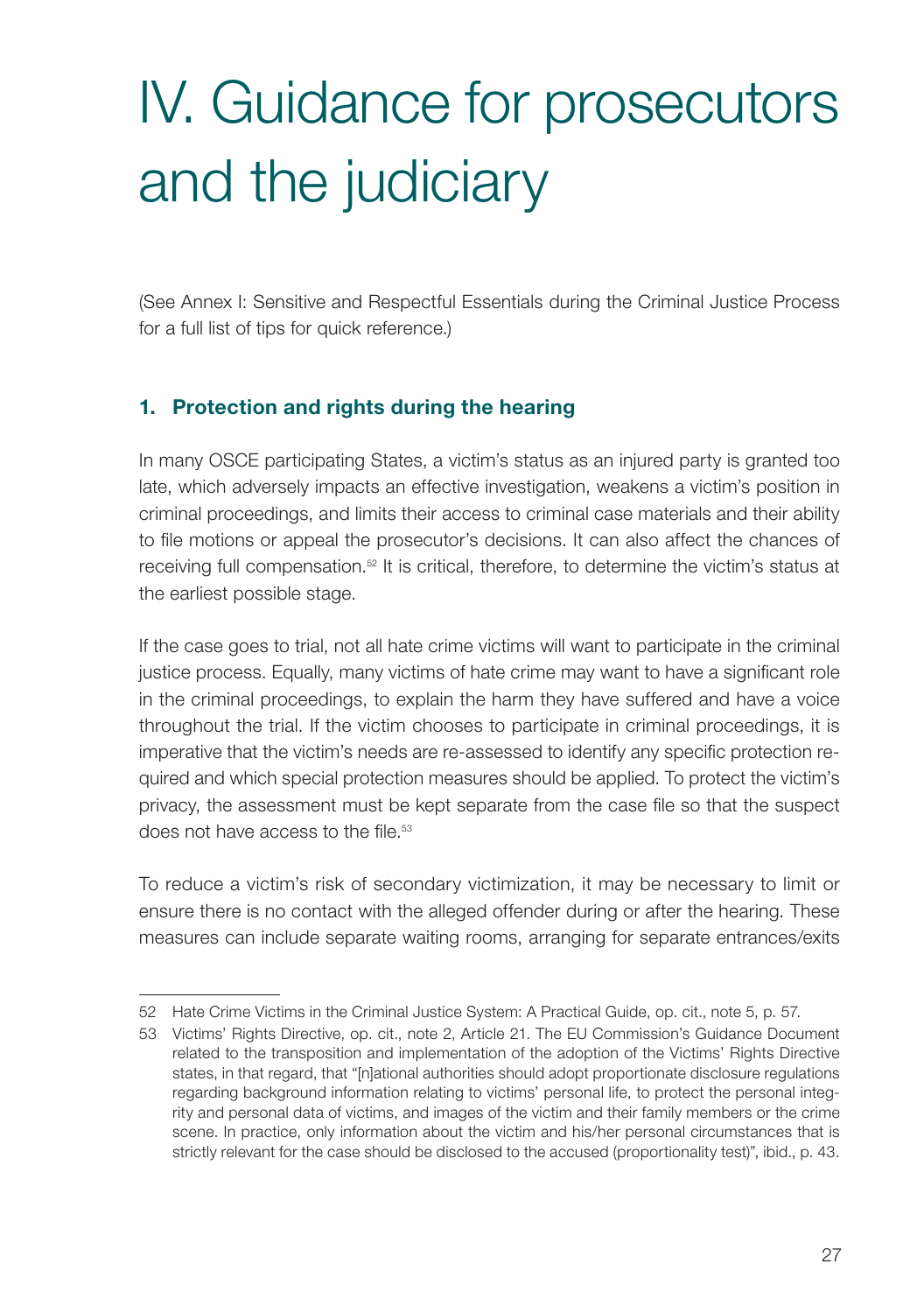# IV. Guidance for prosecutors and the judiciary

(See Annex I: Sensitive and Respectful Essentials during the Criminal Justice Process for a full list of tips for quick reference.)

## 1. Protection and rights during the hearing

In many OSCE participating States, a victim's status as an injured party is granted too late, which adversely impacts an effective investigation, weakens a victim's position in criminal proceedings, and limits their access to criminal case materials and their ability to file motions or appeal the prosecutor's decisions. It can also affect the chances of receiving full compensation.[52] It is critical, therefore, to determine the victim's status at the earliest possible stage.

If the case goes to trial, not all hate crime victims will want to participate in the criminal justice process. Equally, many victims of hate crime may want to have a significant role in the criminal proceedings, to explain the harm they have suffered and have a voice throughout the trial. If the victim chooses to participate in criminal proceedings, it is imperative that the victim's needs are re-assessed to identify any specific protection required and which special protection measures should be applied. To protect the victim's privacy, the assessment must be kept separate from the case file so that the suspect does not have access to the file.[53]

To reduce a victim's risk of secondary victimization, it may be necessary to limit or ensure there is no contact with the alleged offender during or after the hearing. These measures can include separate waiting rooms, arranging for separate entrances/exits

---

52 Hate Crime Victims in the Criminal Justice System: A Practical Guide, op. cit., note 5, p. 57.

53 Victims' Rights Directive, op. cit., note 2, Article 21. The EU Commission's Guidance Document related to the transposition and implementation of the adoption of the Victims' Rights Directive states, in that regard, that "[n]ational authorities should adopt proportionate disclosure regulations regarding background information relating to victims' personal life, to protect the personal integrity and personal data of victims, and images of the victim and their family members or the crime scene. In practice, only information about the victim and his/her personal circumstances that is strictly relevant for the case should be disclosed to the accused (proportionality test)", ibid., p. 43.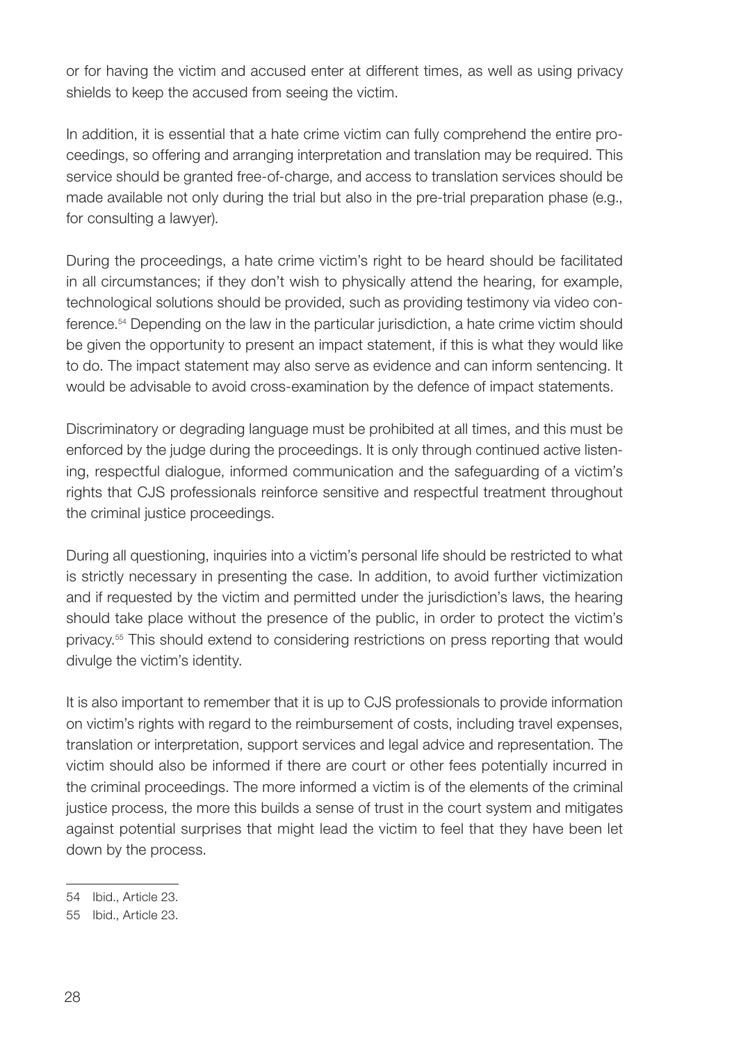or for having the victim and accused enter at different times, as well as using privacy shields to keep the accused from seeing the victim.

In addition, it is essential that a hate crime victim can fully comprehend the entire proceedings, so offering and arranging interpretation and translation may be required. This service should be granted free-of-charge, and access to translation services should be made available not only during the trial but also in the pre-trial preparation phase (e.g., for consulting a lawyer).

During the proceedings, a hate crime victim's right to be heard should be facilitated in all circumstances; if they don't wish to physically attend the hearing, for example, technological solutions should be provided, such as providing testimony via video conference.[54] Depending on the law in the particular jurisdiction, a hate crime victim should be given the opportunity to present an impact statement, if this is what they would like to do. The impact statement may also serve as evidence and can inform sentencing. It would be advisable to avoid cross-examination by the defence of impact statements.

Discriminatory or degrading language must be prohibited at all times, and this must be enforced by the judge during the proceedings. It is only through continued active listening, respectful dialogue, informed communication and the safeguarding of a victim's rights that CJS professionals reinforce sensitive and respectful treatment throughout the criminal justice proceedings.

During all questioning, inquiries into a victim's personal life should be restricted to what is strictly necessary in presenting the case. In addition, to avoid further victimization and if requested by the victim and permitted under the jurisdiction's laws, the hearing should take place without the presence of the public, in order to protect the victim's privacy.[55] This should extend to considering restrictions on press reporting that would divulge the victim's identity.

It is also important to remember that it is up to CJS professionals to provide information on victim's rights with regard to the reimbursement of costs, including travel expenses, translation or interpretation, support services and legal advice and representation. The victim should also be informed if there are court or other fees potentially incurred in the criminal proceedings. The more informed a victim is of the elements of the criminal justice process, the more this builds a sense of trust in the court system and mitigates against potential surprises that might lead the victim to feel that they have been let down by the process.

---

54 Ibid., Article 23.

55 Ibid., Article 23.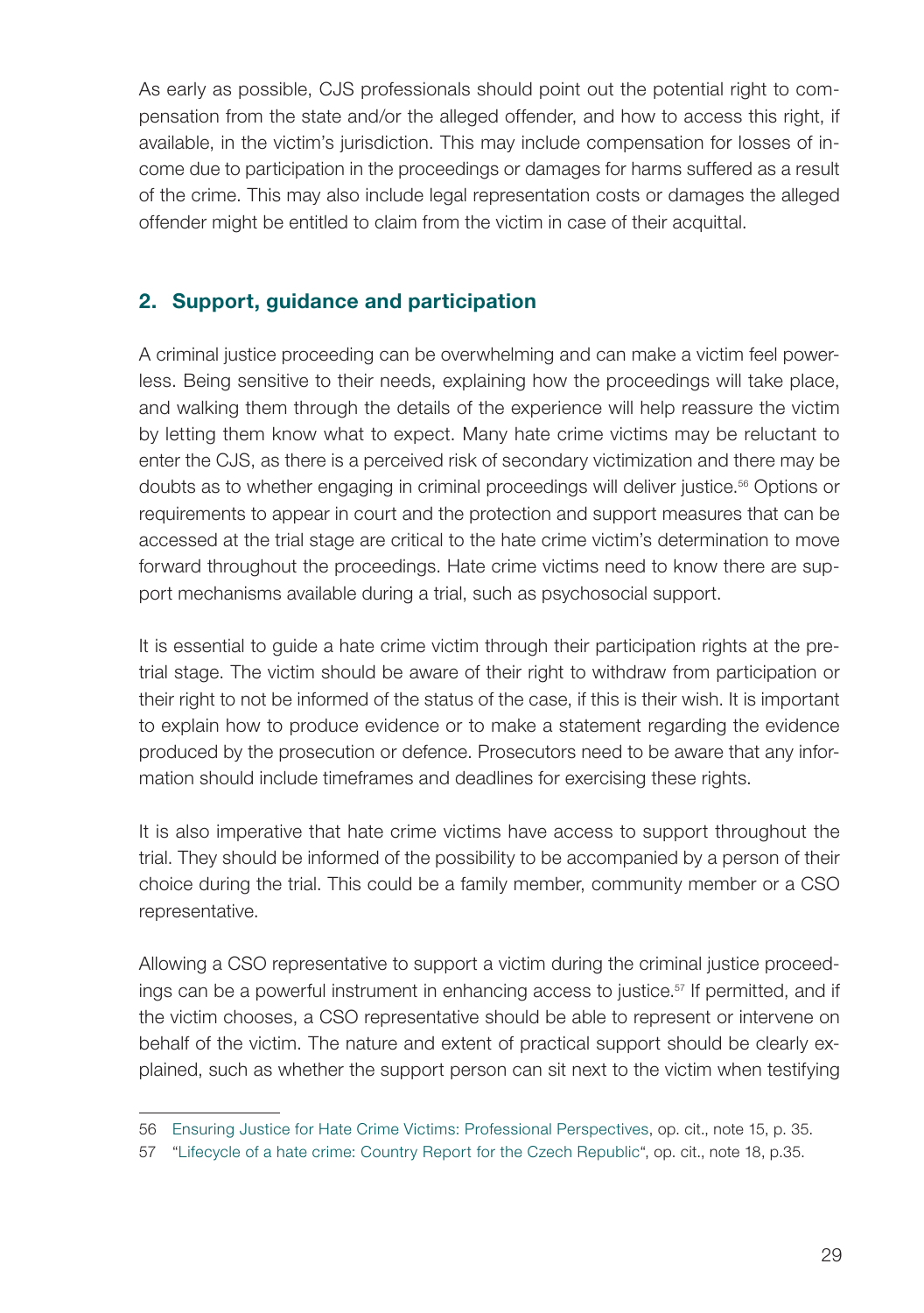As early as possible, CJS professionals should point out the potential right to compensation from the state and/or the alleged offender, and how to access this right, if available, in the victim's jurisdiction. This may include compensation for losses of income due to participation in the proceedings or damages for harms suffered as a result of the crime. This may also include legal representation costs or damages the alleged offender might be entitled to claim from the victim in case of their acquittal.

## 2. Support, guidance and participation

A criminal justice proceeding can be overwhelming and can make a victim feel powerless. Being sensitive to their needs, explaining how the proceedings will take place, and walking them through the details of the experience will help reassure the victim by letting them know what to expect. Many hate crime victims may be reluctant to enter the CJS, as there is a perceived risk of secondary victimization and there may be doubts as to whether engaging in criminal proceedings will deliver justice.[56] Options or requirements to appear in court and the protection and support measures that can be accessed at the trial stage are critical to the hate crime victim's determination to move forward throughout the proceedings. Hate crime victims need to know there are support mechanisms available during a trial, such as psychosocial support.

It is essential to guide a hate crime victim through their participation rights at the pre-trial stage. The victim should be aware of their right to withdraw from participation or their right to not be informed of the status of the case, if this is their wish. It is important to explain how to produce evidence or to make a statement regarding the evidence produced by the prosecution or defence. Prosecutors need to be aware that any information should include timeframes and deadlines for exercising these rights.

It is also imperative that hate crime victims have access to support throughout the trial. They should be informed of the possibility to be accompanied by a person of their choice during the trial. This could be a family member, community member or a CSO representative.

Allowing a CSO representative to support a victim during the criminal justice proceedings can be a powerful instrument in enhancing access to justice.[57] If permitted, and if the victim chooses, a CSO representative should be able to represent or intervene on behalf of the victim. The nature and extent of practical support should be clearly explained, such as whether the support person can sit next to the victim when testifying

---

56 Ensuring Justice for Hate Crime Victims: Professional Perspectives, op. cit., note 15, p. 35.

57 "Lifecycle of a hate crime: Country Report for the Czech Republic", op. cit., note 18, p.35.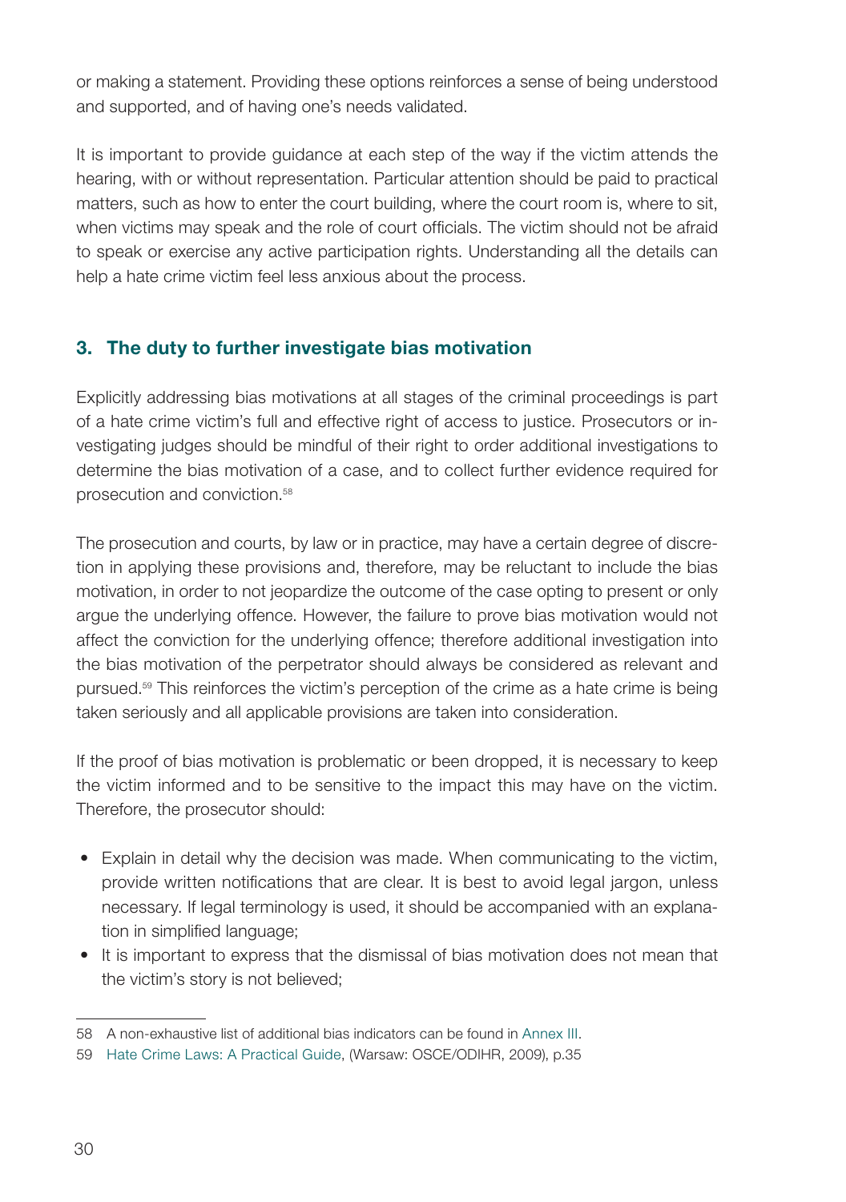or making a statement. Providing these options reinforces a sense of being understood and supported, and of having one's needs validated.

It is important to provide guidance at each step of the way if the victim attends the hearing, with or without representation. Particular attention should be paid to practical matters, such as how to enter the court building, where the court room is, where to sit, when victims may speak and the role of court officials. The victim should not be afraid to speak or exercise any active participation rights. Understanding all the details can help a hate crime victim feel less anxious about the process.

### 3. The duty to further investigate bias motivation

Explicitly addressing bias motivations at all stages of the criminal proceedings is part of a hate crime victim's full and effective right of access to justice. Prosecutors or investigating judges should be mindful of their right to order additional investigations to determine the bias motivation of a case, and to collect further evidence required for prosecution and conviction.[58]

The prosecution and courts, by law or in practice, may have a certain degree of discretion in applying these provisions and, therefore, may be reluctant to include the bias motivation, in order to not jeopardize the outcome of the case opting to present or only argue the underlying offence. However, the failure to prove bias motivation would not affect the conviction for the underlying offence; therefore additional investigation into the bias motivation of the perpetrator should always be considered as relevant and pursued.[59] This reinforces the victim's perception of the crime as a hate crime is being taken seriously and all applicable provisions are taken into consideration.

If the proof of bias motivation is problematic or been dropped, it is necessary to keep the victim informed and to be sensitive to the impact this may have on the victim. Therefore, the prosecutor should:

- Explain in detail why the decision was made. When communicating to the victim, provide written notifications that are clear. It is best to avoid legal jargon, unless necessary. If legal terminology is used, it should be accompanied with an explanation in simplified language;
- It is important to express that the dismissal of bias motivation does not mean that the victim's story is not believed;

---

58 A non-exhaustive list of additional bias indicators can be found in Annex III.

59 Hate Crime Laws: A Practical Guide, (Warsaw: OSCE/ODIHR, 2009), p.35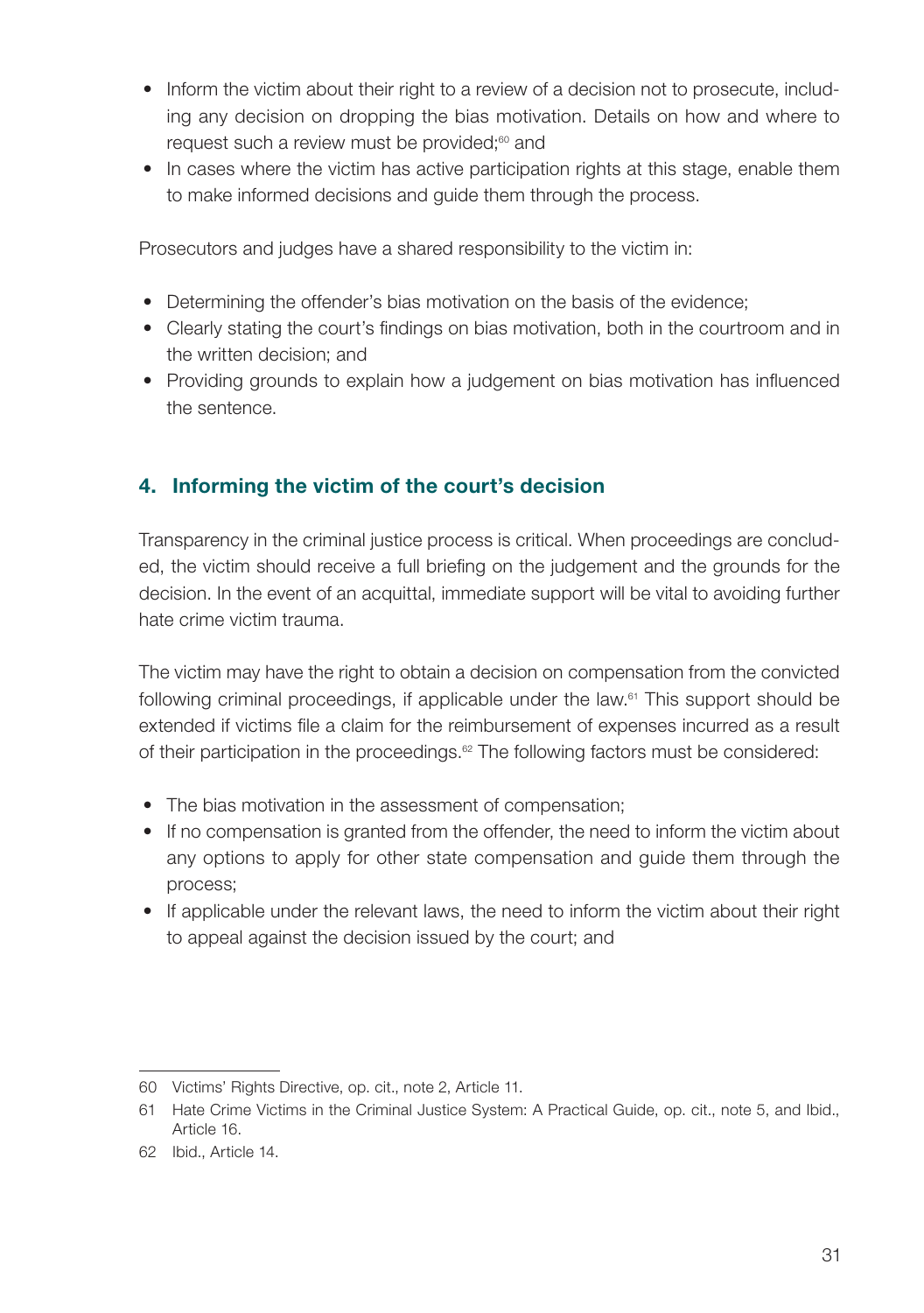- Inform the victim about their right to a review of a decision not to prosecute, including any decision on dropping the bias motivation. Details on how and where to request such a review must be provided;[60] and
- In cases where the victim has active participation rights at this stage, enable them to make informed decisions and guide them through the process.

Prosecutors and judges have a shared responsibility to the victim in:

- Determining the offender's bias motivation on the basis of the evidence;
- Clearly stating the court's findings on bias motivation, both in the courtroom and in the written decision; and
- Providing grounds to explain how a judgement on bias motivation has influenced the sentence.

## 4. Informing the victim of the court's decision

Transparency in the criminal justice process is critical. When proceedings are concluded, the victim should receive a full briefing on the judgement and the grounds for the decision. In the event of an acquittal, immediate support will be vital to avoiding further hate crime victim trauma.

The victim may have the right to obtain a decision on compensation from the convicted following criminal proceedings, if applicable under the law.[61] This support should be extended if victims file a claim for the reimbursement of expenses incurred as a result of their participation in the proceedings.[62] The following factors must be considered:

- The bias motivation in the assessment of compensation;
- If no compensation is granted from the offender, the need to inform the victim about any options to apply for other state compensation and guide them through the process;
- If applicable under the relevant laws, the need to inform the victim about their right to appeal against the decision issued by the court; and

---

60 Victims' Rights Directive, op. cit., note 2, Article 11.

61 Hate Crime Victims in the Criminal Justice System: A Practical Guide, op. cit., note 5, and Ibid., Article 16.

62 Ibid., Article 14.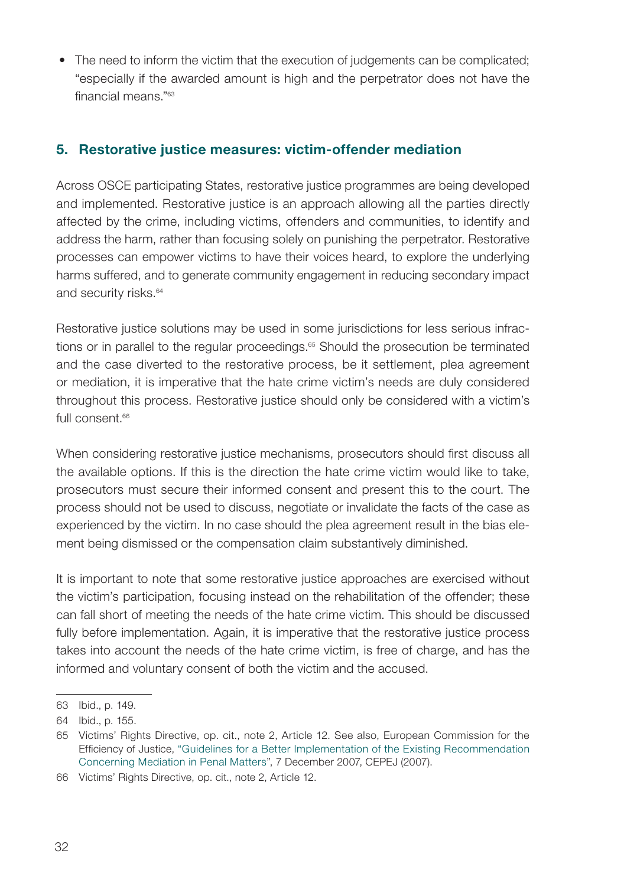- The need to inform the victim that the execution of judgements can be complicated; "especially if the awarded amount is high and the perpetrator does not have the financial means."[63]

## 5. Restorative justice measures: victim-offender mediation

Across OSCE participating States, restorative justice programmes are being developed and implemented. Restorative justice is an approach allowing all the parties directly affected by the crime, including victims, offenders and communities, to identify and address the harm, rather than focusing solely on punishing the perpetrator. Restorative processes can empower victims to have their voices heard, to explore the underlying harms suffered, and to generate community engagement in reducing secondary impact and security risks.[64]

Restorative justice solutions may be used in some jurisdictions for less serious infractions or in parallel to the regular proceedings.[65] Should the prosecution be terminated and the case diverted to the restorative process, be it settlement, plea agreement or mediation, it is imperative that the hate crime victim's needs are duly considered throughout this process. Restorative justice should only be considered with a victim's full consent.[66]

When considering restorative justice mechanisms, prosecutors should first discuss all the available options. If this is the direction the hate crime victim would like to take, prosecutors must secure their informed consent and present this to the court. The process should not be used to discuss, negotiate or invalidate the facts of the case as experienced by the victim. In no case should the plea agreement result in the bias element being dismissed or the compensation claim substantively diminished.

It is important to note that some restorative justice approaches are exercised without the victim's participation, focusing instead on the rehabilitation of the offender; these can fall short of meeting the needs of the hate crime victim. This should be discussed fully before implementation. Again, it is imperative that the restorative justice process takes into account the needs of the hate crime victim, is free of charge, and has the informed and voluntary consent of both the victim and the accused.

---

63 Ibid., p. 149.

64 Ibid., p. 155.

65 Victims' Rights Directive, op. cit., note 2, Article 12. See also, European Commission for the Efficiency of Justice, "Guidelines for a Better Implementation of the Existing Recommendation Concerning Mediation in Penal Matters", 7 December 2007, CEPEJ (2007).

66 Victims' Rights Directive, op. cit., note 2, Article 12.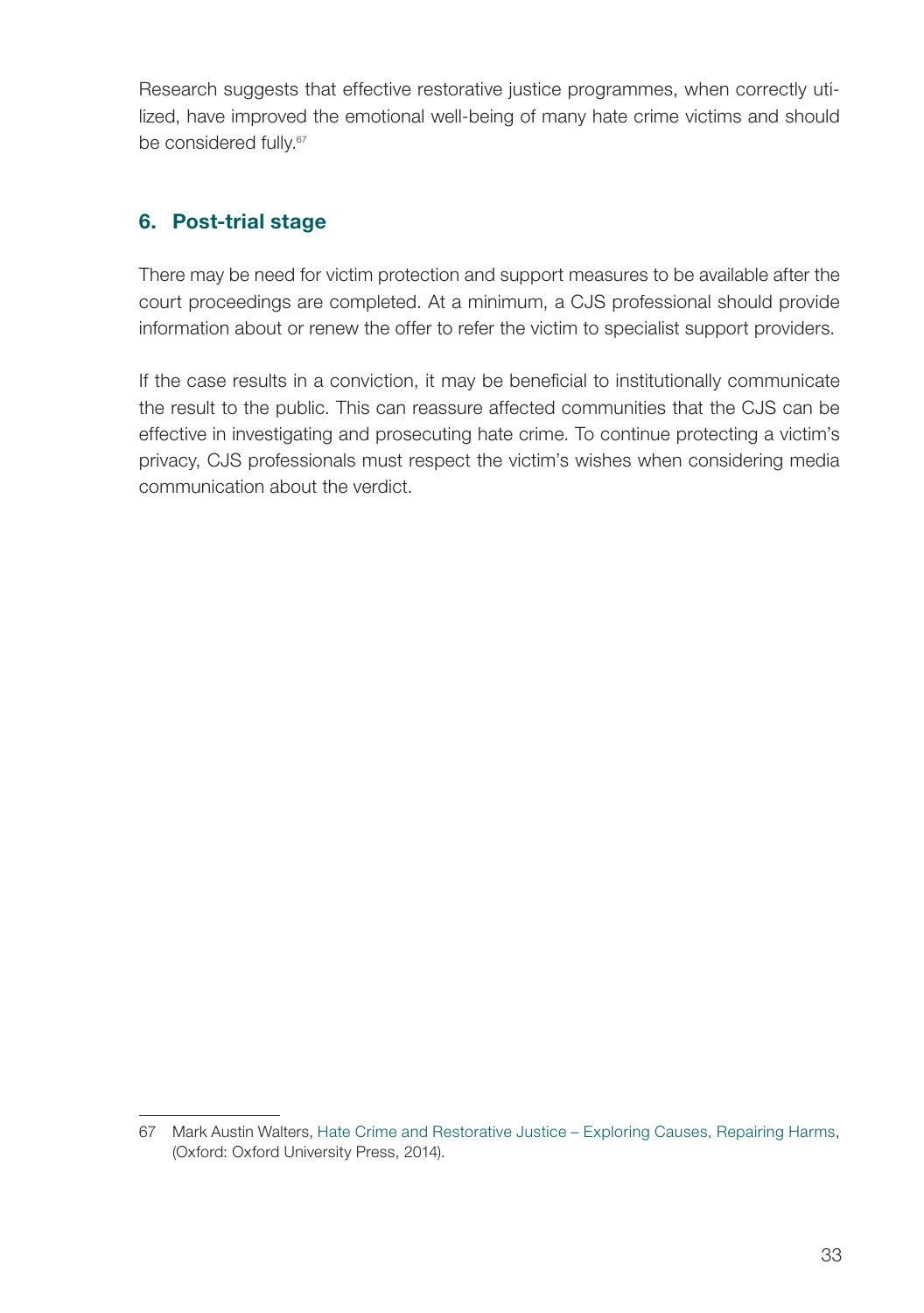Research suggests that effective restorative justice programmes, when correctly utilized, have improved the emotional well-being of many hate crime victims and should be considered fully.[67]

## 6. Post-trial stage

There may be need for victim protection and support measures to be available after the court proceedings are completed. At a minimum, a CJS professional should provide information about or renew the offer to refer the victim to specialist support providers.

If the case results in a conviction, it may be beneficial to institutionally communicate the result to the public. This can reassure affected communities that the CJS can be effective in investigating and prosecuting hate crime. To continue protecting a victim's privacy, CJS professionals must respect the victim's wishes when considering media communication about the verdict.

---

67 Mark Austin Walters, Hate Crime and Restorative Justice – Exploring Causes, Repairing Harms, (Oxford: Oxford University Press, 2014).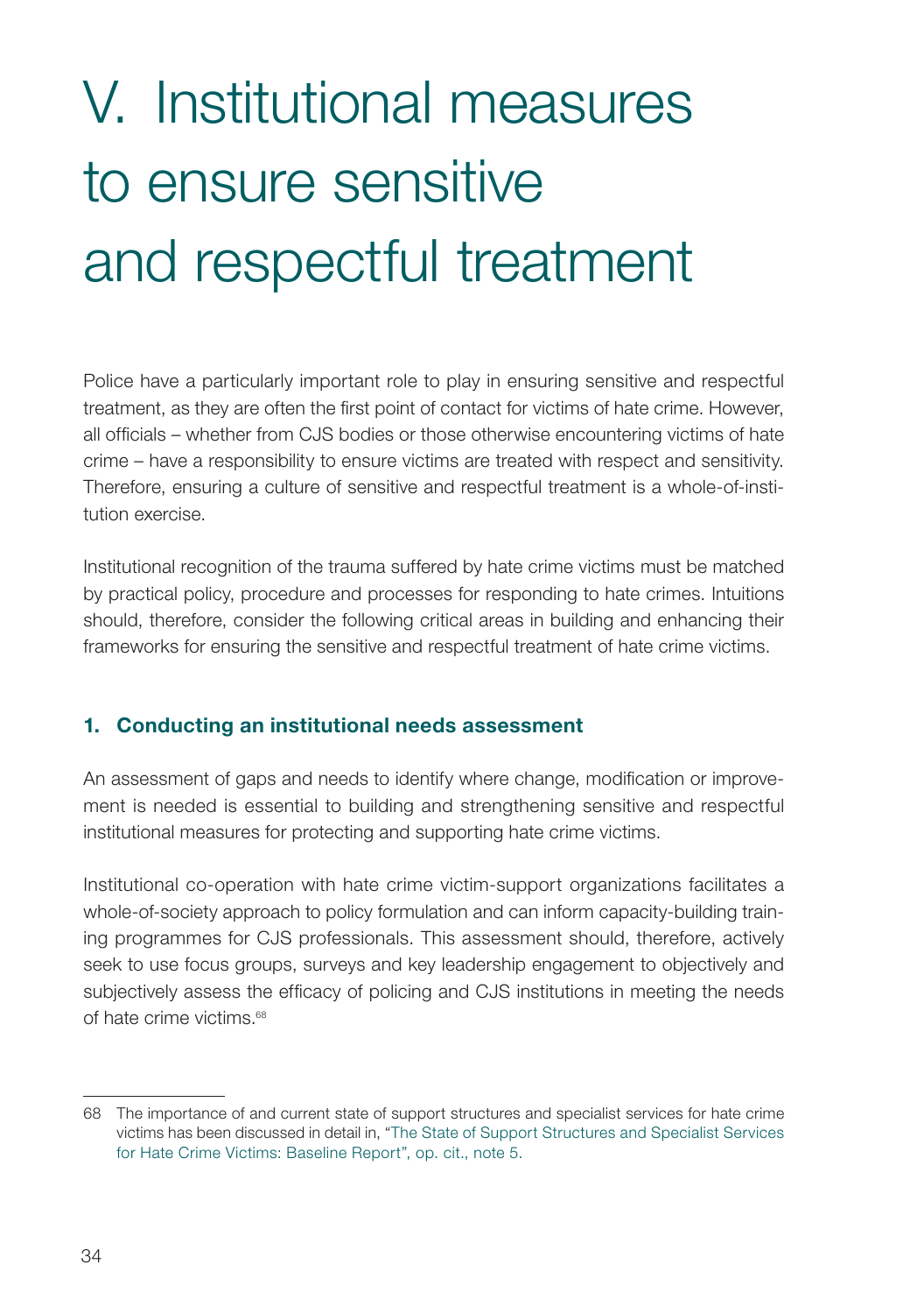# V. Institutional measures to ensure sensitive and respectful treatment

Police have a particularly important role to play in ensuring sensitive and respectful treatment, as they are often the first point of contact for victims of hate crime. However, all officials – whether from CJS bodies or those otherwise encountering victims of hate crime – have a responsibility to ensure victims are treated with respect and sensitivity. Therefore, ensuring a culture of sensitive and respectful treatment is a whole-of-institution exercise.

Institutional recognition of the trauma suffered by hate crime victims must be matched by practical policy, procedure and processes for responding to hate crimes. Intuitions should, therefore, consider the following critical areas in building and enhancing their frameworks for ensuring the sensitive and respectful treatment of hate crime victims.

## 1. Conducting an institutional needs assessment

An assessment of gaps and needs to identify where change, modification or improvement is needed is essential to building and strengthening sensitive and respectful institutional measures for protecting and supporting hate crime victims.

Institutional co-operation with hate crime victim-support organizations facilitates a whole-of-society approach to policy formulation and can inform capacity-building training programmes for CJS professionals. This assessment should, therefore, actively seek to use focus groups, surveys and key leadership engagement to objectively and subjectively assess the efficacy of policing and CJS institutions in meeting the needs of hate crime victims.[68]

---

68 The importance of and current state of support structures and specialist services for hate crime victims has been discussed in detail in, "The State of Support Structures and Specialist Services for Hate Crime Victims: Baseline Report", op. cit., note 5.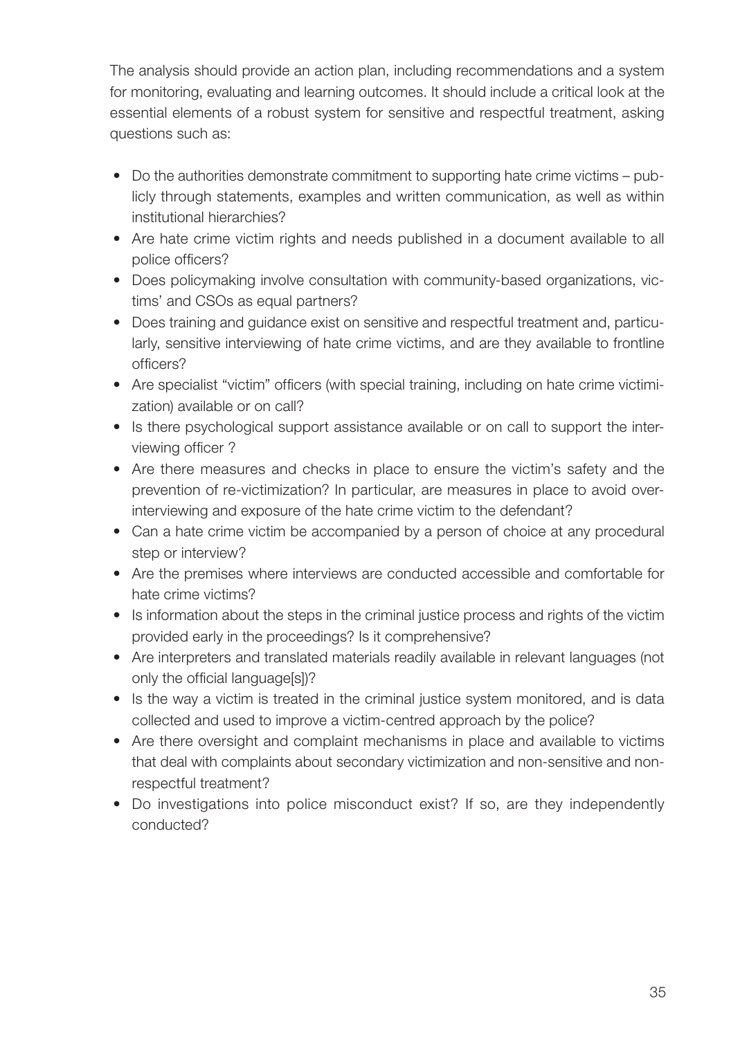The analysis should provide an action plan, including recommendations and a system for monitoring, evaluating and learning outcomes. It should include a critical look at the essential elements of a robust system for sensitive and respectful treatment, asking questions such as:

- Do the authorities demonstrate commitment to supporting hate crime victims – publicly through statements, examples and written communication, as well as within institutional hierarchies?
- Are hate crime victim rights and needs published in a document available to all police officers?
- Does policymaking involve consultation with community-based organizations, victims' and CSOs as equal partners?
- Does training and guidance exist on sensitive and respectful treatment and, particularly, sensitive interviewing of hate crime victims, and are they available to frontline officers?
- Are specialist "victim" officers (with special training, including on hate crime victimization) available or on call?
- Is there psychological support assistance available or on call to support the interviewing officer ?
- Are there measures and checks in place to ensure the victim's safety and the prevention of re-victimization? In particular, are measures in place to avoid over-interviewing and exposure of the hate crime victim to the defendant?
- Can a hate crime victim be accompanied by a person of choice at any procedural step or interview?
- Are the premises where interviews are conducted accessible and comfortable for hate crime victims?
- Is information about the steps in the criminal justice process and rights of the victim provided early in the proceedings? Is it comprehensive?
- Are interpreters and translated materials readily available in relevant languages (not only the official language[s])?
- Is the way a victim is treated in the criminal justice system monitored, and is data collected and used to improve a victim-centred approach by the police?
- Are there oversight and complaint mechanisms in place and available to victims that deal with complaints about secondary victimization and non-sensitive and non-respectful treatment?
- Do investigations into police misconduct exist? If so, are they independently conducted?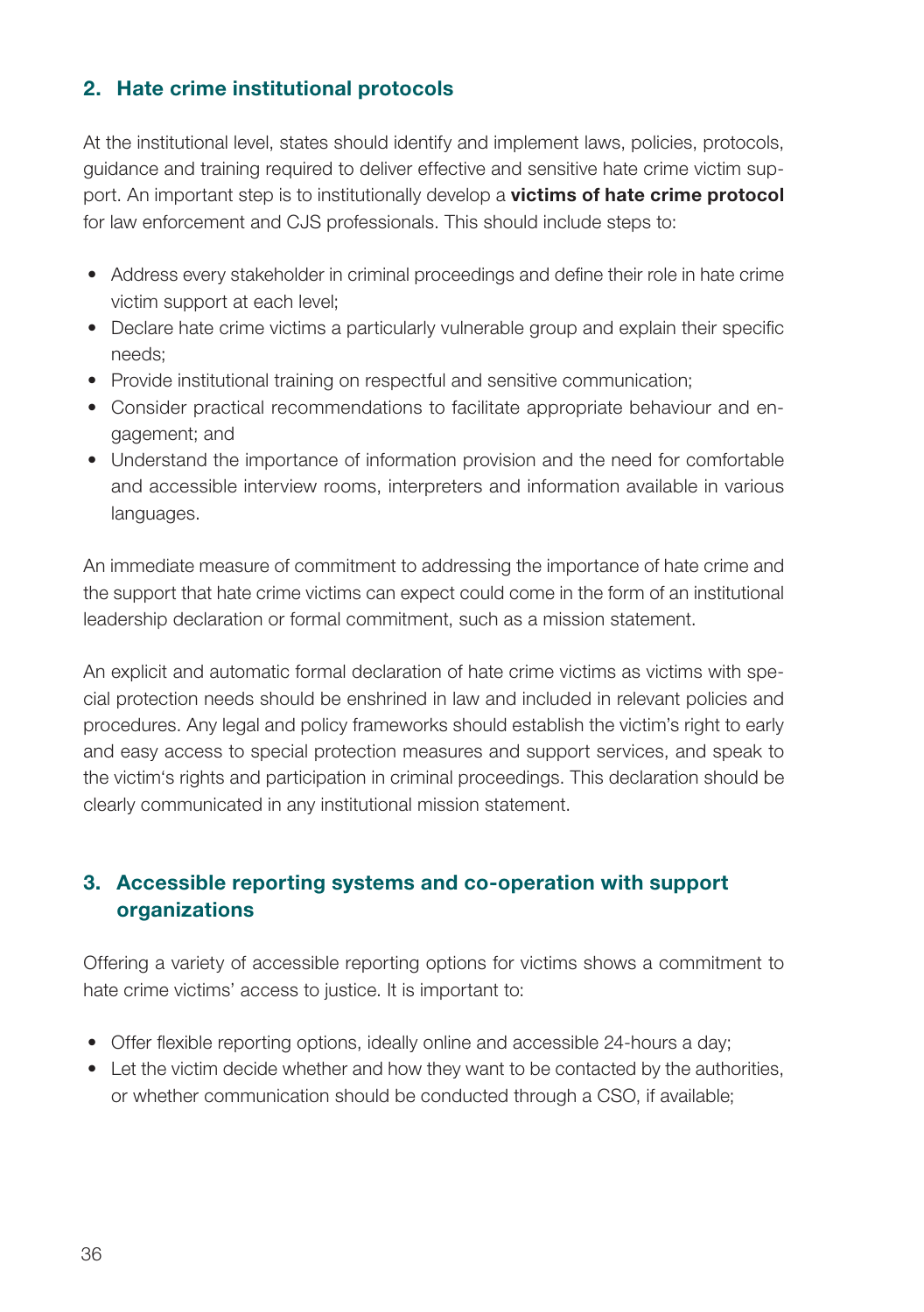## 2. Hate crime institutional protocols

At the institutional level, states should identify and implement laws, policies, protocols, guidance and training required to deliver effective and sensitive hate crime victim support. An important step is to institutionally develop a **victims of hate crime protocol** for law enforcement and CJS professionals. This should include steps to:

- Address every stakeholder in criminal proceedings and define their role in hate crime victim support at each level;
- Declare hate crime victims a particularly vulnerable group and explain their specific needs;
- Provide institutional training on respectful and sensitive communication;
- Consider practical recommendations to facilitate appropriate behaviour and engagement; and
- Understand the importance of information provision and the need for comfortable and accessible interview rooms, interpreters and information available in various languages.

An immediate measure of commitment to addressing the importance of hate crime and the support that hate crime victims can expect could come in the form of an institutional leadership declaration or formal commitment, such as a mission statement.

An explicit and automatic formal declaration of hate crime victims as victims with special protection needs should be enshrined in law and included in relevant policies and procedures. Any legal and policy frameworks should establish the victim's right to early and easy access to special protection measures and support services, and speak to the victim's rights and participation in criminal proceedings. This declaration should be clearly communicated in any institutional mission statement.

## 3. Accessible reporting systems and co-operation with support organizations

Offering a variety of accessible reporting options for victims shows a commitment to hate crime victims' access to justice. It is important to:

- Offer flexible reporting options, ideally online and accessible 24-hours a day;
- Let the victim decide whether and how they want to be contacted by the authorities, or whether communication should be conducted through a CSO, if available;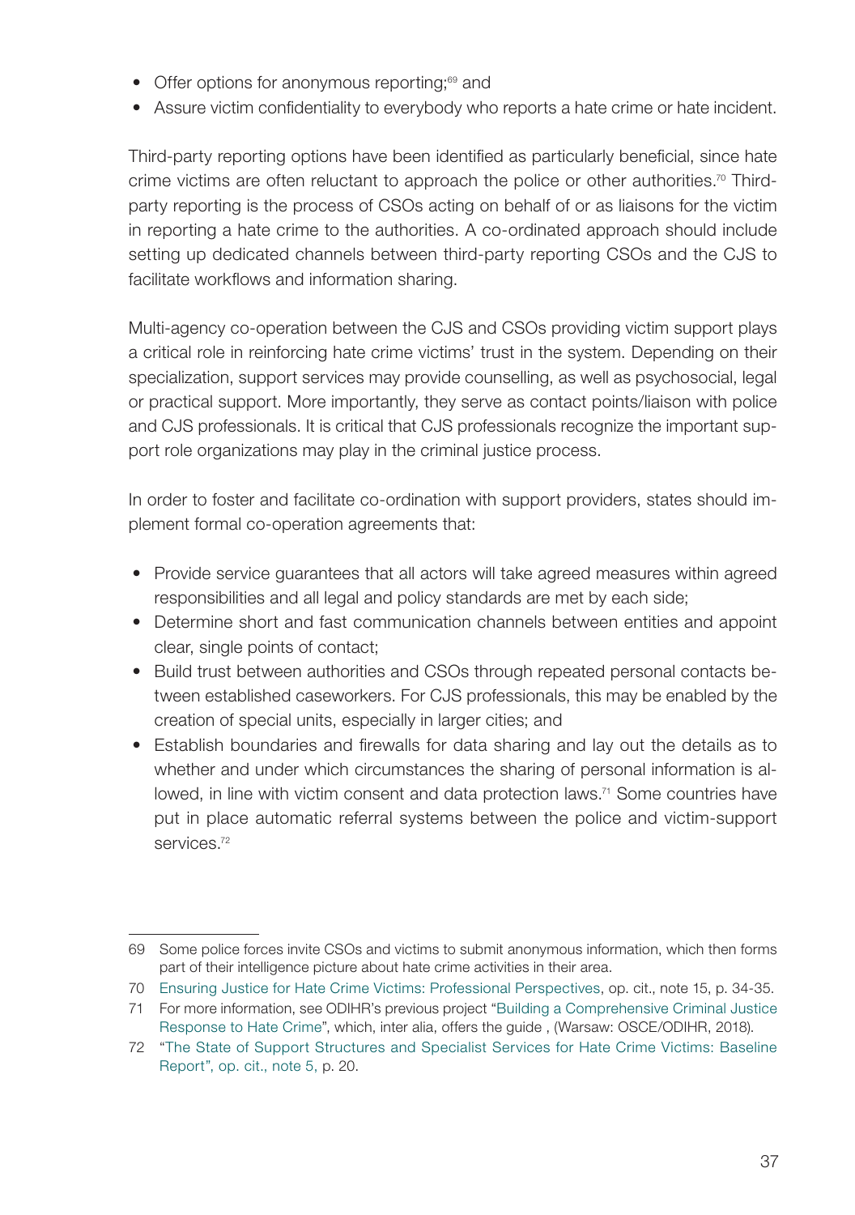- Offer options for anonymous reporting;[69] and
- Assure victim confidentiality to everybody who reports a hate crime or hate incident.

Third-party reporting options have been identified as particularly beneficial, since hate crime victims are often reluctant to approach the police or other authorities.[70] Third-party reporting is the process of CSOs acting on behalf of or as liaisons for the victim in reporting a hate crime to the authorities. A co-ordinated approach should include setting up dedicated channels between third-party reporting CSOs and the CJS to facilitate workflows and information sharing.

Multi-agency co-operation between the CJS and CSOs providing victim support plays a critical role in reinforcing hate crime victims' trust in the system. Depending on their specialization, support services may provide counselling, as well as psychosocial, legal or practical support. More importantly, they serve as contact points/liaison with police and CJS professionals. It is critical that CJS professionals recognize the important support role organizations may play in the criminal justice process.

In order to foster and facilitate co-ordination with support providers, states should implement formal co-operation agreements that:

- Provide service guarantees that all actors will take agreed measures within agreed responsibilities and all legal and policy standards are met by each side;
- Determine short and fast communication channels between entities and appoint clear, single points of contact;
- Build trust between authorities and CSOs through repeated personal contacts between established caseworkers. For CJS professionals, this may be enabled by the creation of special units, especially in larger cities; and
- Establish boundaries and firewalls for data sharing and lay out the details as to whether and under which circumstances the sharing of personal information is allowed, in line with victim consent and data protection laws.[71] Some countries have put in place automatic referral systems between the police and victim-support services.[72]

---

69 Some police forces invite CSOs and victims to submit anonymous information, which then forms part of their intelligence picture about hate crime activities in their area.

70 Ensuring Justice for Hate Crime Victims: Professional Perspectives, op. cit., note 15, p. 34-35.

71 For more information, see ODIHR's previous project "Building a Comprehensive Criminal Justice Response to Hate Crime", which, inter alia, offers the guide , (Warsaw: OSCE/ODIHR, 2018).

72 "The State of Support Structures and Specialist Services for Hate Crime Victims: Baseline Report", op. cit., note 5, p. 20.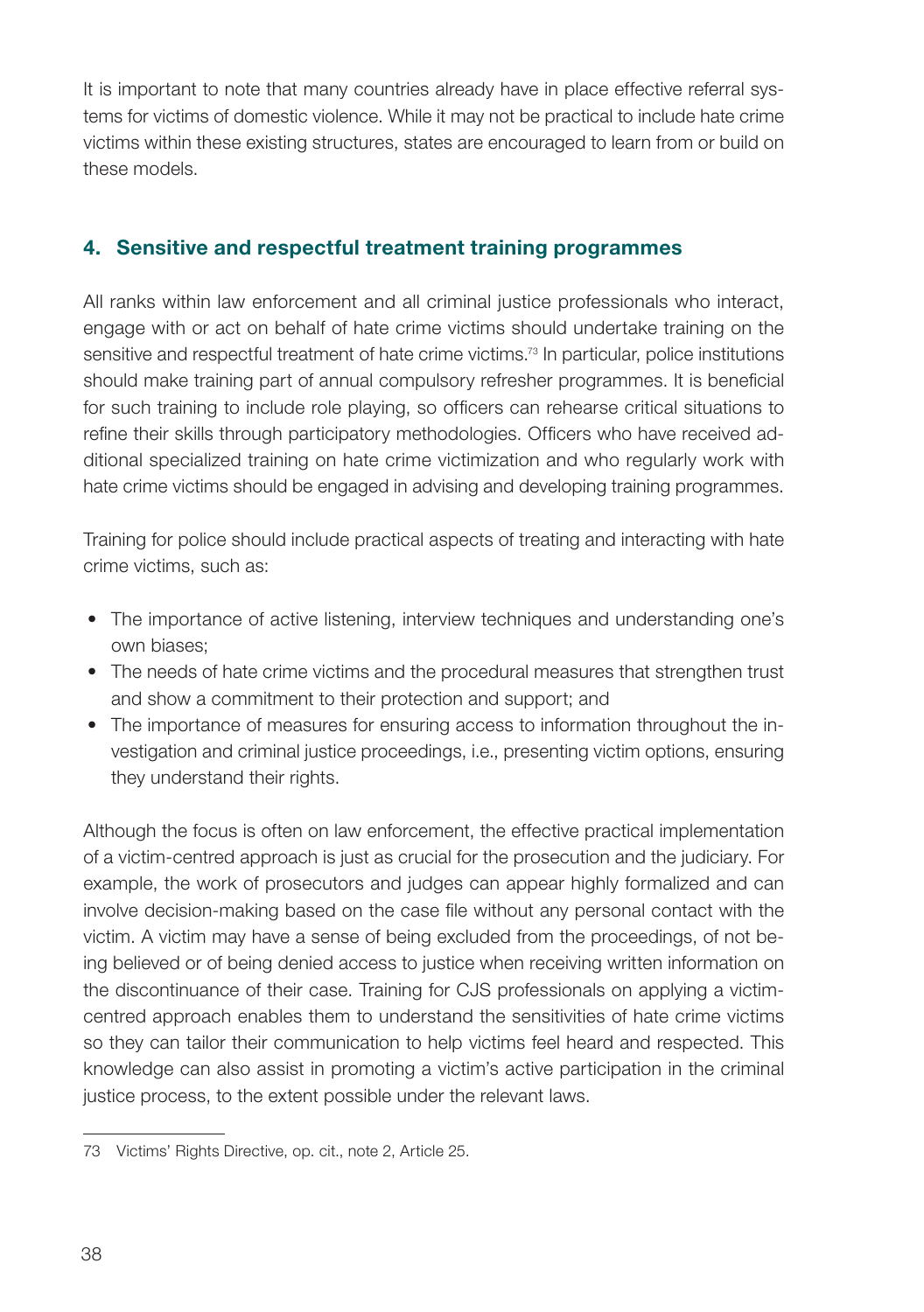It is important to note that many countries already have in place effective referral systems for victims of domestic violence. While it may not be practical to include hate crime victims within these existing structures, states are encouraged to learn from or build on these models.

## 4. Sensitive and respectful treatment training programmes

All ranks within law enforcement and all criminal justice professionals who interact, engage with or act on behalf of hate crime victims should undertake training on the sensitive and respectful treatment of hate crime victims.[73] In particular, police institutions should make training part of annual compulsory refresher programmes. It is beneficial for such training to include role playing, so officers can rehearse critical situations to refine their skills through participatory methodologies. Officers who have received additional specialized training on hate crime victimization and who regularly work with hate crime victims should be engaged in advising and developing training programmes.

Training for police should include practical aspects of treating and interacting with hate crime victims, such as:

- The importance of active listening, interview techniques and understanding one's own biases;
- The needs of hate crime victims and the procedural measures that strengthen trust and show a commitment to their protection and support; and
- The importance of measures for ensuring access to information throughout the investigation and criminal justice proceedings, i.e., presenting victim options, ensuring they understand their rights.

Although the focus is often on law enforcement, the effective practical implementation of a victim-centred approach is just as crucial for the prosecution and the judiciary. For example, the work of prosecutors and judges can appear highly formalized and can involve decision-making based on the case file without any personal contact with the victim. A victim may have a sense of being excluded from the proceedings, of not being believed or of being denied access to justice when receiving written information on the discontinuance of their case. Training for CJS professionals on applying a victim-centred approach enables them to understand the sensitivities of hate crime victims so they can tailor their communication to help victims feel heard and respected. This knowledge can also assist in promoting a victim's active participation in the criminal justice process, to the extent possible under the relevant laws.

---

73 Victims' Rights Directive, op. cit., note 2, Article 25.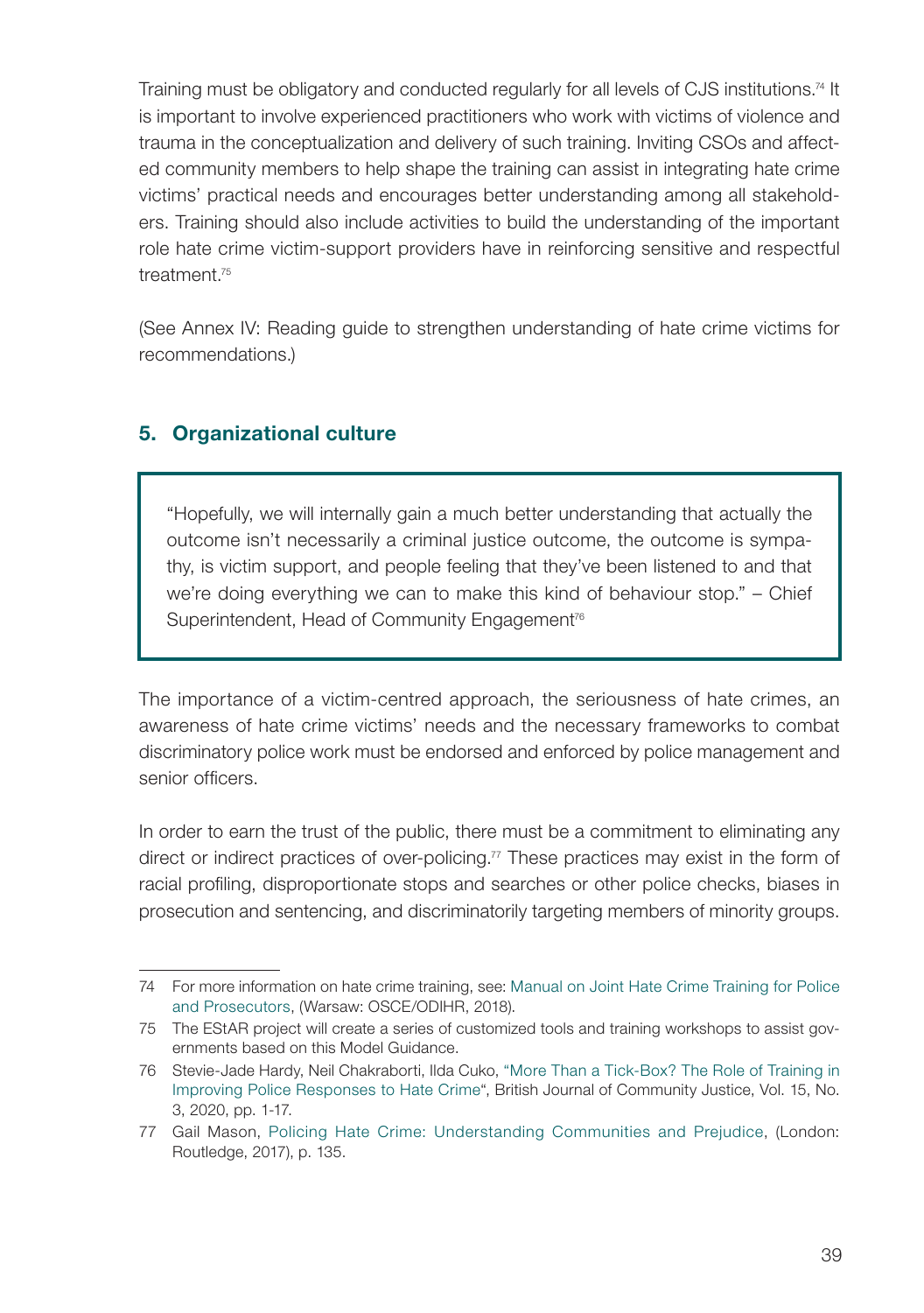Training must be obligatory and conducted regularly for all levels of CJS institutions.[74] It is important to involve experienced practitioners who work with victims of violence and trauma in the conceptualization and delivery of such training. Inviting CSOs and affected community members to help shape the training can assist in integrating hate crime victims' practical needs and encourages better understanding among all stakeholders. Training should also include activities to build the understanding of the important role hate crime victim-support providers have in reinforcing sensitive and respectful treatment.[75]

(See Annex IV: Reading guide to strengthen understanding of hate crime victims for recommendations.)

## 5. Organizational culture

> "Hopefully, we will internally gain a much better understanding that actually the outcome isn't necessarily a criminal justice outcome, the outcome is sympathy, is victim support, and people feeling that they've been listened to and that we're doing everything we can to make this kind of behaviour stop." – Chief Superintendent, Head of Community Engagement[76]

The importance of a victim-centred approach, the seriousness of hate crimes, an awareness of hate crime victims' needs and the necessary frameworks to combat discriminatory police work must be endorsed and enforced by police management and senior officers.

In order to earn the trust of the public, there must be a commitment to eliminating any direct or indirect practices of over-policing.[77] These practices may exist in the form of racial profiling, disproportionate stops and searches or other police checks, biases in prosecution and sentencing, and discriminatorily targeting members of minority groups.

---

74 For more information on hate crime training, see: Manual on Joint Hate Crime Training for Police and Prosecutors, (Warsaw: OSCE/ODIHR, 2018).

75 The EStAR project will create a series of customized tools and training workshops to assist governments based on this Model Guidance.

76 Stevie-Jade Hardy, Neil Chakraborti, Ilda Cuko, "More Than a Tick-Box? The Role of Training in Improving Police Responses to Hate Crime", British Journal of Community Justice, Vol. 15, No. 3, 2020, pp. 1-17.

77 Gail Mason, Policing Hate Crime: Understanding Communities and Prejudice, (London: Routledge, 2017), p. 135.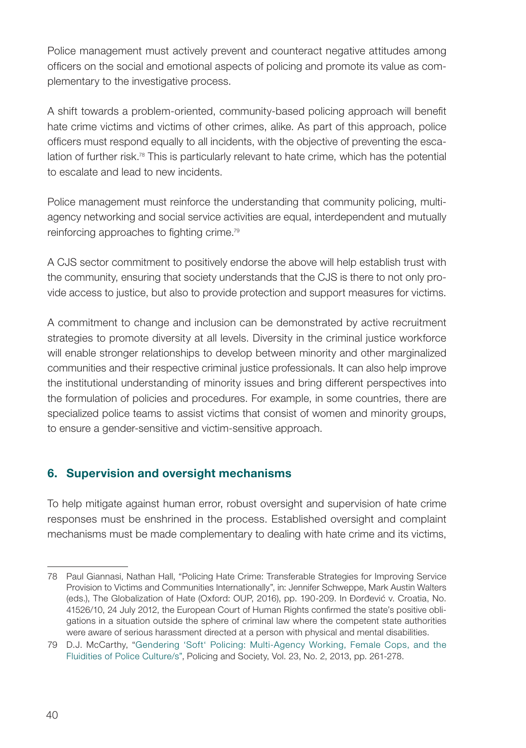Police management must actively prevent and counteract negative attitudes among officers on the social and emotional aspects of policing and promote its value as complementary to the investigative process.

A shift towards a problem-oriented, community-based policing approach will benefit hate crime victims and victims of other crimes, alike. As part of this approach, police officers must respond equally to all incidents, with the objective of preventing the escalation of further risk.[78] This is particularly relevant to hate crime, which has the potential to escalate and lead to new incidents.

Police management must reinforce the understanding that community policing, multi-agency networking and social service activities are equal, interdependent and mutually reinforcing approaches to fighting crime.[79]

A CJS sector commitment to positively endorse the above will help establish trust with the community, ensuring that society understands that the CJS is there to not only provide access to justice, but also to provide protection and support measures for victims.

A commitment to change and inclusion can be demonstrated by active recruitment strategies to promote diversity at all levels. Diversity in the criminal justice workforce will enable stronger relationships to develop between minority and other marginalized communities and their respective criminal justice professionals. It can also help improve the institutional understanding of minority issues and bring different perspectives into the formulation of policies and procedures. For example, in some countries, there are specialized police teams to assist victims that consist of women and minority groups, to ensure a gender-sensitive and victim-sensitive approach.

## 6. Supervision and oversight mechanisms

To help mitigate against human error, robust oversight and supervision of hate crime responses must be enshrined in the process. Established oversight and complaint mechanisms must be made complementary to dealing with hate crime and its victims,

---

78 Paul Giannasi, Nathan Hall, "Policing Hate Crime: Transferable Strategies for Improving Service Provision to Victims and Communities Internationally", in: Jennifer Schweppe, Mark Austin Walters (eds.), The Globalization of Hate (Oxford: OUP, 2016), pp. 190-209. In Đorđević v. Croatia, No. 41526/10, 24 July 2012, the European Court of Human Rights confirmed the state's positive obligations in a situation outside the sphere of criminal law where the competent state authorities were aware of serious harassment directed at a person with physical and mental disabilities.

79 D.J. McCarthy, "Gendering 'Soft' Policing: Multi-Agency Working, Female Cops, and the Fluidities of Police Culture/s", Policing and Society, Vol. 23, No. 2, 2013, pp. 261-278.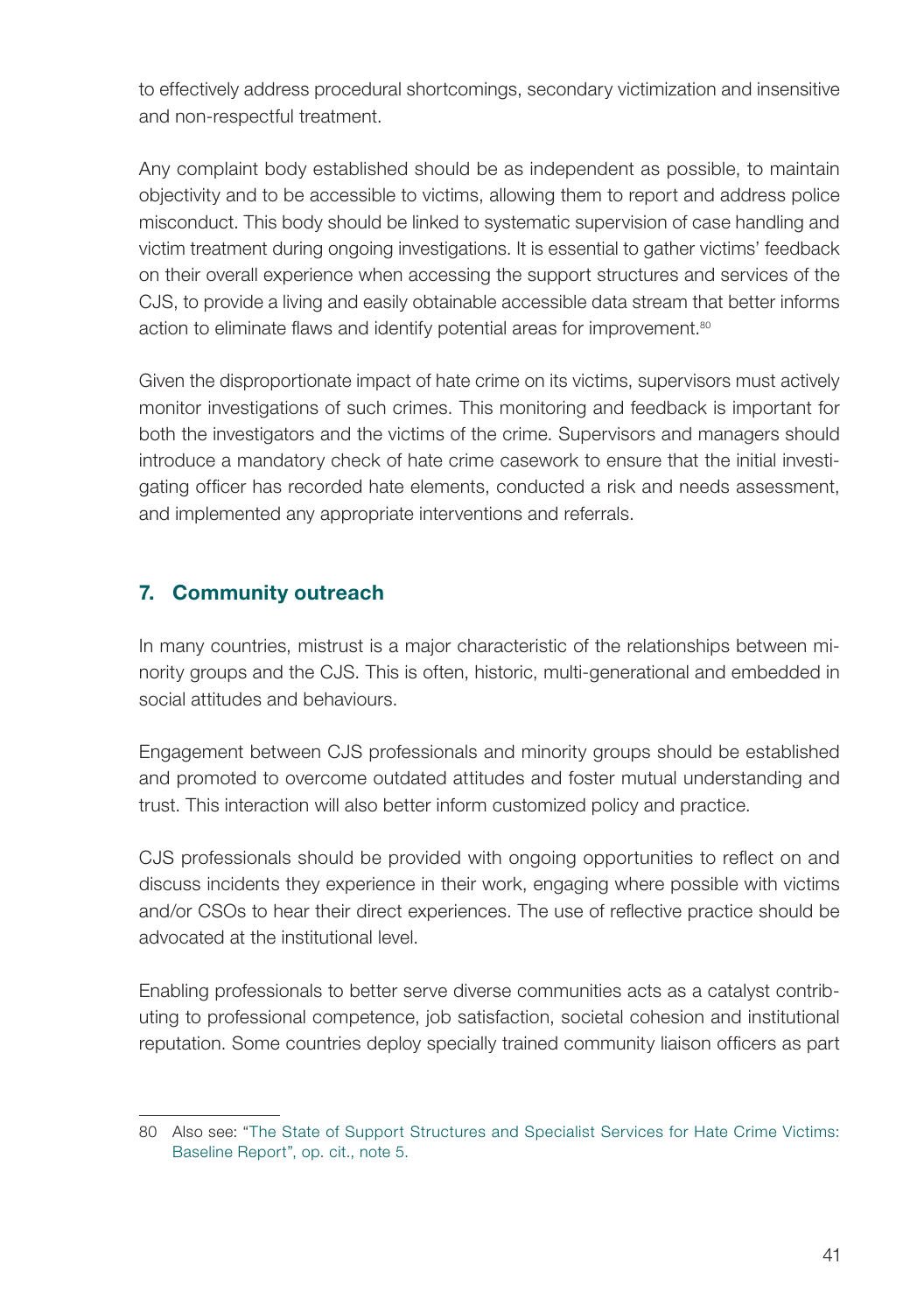to effectively address procedural shortcomings, secondary victimization and insensitive and non-respectful treatment.

Any complaint body established should be as independent as possible, to maintain objectivity and to be accessible to victims, allowing them to report and address police misconduct. This body should be linked to systematic supervision of case handling and victim treatment during ongoing investigations. It is essential to gather victims' feedback on their overall experience when accessing the support structures and services of the CJS, to provide a living and easily obtainable accessible data stream that better informs action to eliminate flaws and identify potential areas for improvement.[80]

Given the disproportionate impact of hate crime on its victims, supervisors must actively monitor investigations of such crimes. This monitoring and feedback is important for both the investigators and the victims of the crime. Supervisors and managers should introduce a mandatory check of hate crime casework to ensure that the initial investigating officer has recorded hate elements, conducted a risk and needs assessment, and implemented any appropriate interventions and referrals.

## 7. Community outreach

In many countries, mistrust is a major characteristic of the relationships between minority groups and the CJS. This is often, historic, multi-generational and embedded in social attitudes and behaviours.

Engagement between CJS professionals and minority groups should be established and promoted to overcome outdated attitudes and foster mutual understanding and trust. This interaction will also better inform customized policy and practice.

CJS professionals should be provided with ongoing opportunities to reflect on and discuss incidents they experience in their work, engaging where possible with victims and/or CSOs to hear their direct experiences. The use of reflective practice should be advocated at the institutional level.

Enabling professionals to better serve diverse communities acts as a catalyst contributing to professional competence, job satisfaction, societal cohesion and institutional reputation. Some countries deploy specially trained community liaison officers as part

---

80 Also see: "The State of Support Structures and Specialist Services for Hate Crime Victims: Baseline Report", op. cit., note 5.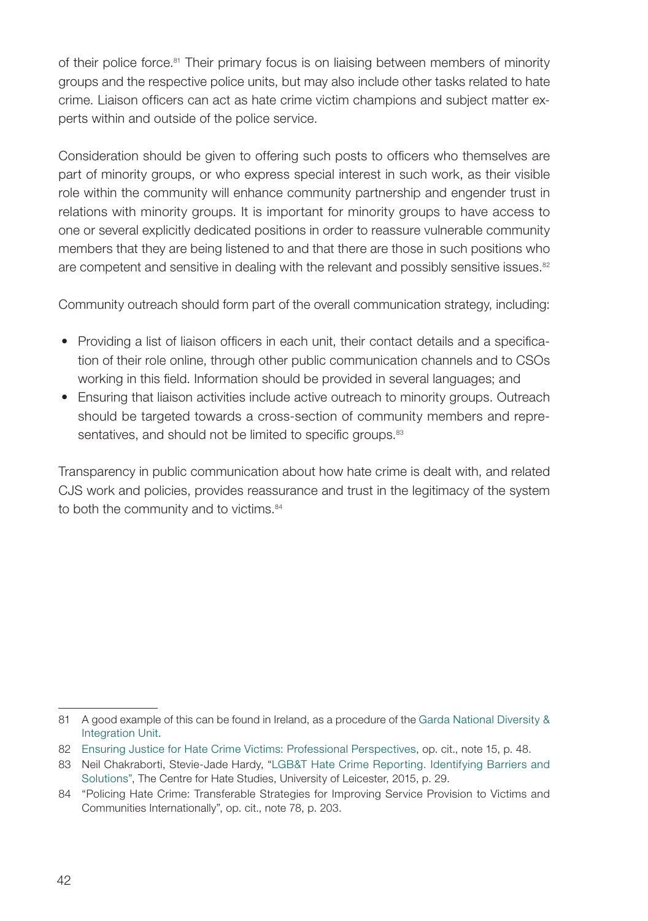of their police force.[81] Their primary focus is on liaising between members of minority groups and the respective police units, but may also include other tasks related to hate crime. Liaison officers can act as hate crime victim champions and subject matter experts within and outside of the police service.

Consideration should be given to offering such posts to officers who themselves are part of minority groups, or who express special interest in such work, as their visible role within the community will enhance community partnership and engender trust in relations with minority groups. It is important for minority groups to have access to one or several explicitly dedicated positions in order to reassure vulnerable community members that they are being listened to and that there are those in such positions who are competent and sensitive in dealing with the relevant and possibly sensitive issues.[82]

Community outreach should form part of the overall communication strategy, including:

- Providing a list of liaison officers in each unit, their contact details and a specification of their role online, through other public communication channels and to CSOs working in this field. Information should be provided in several languages; and
- Ensuring that liaison activities include active outreach to minority groups. Outreach should be targeted towards a cross-section of community members and representatives, and should not be limited to specific groups.[83]

Transparency in public communication about how hate crime is dealt with, and related CJS work and policies, provides reassurance and trust in the legitimacy of the system to both the community and to victims.[84]

---

81 A good example of this can be found in Ireland, as a procedure of the Garda National Diversity & Integration Unit.

82 Ensuring Justice for Hate Crime Victims: Professional Perspectives, op. cit., note 15, p. 48.

83 Neil Chakraborti, Stevie-Jade Hardy, "LGB&T Hate Crime Reporting. Identifying Barriers and Solutions", The Centre for Hate Studies, University of Leicester, 2015, p. 29.

84 "Policing Hate Crime: Transferable Strategies for Improving Service Provision to Victims and Communities Internationally", op. cit., note 78, p. 203.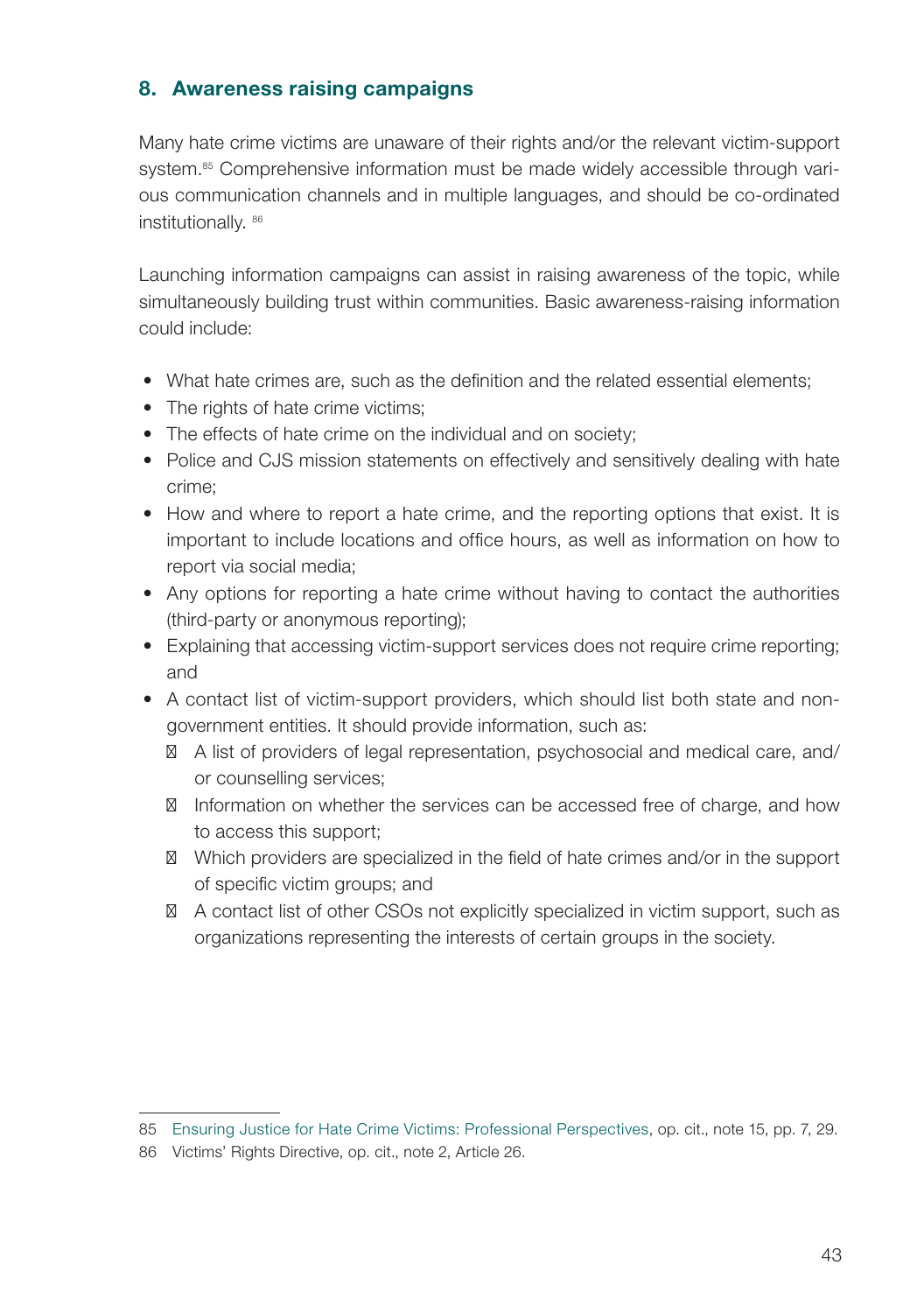## 8. Awareness raising campaigns

Many hate crime victims are unaware of their rights and/or the relevant victim-support system.[85] Comprehensive information must be made widely accessible through various communication channels and in multiple languages, and should be co-ordinated institutionally.[86]

Launching information campaigns can assist in raising awareness of the topic, while simultaneously building trust within communities. Basic awareness-raising information could include:

- What hate crimes are, such as the definition and the related essential elements;
- The rights of hate crime victims;
- The effects of hate crime on the individual and on society;
- Police and CJS mission statements on effectively and sensitively dealing with hate crime;
- How and where to report a hate crime, and the reporting options that exist. It is important to include locations and office hours, as well as information on how to report via social media;
- Any options for reporting a hate crime without having to contact the authorities (third-party or anonymous reporting);
- Explaining that accessing victim-support services does not require crime reporting; and
- A contact list of victim-support providers, which should list both state and non-government entities. It should provide information, such as:
  - A list of providers of legal representation, psychosocial and medical care, and/or counselling services;
  - Information on whether the services can be accessed free of charge, and how to access this support;
  - Which providers are specialized in the field of hate crimes and/or in the support of specific victim groups; and
  - A contact list of other CSOs not explicitly specialized in victim support, such as organizations representing the interests of certain groups in the society.

---

85 Ensuring Justice for Hate Crime Victims: Professional Perspectives, op. cit., note 15, pp. 7, 29.

86 Victims' Rights Directive, op. cit., note 2, Article 26.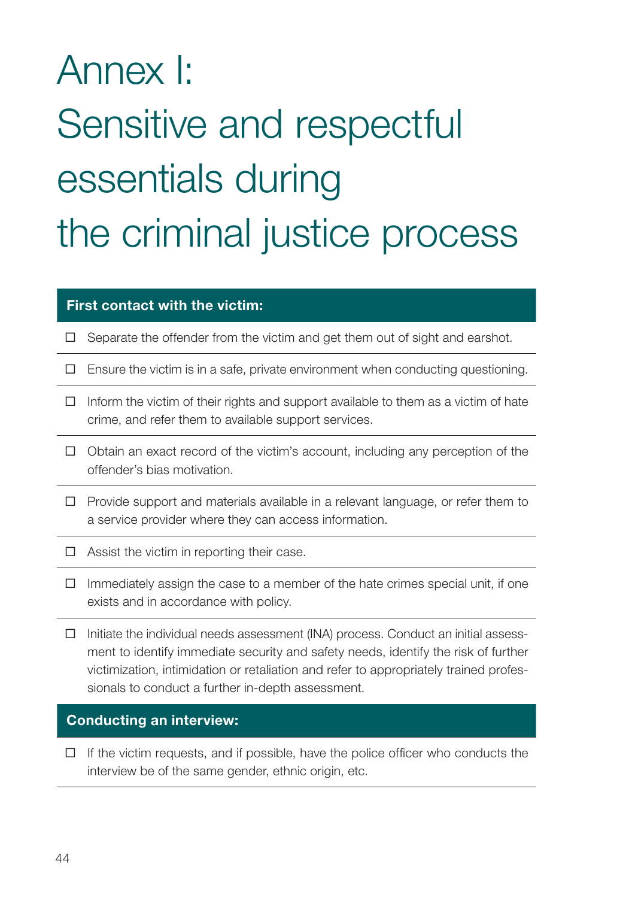# Annex I: Sensitive and respectful essentials during the criminal justice process

**First contact with the victim:**

- ☐ Separate the offender from the victim and get them out of sight and earshot.
- ☐ Ensure the victim is in a safe, private environment when conducting questioning.
- ☐ Inform the victim of their rights and support available to them as a victim of hate crime, and refer them to available support services.
- ☐ Obtain an exact record of the victim's account, including any perception of the offender's bias motivation.
- ☐ Provide support and materials available in a relevant language, or refer them to a service provider where they can access information.
- ☐ Assist the victim in reporting their case.
- ☐ Immediately assign the case to a member of the hate crimes special unit, if one exists and in accordance with policy.
- ☐ Initiate the individual needs assessment (INA) process. Conduct an initial assessment to identify immediate security and safety needs, identify the risk of further victimization, intimidation or retaliation and refer to appropriately trained professionals to conduct a further in-depth assessment.

**Conducting an interview:**

- ☐ If the victim requests, and if possible, have the police officer who conducts the interview be of the same gender, ethnic origin, etc.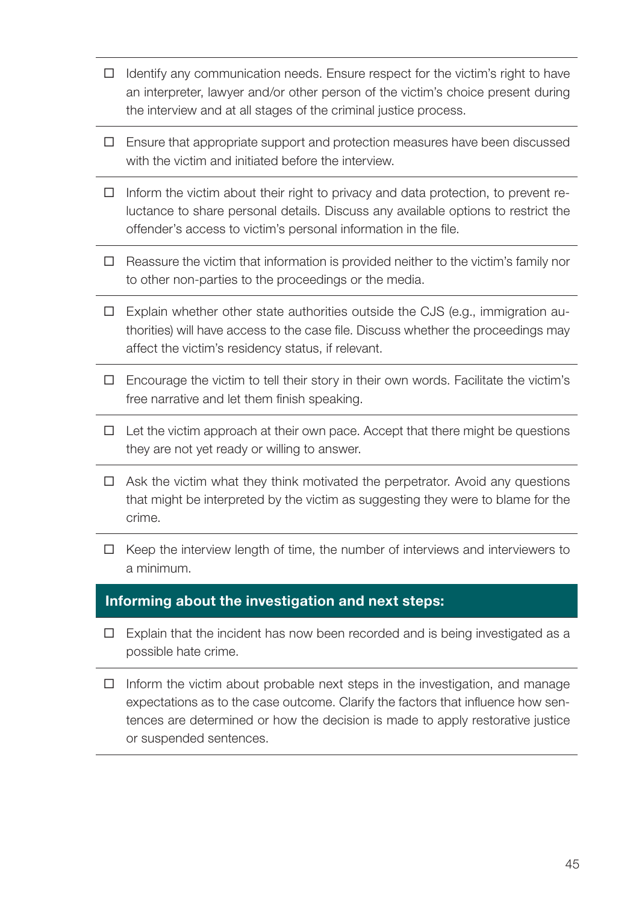- ☐ Identify any communication needs. Ensure respect for the victim's right to have an interpreter, lawyer and/or other person of the victim's choice present during the interview and at all stages of the criminal justice process.
- ☐ Ensure that appropriate support and protection measures have been discussed with the victim and initiated before the interview.
- ☐ Inform the victim about their right to privacy and data protection, to prevent reluctance to share personal details. Discuss any available options to restrict the offender's access to victim's personal information in the file.
- ☐ Reassure the victim that information is provided neither to the victim's family nor to other non-parties to the proceedings or the media.
- ☐ Explain whether other state authorities outside the CJS (e.g., immigration authorities) will have access to the case file. Discuss whether the proceedings may affect the victim's residency status, if relevant.
- ☐ Encourage the victim to tell their story in their own words. Facilitate the victim's free narrative and let them finish speaking.
- ☐ Let the victim approach at their own pace. Accept that there might be questions they are not yet ready or willing to answer.
- ☐ Ask the victim what they think motivated the perpetrator. Avoid any questions that might be interpreted by the victim as suggesting they were to blame for the crime.
- ☐ Keep the interview length of time, the number of interviews and interviewers to a minimum.

### Informing about the investigation and next steps:

- ☐ Explain that the incident has now been recorded and is being investigated as a possible hate crime.
- ☐ Inform the victim about probable next steps in the investigation, and manage expectations as to the case outcome. Clarify the factors that influence how sentences are determined or how the decision is made to apply restorative justice or suspended sentences.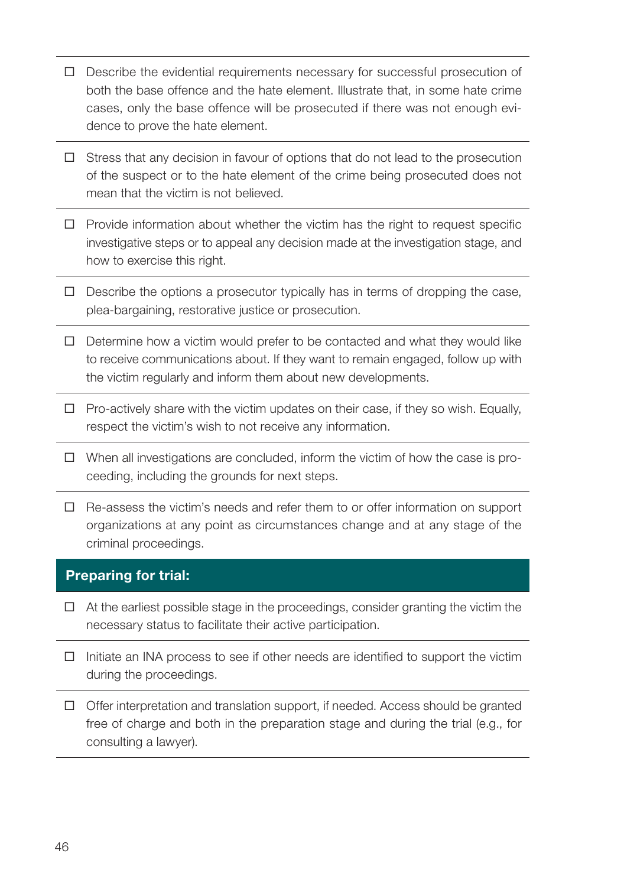- ☐ Describe the evidential requirements necessary for successful prosecution of both the base offence and the hate element. Illustrate that, in some hate crime cases, only the base offence will be prosecuted if there was not enough evidence to prove the hate element.
- ☐ Stress that any decision in favour of options that do not lead to the prosecution of the suspect or to the hate element of the crime being prosecuted does not mean that the victim is not believed.
- ☐ Provide information about whether the victim has the right to request specific investigative steps or to appeal any decision made at the investigation stage, and how to exercise this right.
- ☐ Describe the options a prosecutor typically has in terms of dropping the case, plea-bargaining, restorative justice or prosecution.
- ☐ Determine how a victim would prefer to be contacted and what they would like to receive communications about. If they want to remain engaged, follow up with the victim regularly and inform them about new developments.
- ☐ Pro-actively share with the victim updates on their case, if they so wish. Equally, respect the victim's wish to not receive any information.
- ☐ When all investigations are concluded, inform the victim of how the case is proceeding, including the grounds for next steps.
- ☐ Re-assess the victim's needs and refer them to or offer information on support organizations at any point as circumstances change and at any stage of the criminal proceedings.

**Preparing for trial:**

- ☐ At the earliest possible stage in the proceedings, consider granting the victim the necessary status to facilitate their active participation.
- ☐ Initiate an INA process to see if other needs are identified to support the victim during the proceedings.
- ☐ Offer interpretation and translation support, if needed. Access should be granted free of charge and both in the preparation stage and during the trial (e.g., for consulting a lawyer).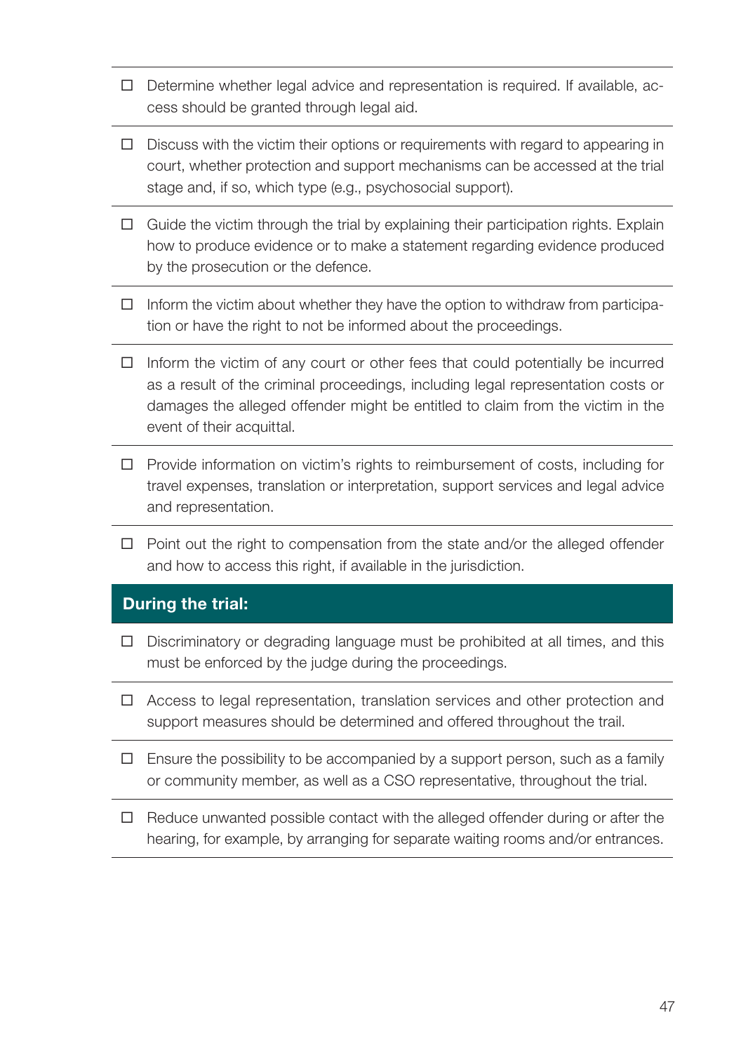- ☐ Determine whether legal advice and representation is required. If available, access should be granted through legal aid.
- ☐ Discuss with the victim their options or requirements with regard to appearing in court, whether protection and support mechanisms can be accessed at the trial stage and, if so, which type (e.g., psychosocial support).
- ☐ Guide the victim through the trial by explaining their participation rights. Explain how to produce evidence or to make a statement regarding evidence produced by the prosecution or the defence.
- ☐ Inform the victim about whether they have the option to withdraw from participation or have the right to not be informed about the proceedings.
- ☐ Inform the victim of any court or other fees that could potentially be incurred as a result of the criminal proceedings, including legal representation costs or damages the alleged offender might be entitled to claim from the victim in the event of their acquittal.
- ☐ Provide information on victim's rights to reimbursement of costs, including for travel expenses, translation or interpretation, support services and legal advice and representation.
- ☐ Point out the right to compensation from the state and/or the alleged offender and how to access this right, if available in the jurisdiction.

## During the trial:

- ☐ Discriminatory or degrading language must be prohibited at all times, and this must be enforced by the judge during the proceedings.
- ☐ Access to legal representation, translation services and other protection and support measures should be determined and offered throughout the trail.
- ☐ Ensure the possibility to be accompanied by a support person, such as a family or community member, as well as a CSO representative, throughout the trial.
- ☐ Reduce unwanted possible contact with the alleged offender during or after the hearing, for example, by arranging for separate waiting rooms and/or entrances.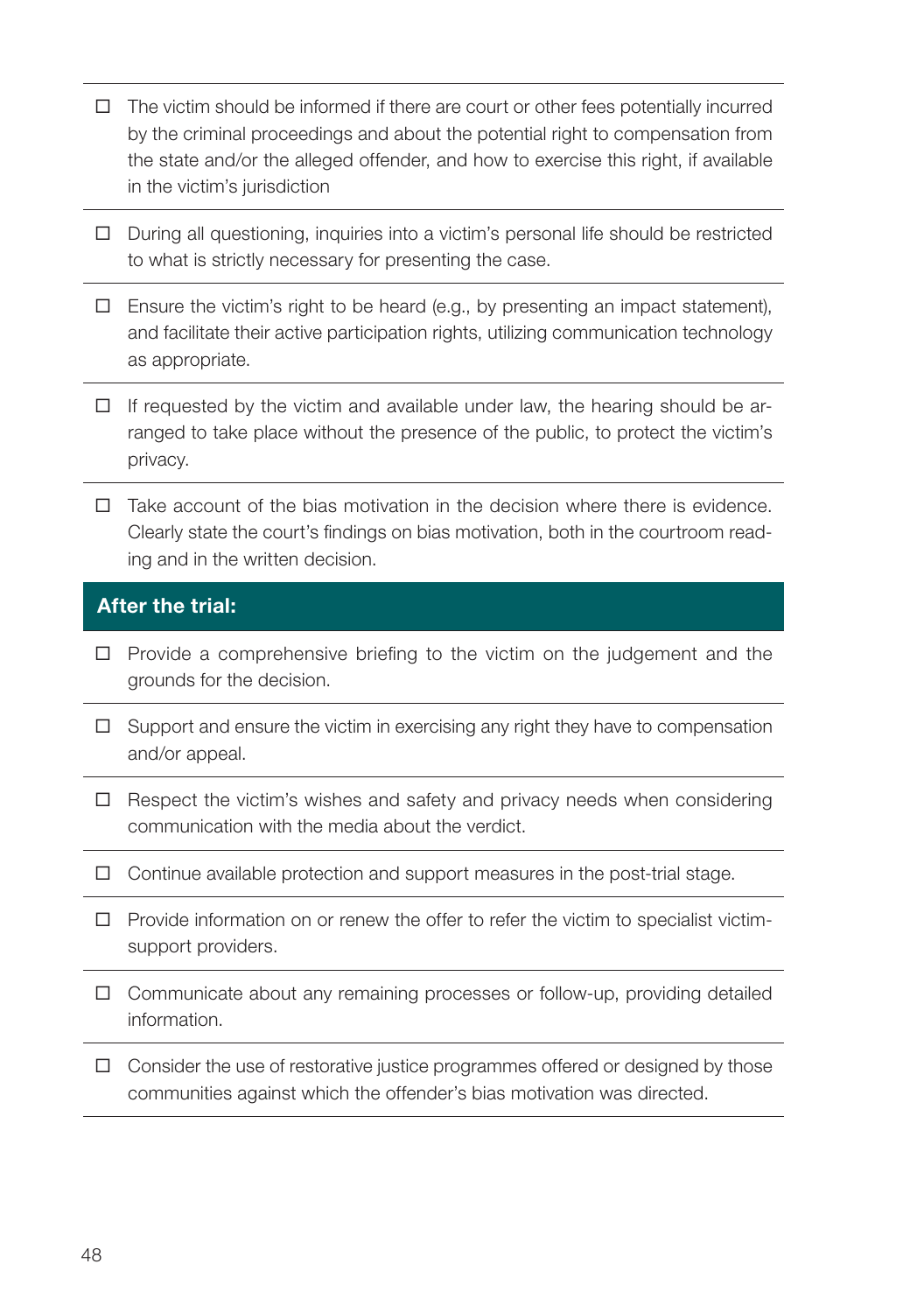- ☐ The victim should be informed if there are court or other fees potentially incurred by the criminal proceedings and about the potential right to compensation from the state and/or the alleged offender, and how to exercise this right, if available in the victim's jurisdiction
- ☐ During all questioning, inquiries into a victim's personal life should be restricted to what is strictly necessary for presenting the case.
- ☐ Ensure the victim's right to be heard (e.g., by presenting an impact statement), and facilitate their active participation rights, utilizing communication technology as appropriate.
- ☐ If requested by the victim and available under law, the hearing should be arranged to take place without the presence of the public, to protect the victim's privacy.
- ☐ Take account of the bias motivation in the decision where there is evidence. Clearly state the court's findings on bias motivation, both in the courtroom reading and in the written decision.

**After the trial:**

- ☐ Provide a comprehensive briefing to the victim on the judgement and the grounds for the decision.
- ☐ Support and ensure the victim in exercising any right they have to compensation and/or appeal.
- ☐ Respect the victim's wishes and safety and privacy needs when considering communication with the media about the verdict.
- ☐ Continue available protection and support measures in the post-trial stage.
- ☐ Provide information on or renew the offer to refer the victim to specialist victim-support providers.
- ☐ Communicate about any remaining processes or follow-up, providing detailed information.
- ☐ Consider the use of restorative justice programmes offered or designed by those communities against which the offender's bias motivation was directed.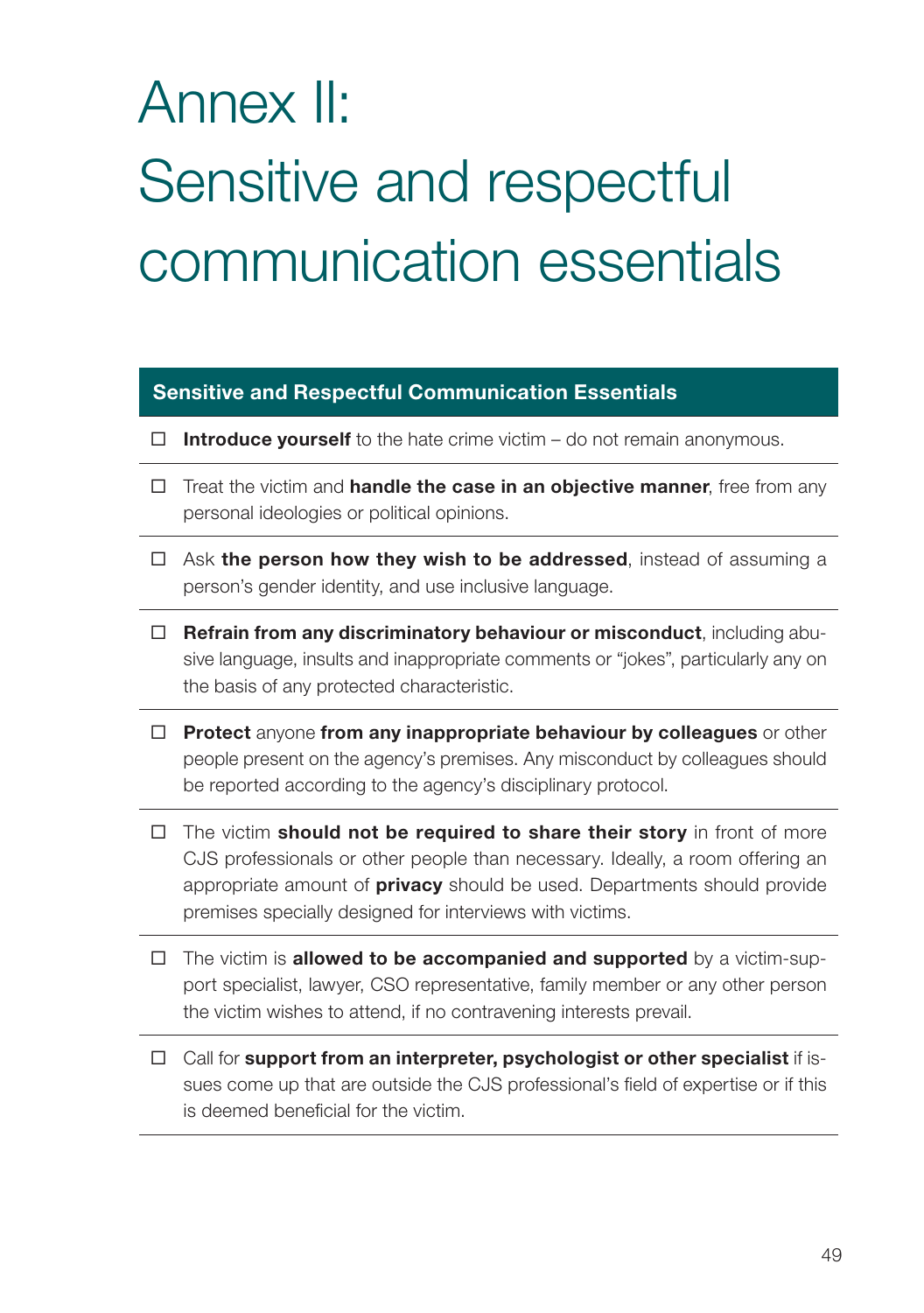# Annex II: Sensitive and respectful communication essentials

| Sensitive and Respectful Communication Essentials |
|---|
| ☐ **Introduce yourself** to the hate crime victim – do not remain anonymous. |
| ☐ Treat the victim and **handle the case in an objective manner**, free from any personal ideologies or political opinions. |
| ☐ Ask **the person how they wish to be addressed**, instead of assuming a person's gender identity, and use inclusive language. |
| ☐ **Refrain from any discriminatory behaviour or misconduct**, including abusive language, insults and inappropriate comments or "jokes", particularly any on the basis of any protected characteristic. |
| ☐ **Protect** anyone **from any inappropriate behaviour by colleagues** or other people present on the agency's premises. Any misconduct by colleagues should be reported according to the agency's disciplinary protocol. |
| ☐ The victim **should not be required to share their story** in front of more CJS professionals or other people than necessary. Ideally, a room offering an appropriate amount of **privacy** should be used. Departments should provide premises specially designed for interviews with victims. |
| ☐ The victim is **allowed to be accompanied and supported** by a victim-support specialist, lawyer, CSO representative, family member or any other person the victim wishes to attend, if no contravening interests prevail. |
| ☐ Call for **support from an interpreter, psychologist or other specialist** if issues come up that are outside the CJS professional's field of expertise or if this is deemed beneficial for the victim. |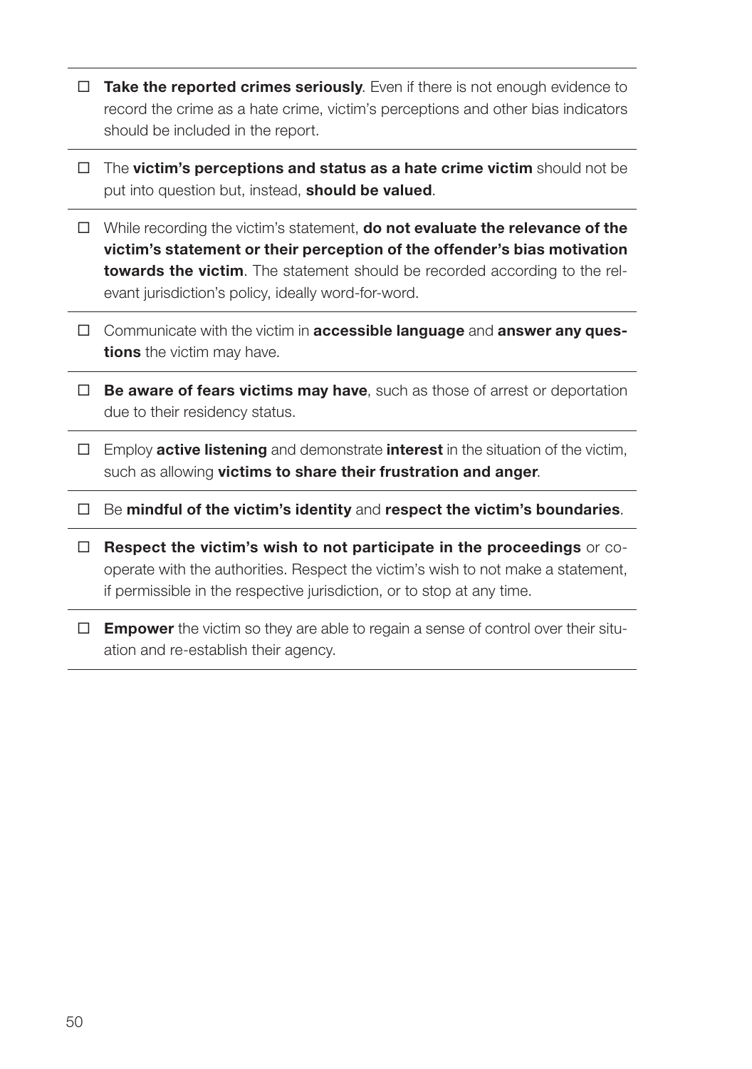- ☐ **Take the reported crimes seriously**. Even if there is not enough evidence to record the crime as a hate crime, victim's perceptions and other bias indicators should be included in the report.

- ☐ The **victim's perceptions and status as a hate crime victim** should not be put into question but, instead, **should be valued**.

- ☐ While recording the victim's statement, **do not evaluate the relevance of the victim's statement or their perception of the offender's bias motivation towards the victim**. The statement should be recorded according to the relevant jurisdiction's policy, ideally word-for-word.

- ☐ Communicate with the victim in **accessible language** and **answer any questions** the victim may have.

- ☐ **Be aware of fears victims may have**, such as those of arrest or deportation due to their residency status.

- ☐ Employ **active listening** and demonstrate **interest** in the situation of the victim, such as allowing **victims to share their frustration and anger**.

- ☐ Be **mindful of the victim's identity** and **respect the victim's boundaries**.

- ☐ **Respect the victim's wish to not participate in the proceedings** or co-operate with the authorities. Respect the victim's wish to not make a statement, if permissible in the respective jurisdiction, or to stop at any time.

- ☐ **Empower** the victim so they are able to regain a sense of control over their situation and re-establish their agency.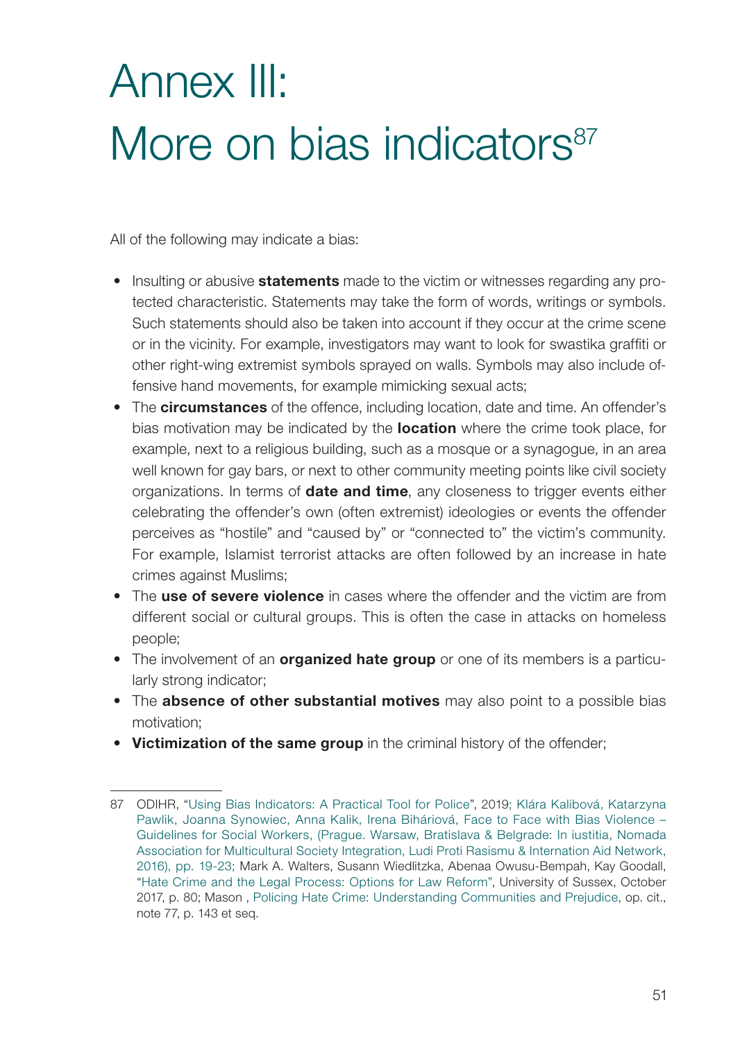# Annex III: More on bias indicators[87]

All of the following may indicate a bias:

- Insulting or abusive **statements** made to the victim or witnesses regarding any protected characteristic. Statements may take the form of words, writings or symbols. Such statements should also be taken into account if they occur at the crime scene or in the vicinity. For example, investigators may want to look for swastika graffiti or other right-wing extremist symbols sprayed on walls. Symbols may also include offensive hand movements, for example mimicking sexual acts;
- The **circumstances** of the offence, including location, date and time. An offender's bias motivation may be indicated by the **location** where the crime took place, for example, next to a religious building, such as a mosque or a synagogue, in an area well known for gay bars, or next to other community meeting points like civil society organizations. In terms of **date and time**, any closeness to trigger events either celebrating the offender's own (often extremist) ideologies or events the offender perceives as "hostile" and "caused by" or "connected to" the victim's community. For example, Islamist terrorist attacks are often followed by an increase in hate crimes against Muslims;
- The **use of severe violence** in cases where the offender and the victim are from different social or cultural groups. This is often the case in attacks on homeless people;
- The involvement of an **organized hate group** or one of its members is a particularly strong indicator;
- The **absence of other substantial motives** may also point to a possible bias motivation;
- **Victimization of the same group** in the criminal history of the offender;

87 ODIHR, "Using Bias Indicators: A Practical Tool for Police", 2019; Klára Kalibová, Katarzyna Pawlik, Joanna Synowiec, Anna Kalik, Irena Biháriová, Face to Face with Bias Violence – Guidelines for Social Workers, (Prague. Warsaw, Bratislava & Belgrade: In iustitia, Nomada Association for Multicultural Society Integration, Ludi Proti Rasismu & Internation Aid Network, 2016), pp. 19-23; Mark A. Walters, Susann Wiedlitzka, Abenaa Owusu-Bempah, Kay Goodall, "Hate Crime and the Legal Process: Options for Law Reform", University of Sussex, October 2017, p. 80; Mason , Policing Hate Crime: Understanding Communities and Prejudice, op. cit., note 77, p. 143 et seq.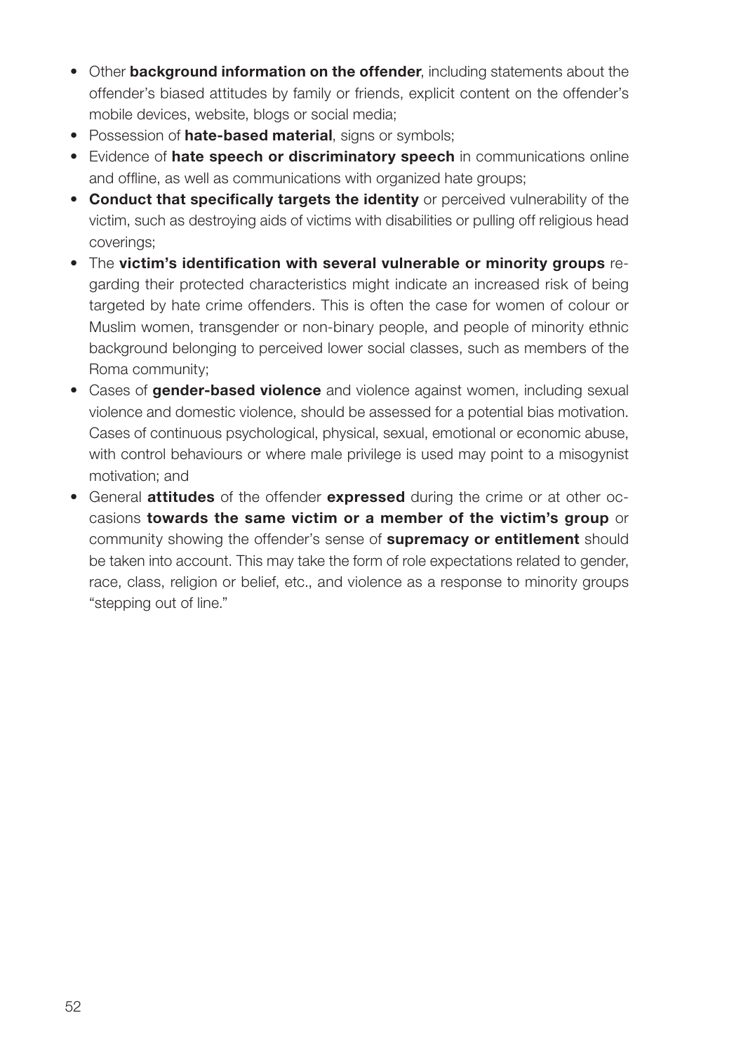- Other **background information on the offender**, including statements about the offender's biased attitudes by family or friends, explicit content on the offender's mobile devices, website, blogs or social media;
- Possession of **hate-based material**, signs or symbols;
- Evidence of **hate speech or discriminatory speech** in communications online and offline, as well as communications with organized hate groups;
- **Conduct that specifically targets the identity** or perceived vulnerability of the victim, such as destroying aids of victims with disabilities or pulling off religious head coverings;
- The **victim's identification with several vulnerable or minority groups** regarding their protected characteristics might indicate an increased risk of being targeted by hate crime offenders. This is often the case for women of colour or Muslim women, transgender or non-binary people, and people of minority ethnic background belonging to perceived lower social classes, such as members of the Roma community;
- Cases of **gender-based violence** and violence against women, including sexual violence and domestic violence, should be assessed for a potential bias motivation. Cases of continuous psychological, physical, sexual, emotional or economic abuse, with control behaviours or where male privilege is used may point to a misogynist motivation; and
- General **attitudes** of the offender **expressed** during the crime or at other occasions **towards the same victim or a member of the victim's group** or community showing the offender's sense of **supremacy or entitlement** should be taken into account. This may take the form of role expectations related to gender, race, class, religion or belief, etc., and violence as a response to minority groups "stepping out of line."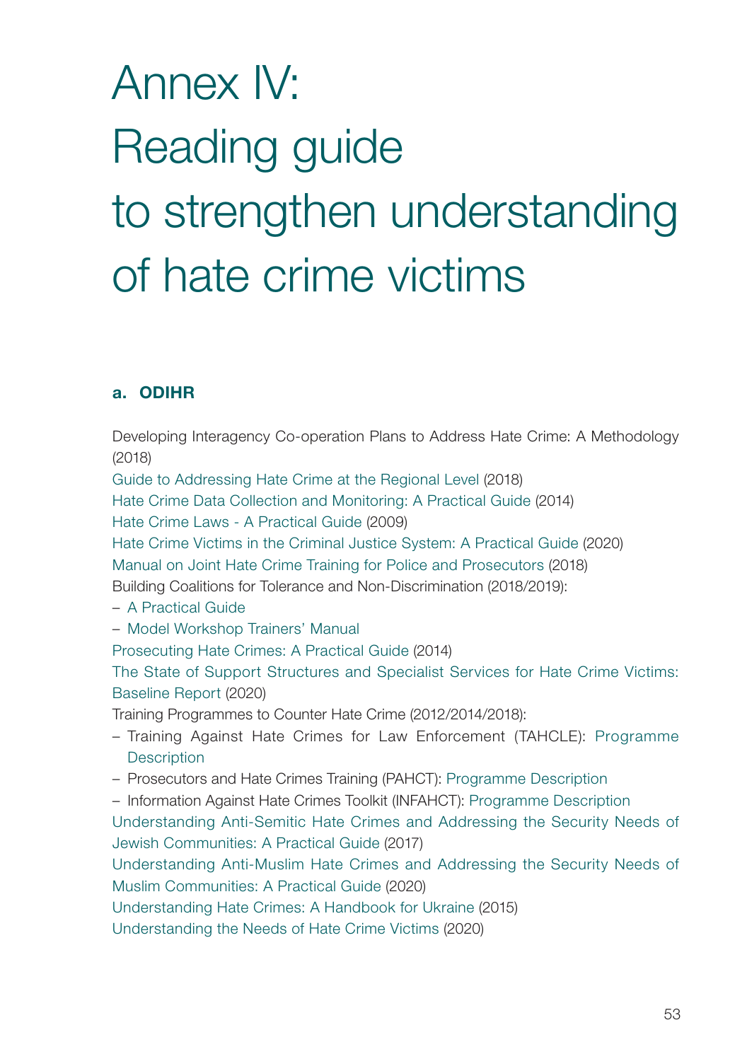# Annex IV: Reading guide to strengthen understanding of hate crime victims

## a. ODIHR

Developing Interagency Co-operation Plans to Address Hate Crime: A Methodology (2018)

Guide to Addressing Hate Crime at the Regional Level (2018)

Hate Crime Data Collection and Monitoring: A Practical Guide (2014)

Hate Crime Laws - A Practical Guide (2009)

Hate Crime Victims in the Criminal Justice System: A Practical Guide (2020)

Manual on Joint Hate Crime Training for Police and Prosecutors (2018)

Building Coalitions for Tolerance and Non-Discrimination (2018/2019):

- A Practical Guide
- Model Workshop Trainers' Manual

Prosecuting Hate Crimes: A Practical Guide (2014)

The State of Support Structures and Specialist Services for Hate Crime Victims: Baseline Report (2020)

Training Programmes to Counter Hate Crime (2012/2014/2018):

- Training Against Hate Crimes for Law Enforcement (TAHCLE): Programme Description
- Prosecutors and Hate Crimes Training (PAHCT): Programme Description
- Information Against Hate Crimes Toolkit (INFAHCT): Programme Description

Understanding Anti-Semitic Hate Crimes and Addressing the Security Needs of Jewish Communities: A Practical Guide (2017)

Understanding Anti-Muslim Hate Crimes and Addressing the Security Needs of Muslim Communities: A Practical Guide (2020)

Understanding Hate Crimes: A Handbook for Ukraine (2015)

Understanding the Needs of Hate Crime Victims (2020)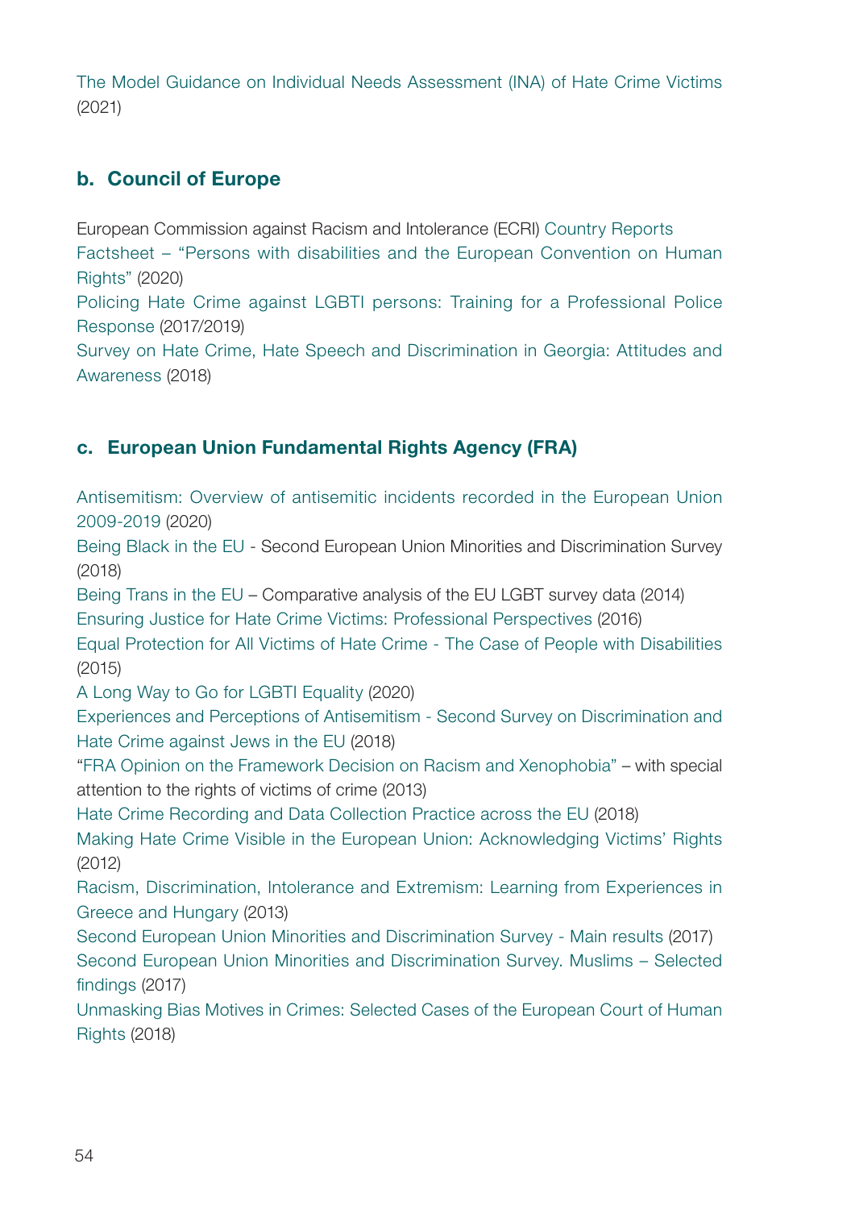The Model Guidance on Individual Needs Assessment (INA) of Hate Crime Victims (2021)

## b. Council of Europe

European Commission against Racism and Intolerance (ECRI) Country Reports

Factsheet – "Persons with disabilities and the European Convention on Human Rights" (2020)

Policing Hate Crime against LGBTI persons: Training for a Professional Police Response (2017/2019)

Survey on Hate Crime, Hate Speech and Discrimination in Georgia: Attitudes and Awareness (2018)

## c. European Union Fundamental Rights Agency (FRA)

Antisemitism: Overview of antisemitic incidents recorded in the European Union 2009-2019 (2020)

Being Black in the EU - Second European Union Minorities and Discrimination Survey (2018)

Being Trans in the EU – Comparative analysis of the EU LGBT survey data (2014)

Ensuring Justice for Hate Crime Victims: Professional Perspectives (2016)

Equal Protection for All Victims of Hate Crime - The Case of People with Disabilities (2015)

A Long Way to Go for LGBTI Equality (2020)

Experiences and Perceptions of Antisemitism - Second Survey on Discrimination and Hate Crime against Jews in the EU (2018)

"FRA Opinion on the Framework Decision on Racism and Xenophobia" – with special attention to the rights of victims of crime (2013)

Hate Crime Recording and Data Collection Practice across the EU (2018)

Making Hate Crime Visible in the European Union: Acknowledging Victims' Rights (2012)

Racism, Discrimination, Intolerance and Extremism: Learning from Experiences in Greece and Hungary (2013)

Second European Union Minorities and Discrimination Survey - Main results (2017)

Second European Union Minorities and Discrimination Survey. Muslims – Selected findings (2017)

Unmasking Bias Motives in Crimes: Selected Cases of the European Court of Human Rights (2018)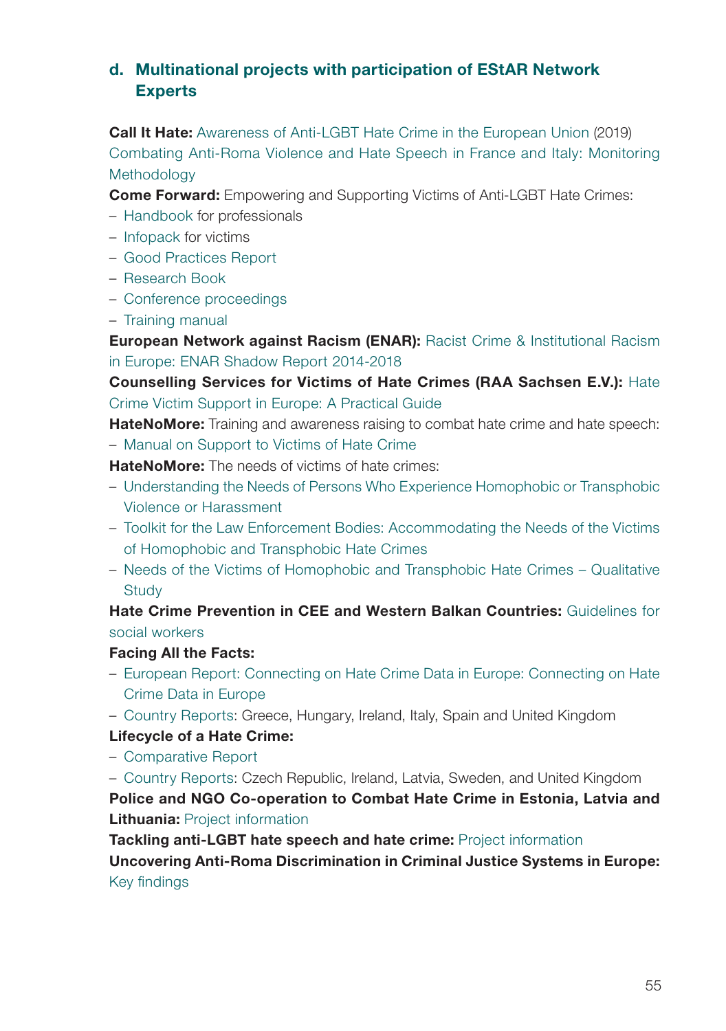### d. Multinational projects with participation of EStAR Network Experts

**Call It Hate:** Awareness of Anti-LGBT Hate Crime in the European Union (2019)

Combating Anti-Roma Violence and Hate Speech in France and Italy: Monitoring Methodology

**Come Forward:** Empowering and Supporting Victims of Anti-LGBT Hate Crimes:

- Handbook for professionals
- Infopack for victims
- Good Practices Report
- Research Book
- Conference proceedings
- Training manual

**European Network against Racism (ENAR):** Racist Crime & Institutional Racism in Europe: ENAR Shadow Report 2014-2018

**Counselling Services for Victims of Hate Crimes (RAA Sachsen E.V.):** Hate Crime Victim Support in Europe: A Practical Guide

**HateNoMore:** Training and awareness raising to combat hate crime and hate speech:

- Manual on Support to Victims of Hate Crime

**HateNoMore:** The needs of victims of hate crimes:

- Understanding the Needs of Persons Who Experience Homophobic or Transphobic Violence or Harassment
- Toolkit for the Law Enforcement Bodies: Accommodating the Needs of the Victims of Homophobic and Transphobic Hate Crimes
- Needs of the Victims of Homophobic and Transphobic Hate Crimes – Qualitative Study

**Hate Crime Prevention in CEE and Western Balkan Countries:** Guidelines for social workers

**Facing All the Facts:**

- European Report: Connecting on Hate Crime Data in Europe: Connecting on Hate Crime Data in Europe
- Country Reports: Greece, Hungary, Ireland, Italy, Spain and United Kingdom

**Lifecycle of a Hate Crime:**

- Comparative Report
- Country Reports: Czech Republic, Ireland, Latvia, Sweden, and United Kingdom

**Police and NGO Co-operation to Combat Hate Crime in Estonia, Latvia and Lithuania:** Project information

**Tackling anti-LGBT hate speech and hate crime:** Project information

**Uncovering Anti-Roma Discrimination in Criminal Justice Systems in Europe:** Key findings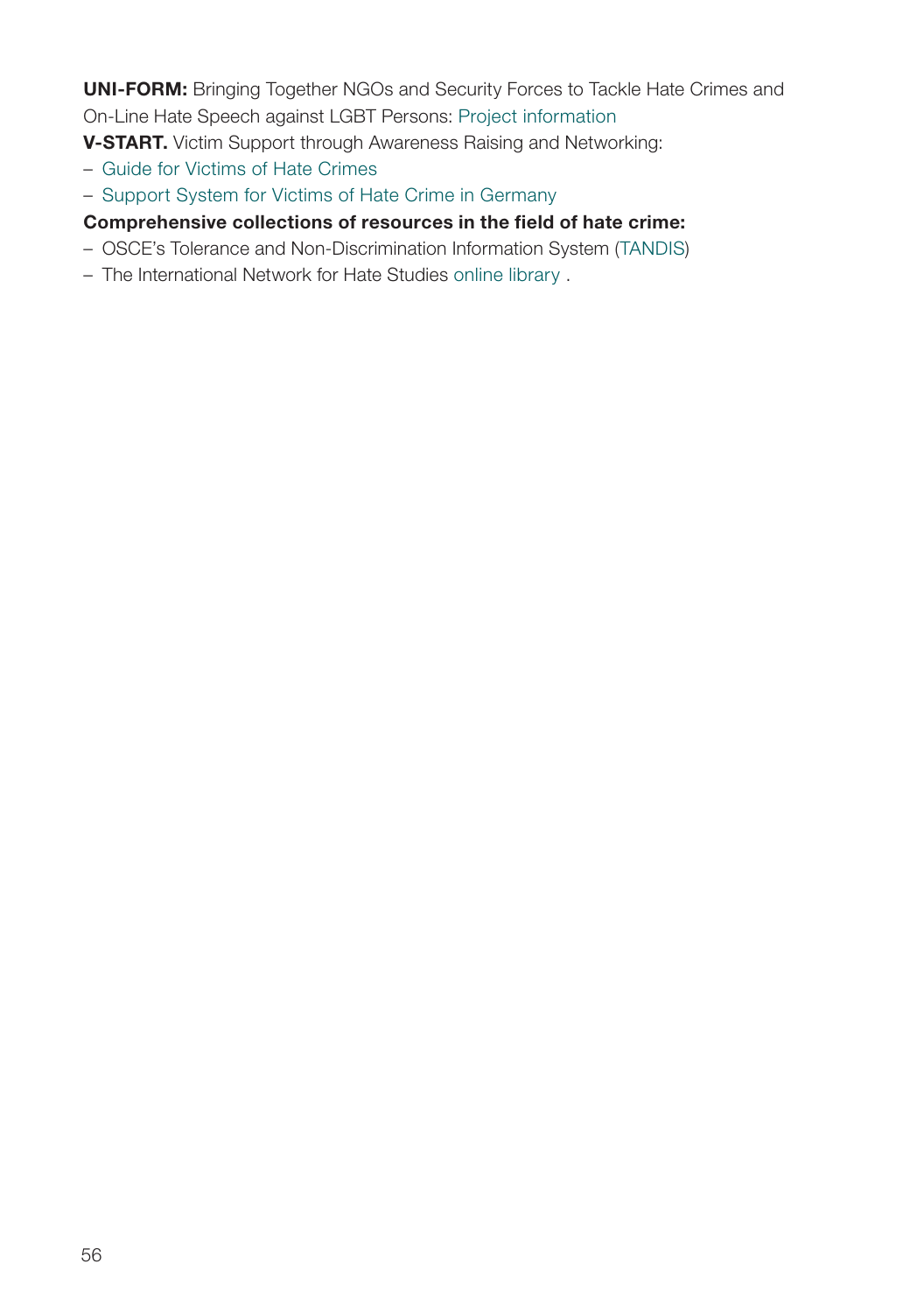**UNI-FORM:** Bringing Together NGOs and Security Forces to Tackle Hate Crimes and On-Line Hate Speech against LGBT Persons: Project information

**V-START.** Victim Support through Awareness Raising and Networking:

- Guide for Victims of Hate Crimes
- Support System for Victims of Hate Crime in Germany

**Comprehensive collections of resources in the field of hate crime:**

- OSCE's Tolerance and Non-Discrimination Information System (TANDIS)
- The International Network for Hate Studies online library .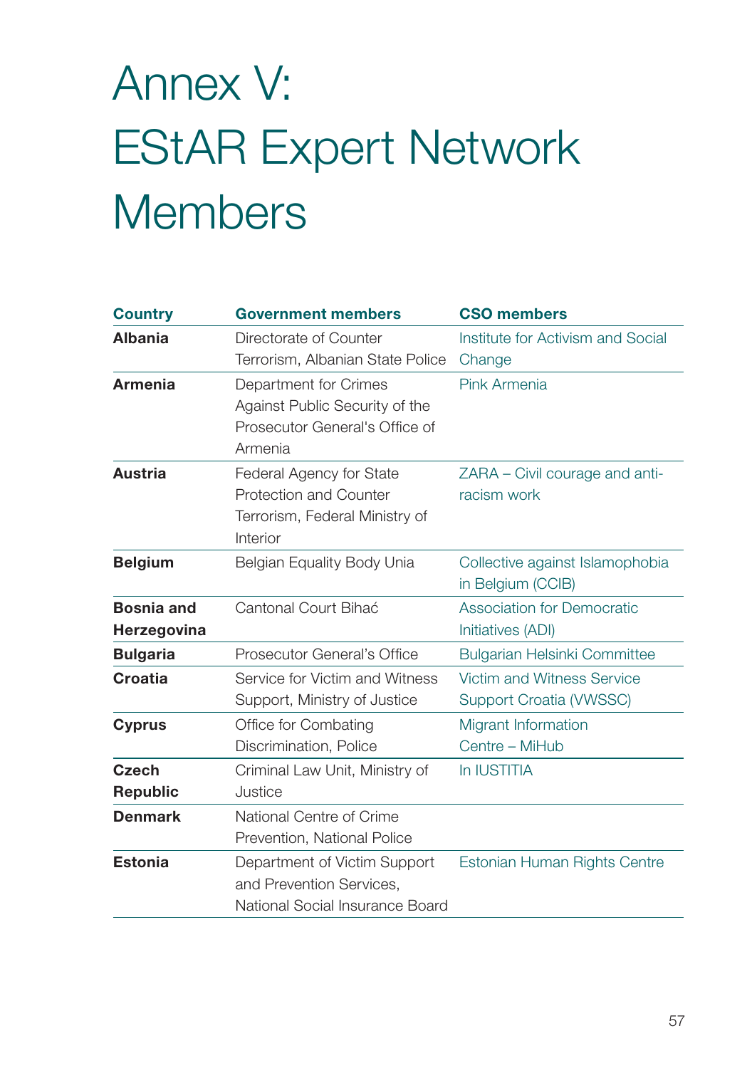# Annex V: EStAR Expert Network Members

| Country | Government members | CSO members |
|---|---|---|
| **Albania** | Directorate of Counter Terrorism, Albanian State Police | Institute for Activism and Social Change |
| **Armenia** | Department for Crimes Against Public Security of the Prosecutor General's Office of Armenia | Pink Armenia |
| **Austria** | Federal Agency for State Protection and Counter Terrorism, Federal Ministry of Interior | ZARA – Civil courage and anti-racism work |
| **Belgium** | Belgian Equality Body Unia | Collective against Islamophobia in Belgium (CCIB) |
| **Bosnia and Herzegovina** | Cantonal Court Bihać | Association for Democratic Initiatives (ADI) |
| **Bulgaria** | Prosecutor General’s Office | Bulgarian Helsinki Committee |
| **Croatia** | Service for Victim and Witness Support, Ministry of Justice | Victim and Witness Service Support Croatia (VWSSC) |
| **Cyprus** | Office for Combating Discrimination, Police | Migrant Information Centre – MiHub |
| **Czech Republic** | Criminal Law Unit, Ministry of Justice | In IUSTITIA |
| **Denmark** | National Centre of Crime Prevention, National Police | |
| **Estonia** | Department of Victim Support and Prevention Services, National Social Insurance Board | Estonian Human Rights Centre |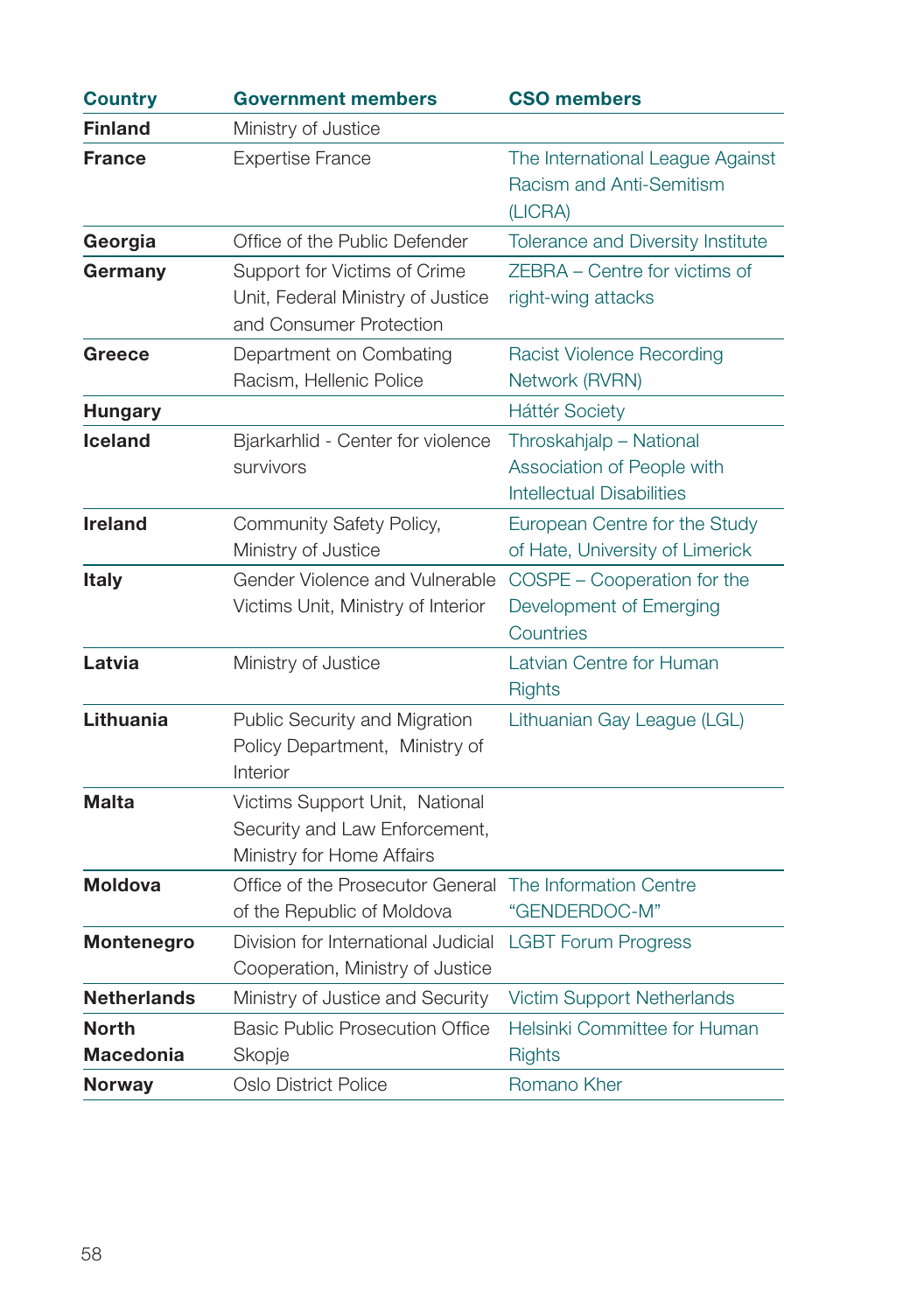| Country | Government members | CSO members |
|---|---|---|
| **Finland** | Ministry of Justice | |
| **France** | Expertise France | The International League Against Racism and Anti-Semitism (LICRA) |
| **Georgia** | Office of the Public Defender | Tolerance and Diversity Institute |
| **Germany** | Support for Victims of Crime Unit, Federal Ministry of Justice and Consumer Protection | ZEBRA – Centre for victims of right-wing attacks |
| **Greece** | Department on Combating Racism, Hellenic Police | Racist Violence Recording Network (RVRN) |
| **Hungary** | | Háttér Society |
| **Iceland** | Bjarkarhlid - Center for violence survivors | Throskahjalp – National Association of People with Intellectual Disabilities |
| **Ireland** | Community Safety Policy, Ministry of Justice | European Centre for the Study of Hate, University of Limerick |
| **Italy** | Gender Violence and Vulnerable Victims Unit, Ministry of Interior | COSPE – Cooperation for the Development of Emerging Countries |
| **Latvia** | Ministry of Justice | Latvian Centre for Human Rights |
| **Lithuania** | Public Security and Migration Policy Department, Ministry of Interior | Lithuanian Gay League (LGL) |
| **Malta** | Victims Support Unit, National Security and Law Enforcement, Ministry for Home Affairs | |
| **Moldova** | Office of the Prosecutor General of the Republic of Moldova | The Information Centre "GENDERDOC-M" |
| **Montenegro** | Division for International Judicial Cooperation, Ministry of Justice | LGBT Forum Progress |
| **Netherlands** | Ministry of Justice and Security | Victim Support Netherlands |
| **North Macedonia** | Basic Public Prosecution Office Skopje | Helsinki Committee for Human Rights |
| **Norway** | Oslo District Police | Romano Kher |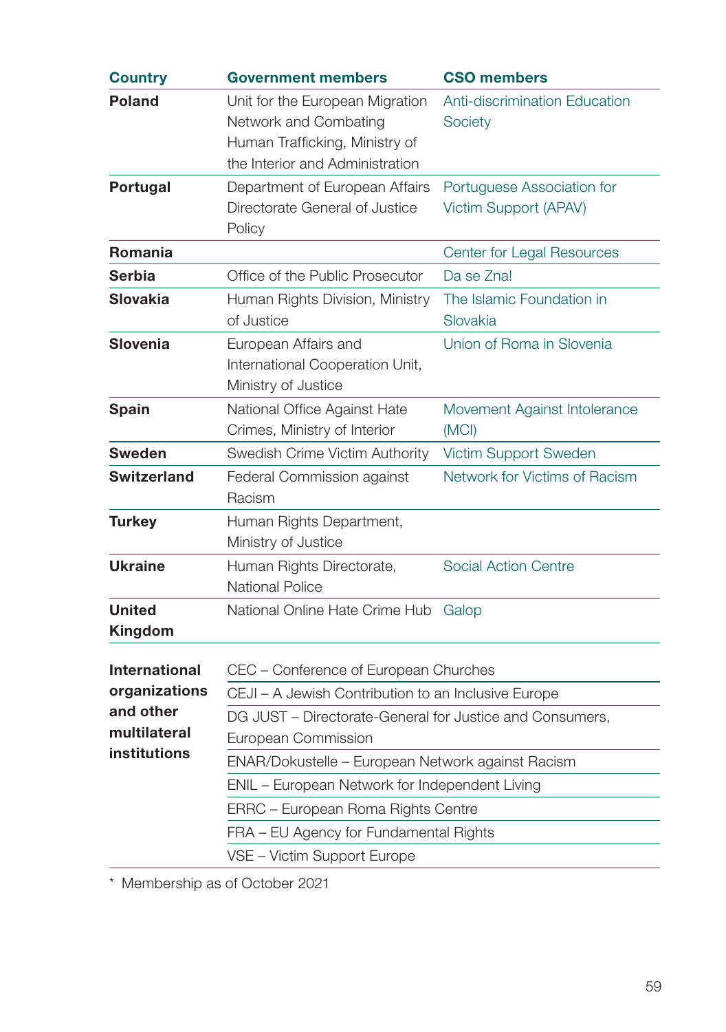| Country | Government members | CSO members |
|---|---|---|
| **Poland** | Unit for the European Migration Network and Combating Human Trafficking, Ministry of the Interior and Administration | Anti-discrimination Education Society |
| **Portugal** | Department of European Affairs Directorate General of Justice Policy | Portuguese Association for Victim Support (APAV) |
| **Romania** | | Center for Legal Resources |
| **Serbia** | Office of the Public Prosecutor | Da se Zna! |
| **Slovakia** | Human Rights Division, Ministry of Justice | The Islamic Foundation in Slovakia |
| **Slovenia** | European Affairs and International Cooperation Unit, Ministry of Justice | Union of Roma in Slovenia |
| **Spain** | National Office Against Hate Crimes, Ministry of Interior | Movement Against Intolerance (MCI) |
| **Sweden** | Swedish Crime Victim Authority | Victim Support Sweden |
| **Switzerland** | Federal Commission against Racism | Network for Victims of Racism |
| **Turkey** | Human Rights Department, Ministry of Justice | |
| **Ukraine** | Human Rights Directorate, National Police | Social Action Centre |
| **United Kingdom** | National Online Hate Crime Hub | Galop |

| | |
|---|---|
| **International organizations and other multilateral institutions** | CEC – Conference of European Churches |
| | CEJI – A Jewish Contribution to an Inclusive Europe |
| | DG JUST – Directorate-General for Justice and Consumers, European Commission |
| | ENAR/Dokustelle – European Network against Racism |
| | ENIL – European Network for Independent Living |
| | ERRC – European Roma Rights Centre |
| | FRA – EU Agency for Fundamental Rights |
| | VSE – Victim Support Europe |

\* Membership as of October 2021